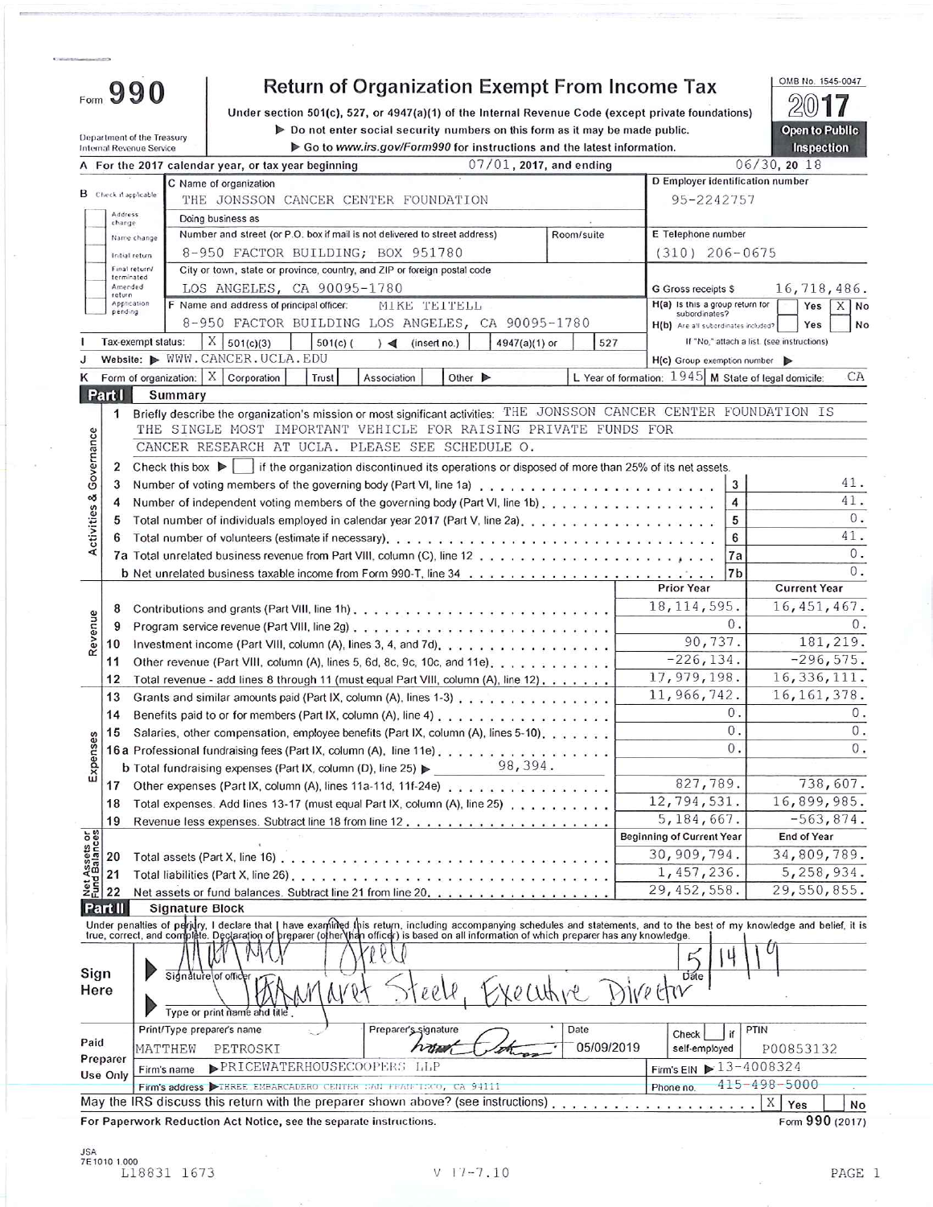# Form 990

## Return of Organization Exempt From Income Tax

Under section 501(c), 527, or 4947(a)(1) of the Internal Revenue Code (except private foundations)

▶ Do not enter social security numbers on this form as it may be made public.

▶ Go to www.irs.gov/Form990 for instructions and the latest information.

Department of the Treasury
Internal Revenue Service

OMB No. 1545-0047

**2017**

**Open to Public Inspection**

**A** For the 2017 calendar year, or tax year beginning 07/01, 2017, and ending 06/30, 20 18

**B** Check if applicable: Address change / Name change / Initial return / Final return/terminated / Amended return / Application pending

**C** Name of organization: THE JONSSON CANCER CENTER FOUNDATION

Doing business as

Number and street (or P.O. box if mail is not delivered to street address): 8-950 FACTOR BUILDING; BOX 951780 — Room/suite

City or town, state or province, country, and ZIP or foreign postal code: LOS ANGELES, CA 90095-1780

**D** Employer identification number: 95-2242757

**E** Telephone number: (310) 206-0675

**G** Gross receipts $ 16,718,486.

**F** Name and address of principal officer: MIKE TEITELL, 8-950 FACTOR BUILDING LOS ANGELES, CA 90095-1780

**H(a)** Is this a group return for subordinates? Yes [ ] No [X]

**H(b)** Are all subordinates included? Yes [ ] No [ ]
If "No," attach a list. (see instructions)

**I** Tax-exempt status: [X] 501(c)(3) [ ] 501(c) ( ) ◀ (insert no.) [ ] 4947(a)(1) or [ ] 527

**J** Website: ▶ WWW.CANCER.UCLA.EDU

**H(c)** Group exemption number ▶

**K** Form of organization: [X] Corporation [ ] Trust [ ] Association [ ] Other ▶

**L** Year of formation: 1945 **M** State of legal domicile: CA

## Part I Summary

**Activities & Governance**

1 Briefly describe the organization's mission or most significant activities: THE JONSSON CANCER CENTER FOUNDATION IS THE SINGLE MOST IMPORTANT VEHICLE FOR RAISING PRIVATE FUNDS FOR CANCER RESEARCH AT UCLA. PLEASE SEE SCHEDULE O.

2 Check this box ▶ [ ] if the organization discontinued its operations or disposed of more than 25% of its net assets.

| | | Line | Value |
|---|---|---|---|
| 3 | Number of voting members of the governing body (Part VI, line 1a) | 3 | 41. |
| 4 | Number of independent voting members of the governing body (Part VI, line 1b) | 4 | 41. |
| 5 | Total number of individuals employed in calendar year 2017 (Part V, line 2a) | 5 | 0. |
| 6 | Total number of volunteers (estimate if necessary) | 6 | 41. |
| 7a | Total unrelated business revenue from Part VIII, column (C), line 12 | 7a | 0. |
| b | Net unrelated business taxable income from Form 990-T, line 34 | 7b | 0. |

| | | Prior Year | Current Year |
|---|---|---|---|
| **Revenue** | | | |
| 8 | Contributions and grants (Part VIII, line 1h) | 18,114,595. | 16,451,467. |
| 9 | Program service revenue (Part VIII, line 2g) | 0. | 0. |
| 10 | Investment income (Part VIII, column (A), lines 3, 4, and 7d) | 90,737. | 181,219. |
| 11 | Other revenue (Part VIII, column (A), lines 5, 6d, 8c, 9c, 10c, and 11e) | -226,134. | -296,575. |
| 12 | Total revenue - add lines 8 through 11 (must equal Part VIII, column (A), line 12) | 17,979,198. | 16,336,111. |
| **Expenses** | | | |
| 13 | Grants and similar amounts paid (Part IX, column (A), lines 1-3) | 11,966,742. | 16,161,378. |
| 14 | Benefits paid to or for members (Part IX, column (A), line 4) | 0. | 0. |
| 15 | Salaries, other compensation, employee benefits (Part IX, column (A), lines 5-10) | 0. | 0. |
| 16a | Professional fundraising fees (Part IX, column (A), line 11e) | 0. | 0. |
| b | Total fundraising expenses (Part IX, column (D), line 25) ▶ 98,394. | | |
| 17 | Other expenses (Part IX, column (A), lines 11a-11d, 11f-24e) | 827,789. | 738,607. |
| 18 | Total expenses. Add lines 13-17 (must equal Part IX, column (A), line 25) | 12,794,531. | 16,899,985. |
| 19 | Revenue less expenses. Subtract line 18 from line 12 | 5,184,667. | -563,874. |

| **Net Assets or Fund Balances** | | Beginning of Current Year | End of Year |
|---|---|---|---|
| 20 | Total assets (Part X, line 16) | 30,909,794. | 34,809,789. |
| 21 | Total liabilities (Part X, line 26) | 1,457,236. | 5,258,934. |
| 22 | Net assets or fund balances. Subtract line 21 from line 20 | 29,452,558. | 29,550,855. |

## Part II Signature Block

Under penalties of perjury, I declare that I have examined this return, including accompanying schedules and statements, and to the best of my knowledge and belief, it is true, correct, and complete. Declaration of preparer (other than officer) is based on all information of which preparer has any knowledge.

**Sign Here**

Signature of officer: [signature] — Date: 5/14/19

Type or print name and title: Margaret Steele, Executive Director

**Paid Preparer Use Only**

| Print/Type preparer's name | Preparer's signature | Date | Check [ ] if self-employed | PTIN |
|---|---|---|---|---|
| MATTHEW PETROSKI | [signature] | 05/09/2019 | | P00853132 |

Firm's name ▶ PRICEWATERHOUSECOOPERS LLP — Firm's EIN ▶ 13-4008324

Firm's address ▶ THREE EMBARCADERO CENTER SAN FRANCISCO, CA 94111 — Phone no. 415-498-5000

May the IRS discuss this return with the preparer shown above? (see instructions) [X] Yes [ ] No

For Paperwork Reduction Act Notice, see the separate instructions. Form **990** (2017)

JSA
7E1010 1.000
L18831 1673 V 17-7.10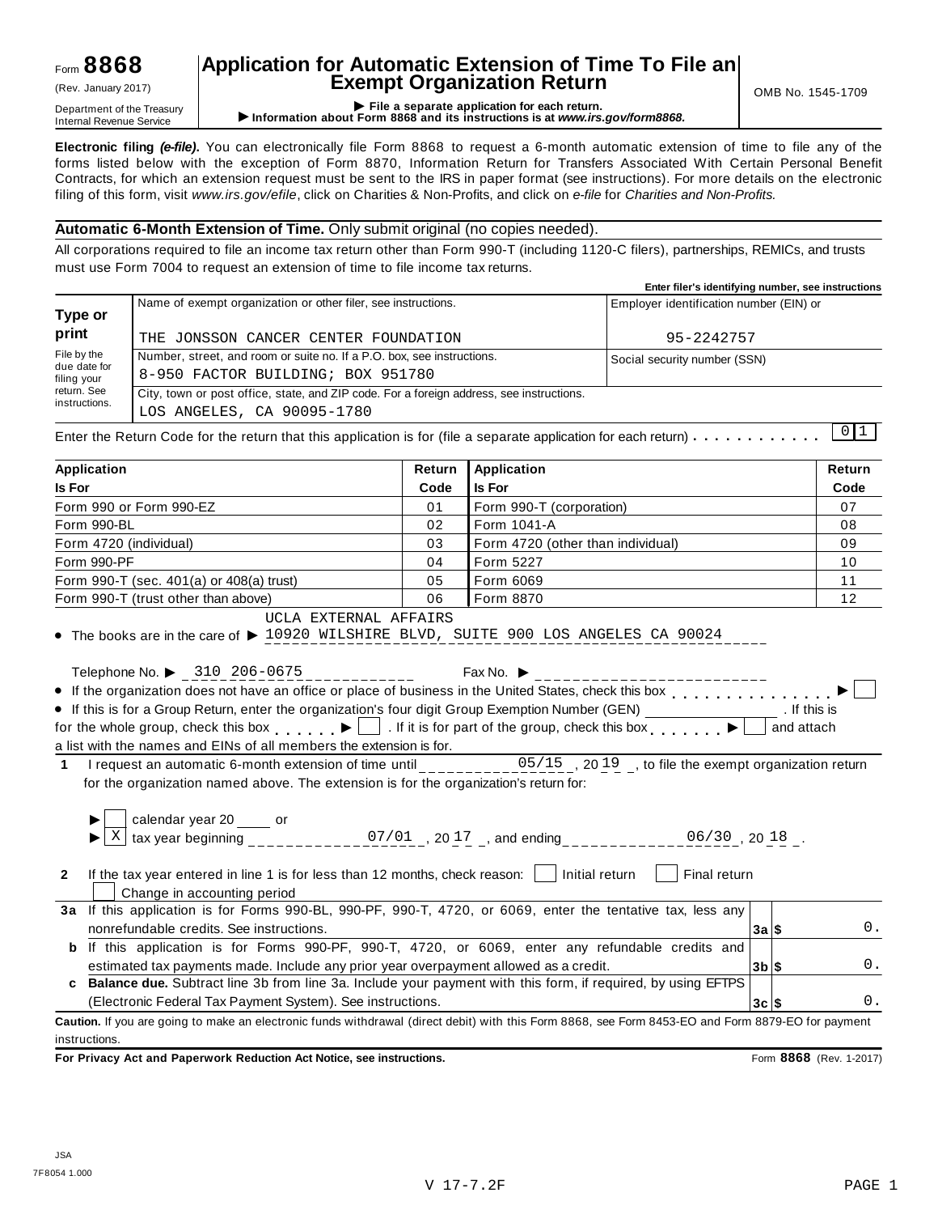Form **8868** (Rev. January 2017)

Department of the Treasury
Internal Revenue Service

# Application for Automatic Extension of Time To File an Exempt Organization Return

▶ File a separate application for each return.
▶ Information about Form 8868 and its instructions is at *www.irs.gov/form8868.*

OMB No. 1545-1709

**Electronic filing *(e-file)*.** You can electronically file Form 8868 to request a 6-month automatic extension of time to file any of the forms listed below with the exception of Form 8870, Information Return for Transfers Associated With Certain Personal Benefit Contracts, for which an extension request must be sent to the IRS in paper format (see instructions). For more details on the electronic filing of this form, visit *www.irs.gov/efile*, click on Charities & Non-Profits, and click on *e-file* for *Charities and Non-Profits.*

**Automatic 6-Month Extension of Time.** Only submit original (no copies needed).

All corporations required to file an income tax return other than Form 990-T (including 1120-C filers), partnerships, REMICs, and trusts must use Form 7004 to request an extension of time to file income tax returns.

**Enter filer's identifying number, see instructions**

| **Type or print** File by the due date for filing your return. See instructions. | Name of exempt organization or other filer, see instructions. THE JONSSON CANCER CENTER FOUNDATION | Employer identification number (EIN) or 95-2242757 |
|---|---|---|
| | Number, street, and room or suite no. If a P.O. box, see instructions. 8-950 FACTOR BUILDING; BOX 951780 | Social security number (SSN) |
| | City, town or post office, state, and ZIP code. For a foreign address, see instructions. LOS ANGELES, CA 90095-1780 | |

Enter the Return Code for the return that this application is for (file a separate application for each return) . . . . . . . . . . . 01

| **Application Is For** | **Return Code** | **Application Is For** | **Return Code** |
|---|---|---|---|
| Form 990 or Form 990-EZ | 01 | Form 990-T (corporation) | 07 |
| Form 990-BL | 02 | Form 1041-A | 08 |
| Form 4720 (individual) | 03 | Form 4720 (other than individual) | 09 |
| Form 990-PF | 04 | Form 5227 | 10 |
| Form 990-T (sec. 401(a) or 408(a) trust) | 05 | Form 6069 | 11 |
| Form 990-T (trust other than above) | 06 | Form 8870 | 12 |

- The books are in the care of ▶ UCLA EXTERNAL AFFAIRS 10920 WILSHIRE BLVD, SUITE 900 LOS ANGELES CA 90024

  Telephone No. ▶ 310 206-0675   Fax No. ▶

- If the organization does not have an office or place of business in the United States, check this box . . . . . . . . . . . . . . . ▶ ☐
- If this is for a Group Return, enter the organization's four digit Group Exemption Number (GEN) ________ . If this is for the whole group, check this box . . . . . . ▶ ☐ . If it is for part of the group, check this box . . . . . . . ▶ ☐ and attach a list with the names and EINs of all members the extension is for.

**1** I request an automatic 6-month extension of time until 05/15 , 20 19 , to file the exempt organization return for the organization named above. The extension is for the organization's return for:

▶ ☐ calendar year 20 ____ or
▶ ☒ tax year beginning 07/01 , 20 17 , and ending 06/30 , 20 18 .

**2** If the tax year entered in line 1 is for less than 12 months, check reason: ☐ Initial return ☐ Final return ☐ Change in accounting period

| | | | |
|---|---|---|---|
| **3a** | If this application is for Forms 990-BL, 990-PF, 990-T, 4720, or 6069, enter the tentative tax, less any nonrefundable credits. See instructions. | **3a** $ | 0. |
| **b** | If this application is for Forms 990-PF, 990-T, 4720, or 6069, enter any refundable credits and estimated tax payments made. Include any prior year overpayment allowed as a credit. | **3b** $ | 0. |
| **c** | **Balance due.** Subtract line 3b from line 3a. Include your payment with this form, if required, by using EFTPS (Electronic Federal Tax Payment System). See instructions. | **3c** $ | 0. |

**Caution.** If you are going to make an electronic funds withdrawal (direct debit) with this Form 8868, see Form 8453-EO and Form 8879-EO for payment instructions.

**For Privacy Act and Paperwork Reduction Act Notice, see instructions.** Form **8868** (Rev. 1-2017)

JSA
7F8054 1.000

V 17-7.2F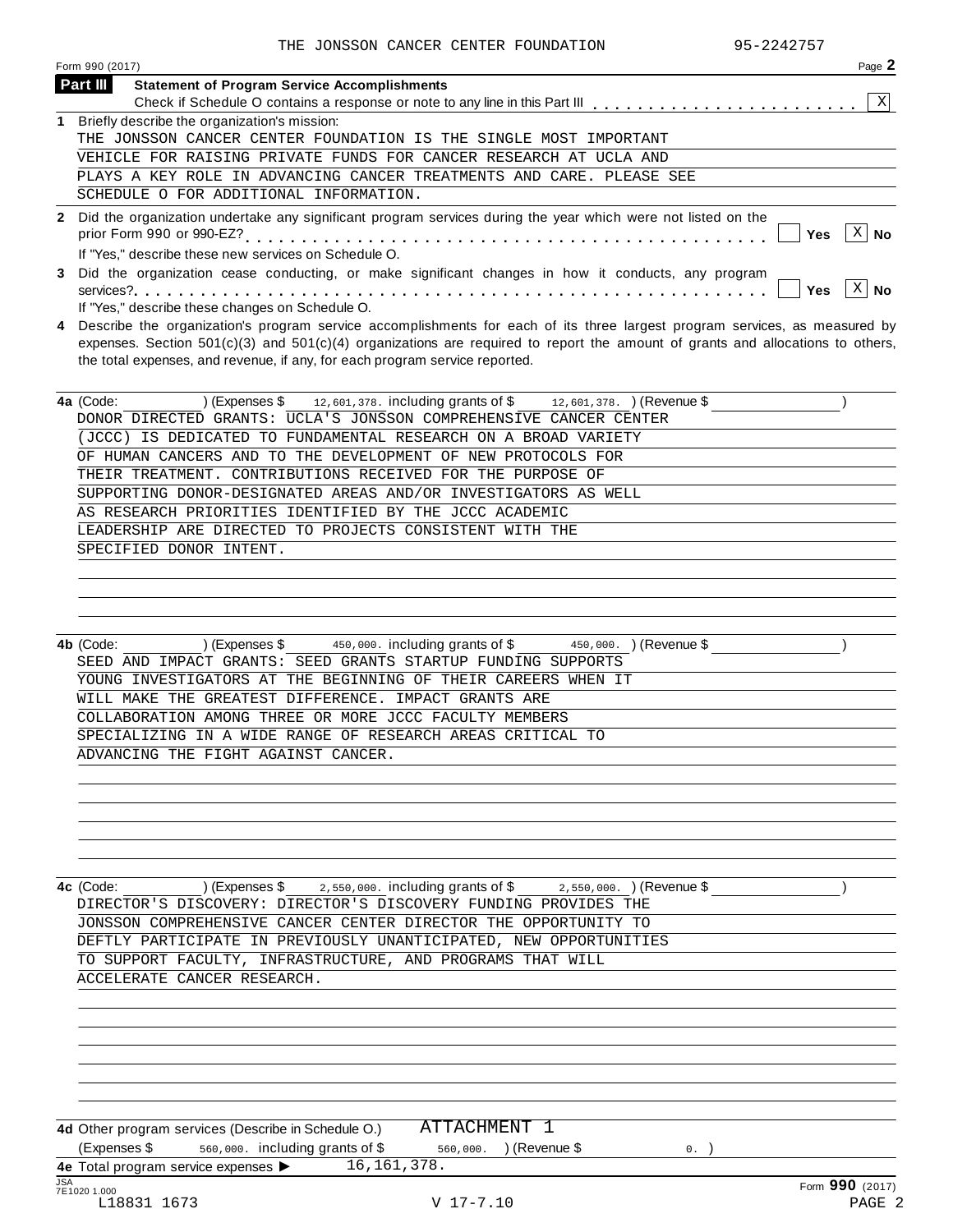THE JONSSON CANCER CENTER FOUNDATION 95-2242757

Form 990 (2017) Page **2**

## Part III Statement of Program Service Accomplishments

Check if Schedule O contains a response or note to any line in this Part III . . . . . . . . . . . . . . . . . . . . . . . [X]

**1** Briefly describe the organization's mission:

THE JONSSON CANCER CENTER FOUNDATION IS THE SINGLE MOST IMPORTANT VEHICLE FOR RAISING PRIVATE FUNDS FOR CANCER RESEARCH AT UCLA AND PLAYS A KEY ROLE IN ADVANCING CANCER TREATMENTS AND CARE. PLEASE SEE SCHEDULE O FOR ADDITIONAL INFORMATION.

**2** Did the organization undertake any significant program services during the year which were not listed on the prior Form 990 or 990-EZ? . . . . . . . . . . . . . . . . . . . . . . . . . . . . . . . . . . . . . . . . . . [ ] Yes [X] No

If "Yes," describe these new services on Schedule O.

**3** Did the organization cease conducting, or make significant changes in how it conducts, any program services? . . . . . . . . . . . . . . . . . . . . . . . . . . . . . . . . . . . . . . . . . . . . . . . . . . . . . [ ] Yes [X] No

If "Yes," describe these changes on Schedule O.

**4** Describe the organization's program service accomplishments for each of its three largest program services, as measured by expenses. Section 501(c)(3) and 501(c)(4) organizations are required to report the amount of grants and allocations to others, the total expenses, and revenue, if any, for each program service reported.

**4a** (Code: ) (Expenses $ 12,601,378. including grants of $ 12,601,378. ) (Revenue $ )

DONOR DIRECTED GRANTS: UCLA'S JONSSON COMPREHENSIVE CANCER CENTER (JCCC) IS DEDICATED TO FUNDAMENTAL RESEARCH ON A BROAD VARIETY OF HUMAN CANCERS AND TO THE DEVELOPMENT OF NEW PROTOCOLS FOR THEIR TREATMENT. CONTRIBUTIONS RECEIVED FOR THE PURPOSE OF SUPPORTING DONOR-DESIGNATED AREAS AND/OR INVESTIGATORS AS WELL AS RESEARCH PRIORITIES IDENTIFIED BY THE JCCC ACADEMIC LEADERSHIP ARE DIRECTED TO PROJECTS CONSISTENT WITH THE SPECIFIED DONOR INTENT.

**4b** (Code: ) (Expenses $ 450,000. including grants of $ 450,000. ) (Revenue $ )

SEED AND IMPACT GRANTS: SEED GRANTS STARTUP FUNDING SUPPORTS YOUNG INVESTIGATORS AT THE BEGINNING OF THEIR CAREERS WHEN IT WILL MAKE THE GREATEST DIFFERENCE. IMPACT GRANTS ARE COLLABORATION AMONG THREE OR MORE JCCC FACULTY MEMBERS SPECIALIZING IN A WIDE RANGE OF RESEARCH AREAS CRITICAL TO ADVANCING THE FIGHT AGAINST CANCER.

**4c** (Code: ) (Expenses $ 2,550,000. including grants of $ 2,550,000. ) (Revenue $ )

DIRECTOR'S DISCOVERY: DIRECTOR'S DISCOVERY FUNDING PROVIDES THE JONSSON COMPREHENSIVE CANCER CENTER DIRECTOR THE OPPORTUNITY TO DEFTLY PARTICIPATE IN PREVIOUSLY UNANTICIPATED, NEW OPPORTUNITIES TO SUPPORT FACULTY, INFRASTRUCTURE, AND PROGRAMS THAT WILL ACCELERATE CANCER RESEARCH.

**4d** Other program services (Describe in Schedule O.) ATTACHMENT 1

(Expenses $ 560,000. including grants of $ 560,000. ) (Revenue $ 0. )

**4e** Total program service expenses ▶ 16,161,378.

Form **990** (2017)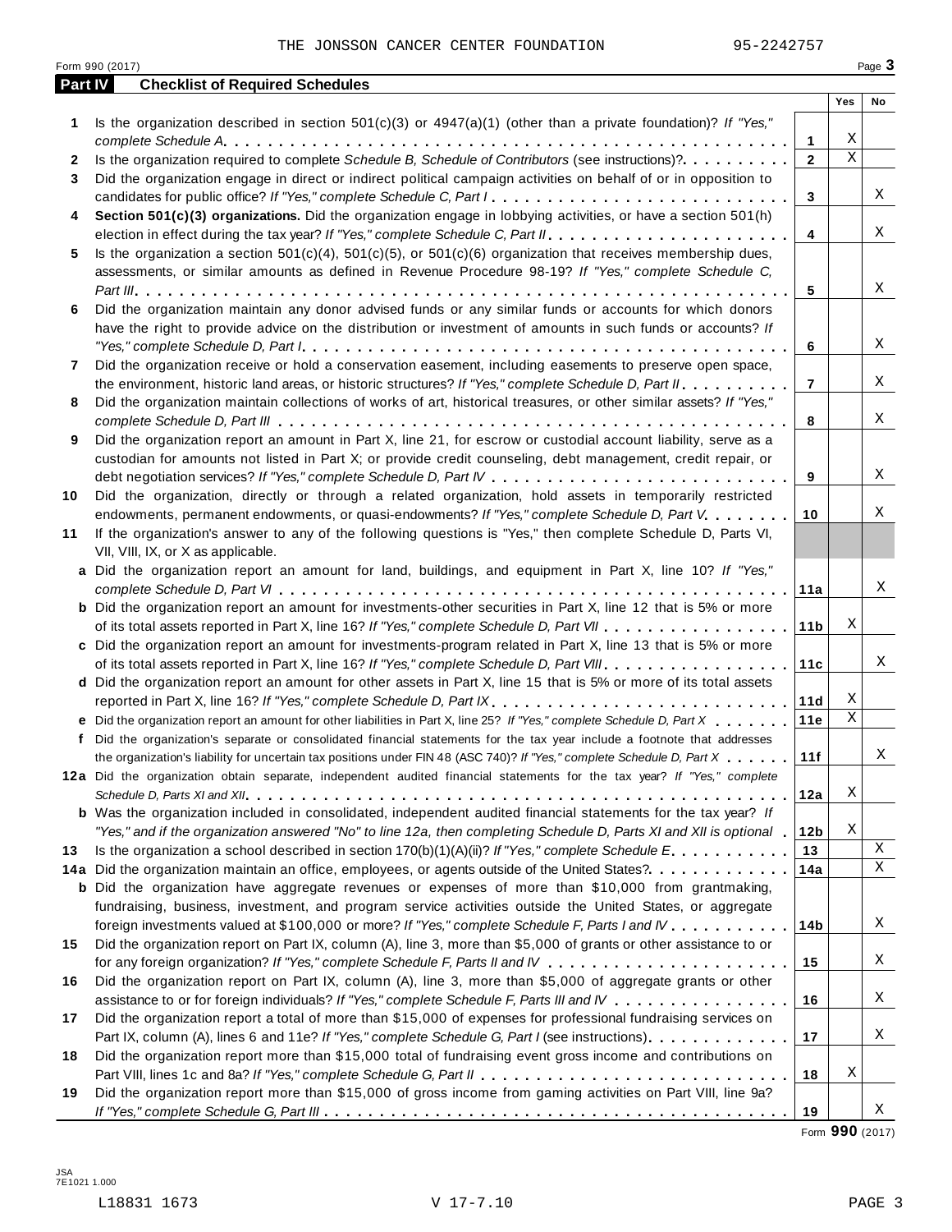THE JONSSON CANCER CENTER FOUNDATION 95-2242757

Form 990 (2017)

## Part IV Checklist of Required Schedules

| | | | Yes | No |
|---|---|---|---|---|
| 1 | Is the organization described in section 501(c)(3) or 4947(a)(1) (other than a private foundation)? *If "Yes," complete Schedule A* | 1 | X | |
| 2 | Is the organization required to complete *Schedule B, Schedule of Contributors* (see instructions)? | 2 | X | |
| 3 | Did the organization engage in direct or indirect political campaign activities on behalf of or in opposition to candidates for public office? *If "Yes," complete Schedule C, Part I* | 3 | | X |
| 4 | **Section 501(c)(3) organizations.** Did the organization engage in lobbying activities, or have a section 501(h) election in effect during the tax year? *If "Yes," complete Schedule C, Part II* | 4 | | X |
| 5 | Is the organization a section 501(c)(4), 501(c)(5), or 501(c)(6) organization that receives membership dues, assessments, or similar amounts as defined in Revenue Procedure 98-19? *If "Yes," complete Schedule C, Part III* | 5 | | X |
| 6 | Did the organization maintain any donor advised funds or any similar funds or accounts for which donors have the right to provide advice on the distribution or investment of amounts in such funds or accounts? *If "Yes," complete Schedule D, Part I* | 6 | | X |
| 7 | Did the organization receive or hold a conservation easement, including easements to preserve open space, the environment, historic land areas, or historic structures? *If "Yes," complete Schedule D, Part II* | 7 | | X |
| 8 | Did the organization maintain collections of works of art, historical treasures, or other similar assets? *If "Yes," complete Schedule D, Part III* | 8 | | X |
| 9 | Did the organization report an amount in Part X, line 21, for escrow or custodial account liability, serve as a custodian for amounts not listed in Part X; or provide credit counseling, debt management, credit repair, or debt negotiation services? *If "Yes," complete Schedule D, Part IV* | 9 | | X |
| 10 | Did the organization, directly or through a related organization, hold assets in temporarily restricted endowments, permanent endowments, or quasi-endowments? *If "Yes," complete Schedule D, Part V* | 10 | | X |
| 11 | If the organization's answer to any of the following questions is "Yes," then complete Schedule D, Parts VI, VII, VIII, IX, or X as applicable. | | | |
| a | Did the organization report an amount for land, buildings, and equipment in Part X, line 10? *If "Yes," complete Schedule D, Part VI* | 11a | | X |
| b | Did the organization report an amount for investments-other securities in Part X, line 12 that is 5% or more of its total assets reported in Part X, line 16? *If "Yes," complete Schedule D, Part VII* | 11b | X | |
| c | Did the organization report an amount for investments-program related in Part X, line 13 that is 5% or more of its total assets reported in Part X, line 16? *If "Yes," complete Schedule D, Part VIII* | 11c | | X |
| d | Did the organization report an amount for other assets in Part X, line 15 that is 5% or more of its total assets reported in Part X, line 16? *If "Yes," complete Schedule D, Part IX* | 11d | X | |
| e | Did the organization report an amount for other liabilities in Part X, line 25? *If "Yes," complete Schedule D, Part X* | 11e | X | |
| f | Did the organization's separate or consolidated financial statements for the tax year include a footnote that addresses the organization's liability for uncertain tax positions under FIN 48 (ASC 740)? *If "Yes," complete Schedule D, Part X* | 11f | | X |
| 12a | Did the organization obtain separate, independent audited financial statements for the tax year? *If "Yes," complete Schedule D, Parts XI and XII* | 12a | X | |
| b | Was the organization included in consolidated, independent audited financial statements for the tax year? *If "Yes," and if the organization answered "No" to line 12a, then completing Schedule D, Parts XI and XII is optional* | 12b | X | |
| 13 | Is the organization a school described in section 170(b)(1)(A)(ii)? *If "Yes," complete Schedule E* | 13 | | X |
| 14a | Did the organization maintain an office, employees, or agents outside of the United States? | 14a | | X |
| b | Did the organization have aggregate revenues or expenses of more than $10,000 from grantmaking, fundraising, business, investment, and program service activities outside the United States, or aggregate foreign investments valued at $100,000 or more? *If "Yes," complete Schedule F, Parts I and IV* | 14b | | X |
| 15 | Did the organization report on Part IX, column (A), line 3, more than $5,000 of grants or other assistance to or for any foreign organization? *If "Yes," complete Schedule F, Parts II and IV* | 15 | | X |
| 16 | Did the organization report on Part IX, column (A), line 3, more than $5,000 of aggregate grants or other assistance to or for foreign individuals? *If "Yes," complete Schedule F, Parts III and IV* | 16 | | X |
| 17 | Did the organization report a total of more than $15,000 of expenses for professional fundraising services on Part IX, column (A), lines 6 and 11e? *If "Yes," complete Schedule G, Part I* (see instructions) | 17 | | X |
| 18 | Did the organization report more than $15,000 total of fundraising event gross income and contributions on Part VIII, lines 1c and 8a? *If "Yes," complete Schedule G, Part II* | 18 | X | |
| 19 | Did the organization report more than $15,000 of gross income from gaming activities on Part VIII, line 9a? *If "Yes," complete Schedule G, Part III* | 19 | | X |

Form **990** (2017)

JSA
7E1021 1.000

L18831 1673 V 17-7.10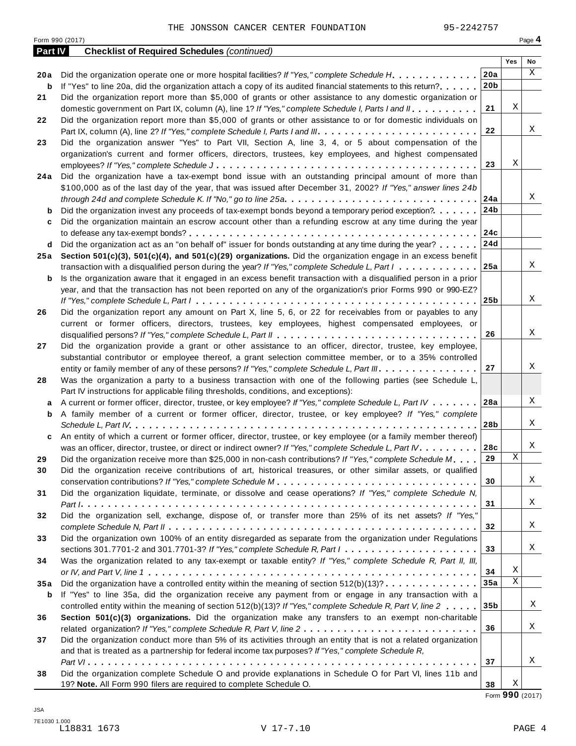THE JONSSON CANCER CENTER FOUNDATION 95-2242757

Form 990 (2017)

## Part IV Checklist of Required Schedules *(continued)*

| | | | Yes | No |
|---|---|---|---|---|
| **20a** | Did the organization operate one or more hospital facilities? *If "Yes," complete Schedule H* | **20a** | | X |
| **b** | If "Yes" to line 20a, did the organization attach a copy of its audited financial statements to this return? | **20b** | | |
| **21** | Did the organization report more than $5,000 of grants or other assistance to any domestic organization or domestic government on Part IX, column (A), line 1? *If "Yes," complete Schedule I, Parts I and II* | **21** | X | |
| **22** | Did the organization report more than $5,000 of grants or other assistance to or for domestic individuals on Part IX, column (A), line 2? *If "Yes," complete Schedule I, Parts I and III* | **22** | | X |
| **23** | Did the organization answer "Yes" to Part VII, Section A, line 3, 4, or 5 about compensation of the organization's current and former officers, directors, trustees, key employees, and highest compensated employees? *If "Yes," complete Schedule J* | **23** | X | |
| **24a** | Did the organization have a tax-exempt bond issue with an outstanding principal amount of more than $100,000 as of the last day of the year, that was issued after December 31, 2002? *If "Yes," answer lines 24b through 24d and complete Schedule K. If "No," go to line 25a* | **24a** | | X |
| **b** | Did the organization invest any proceeds of tax-exempt bonds beyond a temporary period exception? | **24b** | | |
| **c** | Did the organization maintain an escrow account other than a refunding escrow at any time during the year to defease any tax-exempt bonds? | **24c** | | |
| **d** | Did the organization act as an "on behalf of" issuer for bonds outstanding at any time during the year? | **24d** | | |
| **25a** | **Section 501(c)(3), 501(c)(4), and 501(c)(29) organizations.** Did the organization engage in an excess benefit transaction with a disqualified person during the year? *If "Yes," complete Schedule L, Part I* | **25a** | | X |
| **b** | Is the organization aware that it engaged in an excess benefit transaction with a disqualified person in a prior year, and that the transaction has not been reported on any of the organization's prior Forms 990 or 990-EZ? *If "Yes," complete Schedule L, Part I* | **25b** | | X |
| **26** | Did the organization report any amount on Part X, line 5, 6, or 22 for receivables from or payables to any current or former officers, directors, trustees, key employees, highest compensated employees, or disqualified persons? *If "Yes," complete Schedule L, Part II* | **26** | | X |
| **27** | Did the organization provide a grant or other assistance to an officer, director, trustee, key employee, substantial contributor or employee thereof, a grant selection committee member, or to a 35% controlled entity or family member of any of these persons? *If "Yes," complete Schedule L, Part III* | **27** | | X |
| **28** | Was the organization a party to a business transaction with one of the following parties (see Schedule L, Part IV instructions for applicable filing thresholds, conditions, and exceptions): | | | |
| **a** | A current or former officer, director, trustee, or key employee? *If "Yes," complete Schedule L, Part IV* | **28a** | | X |
| **b** | A family member of a current or former officer, director, trustee, or key employee? *If "Yes," complete Schedule L, Part IV* | **28b** | | X |
| **c** | An entity of which a current or former officer, director, trustee, or key employee (or a family member thereof) was an officer, director, trustee, or direct or indirect owner? *If "Yes," complete Schedule L, Part IV* | **28c** | | X |
| **29** | Did the organization receive more than $25,000 in non-cash contributions? *If "Yes," complete Schedule M* | **29** | X | |
| **30** | Did the organization receive contributions of art, historical treasures, or other similar assets, or qualified conservation contributions? *If "Yes," complete Schedule M* | **30** | | X |
| **31** | Did the organization liquidate, terminate, or dissolve and cease operations? *If "Yes," complete Schedule N, Part I* | **31** | | X |
| **32** | Did the organization sell, exchange, dispose of, or transfer more than 25% of its net assets? *If "Yes," complete Schedule N, Part II* | **32** | | X |
| **33** | Did the organization own 100% of an entity disregarded as separate from the organization under Regulations sections 301.7701-2 and 301.7701-3? *If "Yes," complete Schedule R, Part I* | **33** | | X |
| **34** | Was the organization related to any tax-exempt or taxable entity? *If "Yes," complete Schedule R, Part II, III, or IV, and Part V, line 1* | **34** | X | |
| **35a** | Did the organization have a controlled entity within the meaning of section 512(b)(13)? | **35a** | X | |
| **b** | If "Yes" to line 35a, did the organization receive any payment from or engage in any transaction with a controlled entity within the meaning of section 512(b)(13)? *If "Yes," complete Schedule R, Part V, line 2* | **35b** | | X |
| **36** | **Section 501(c)(3) organizations.** Did the organization make any transfers to an exempt non-charitable related organization? *If "Yes," complete Schedule R, Part V, line 2* | **36** | | X |
| **37** | Did the organization conduct more than 5% of its activities through an entity that is not a related organization and that is treated as a partnership for federal income tax purposes? *If "Yes," complete Schedule R, Part VI* | **37** | | X |
| **38** | Did the organization complete Schedule O and provide explanations in Schedule O for Part VI, lines 11b and 19? **Note.** All Form 990 filers are required to complete Schedule O. | **38** | X | |

Form **990** (2017)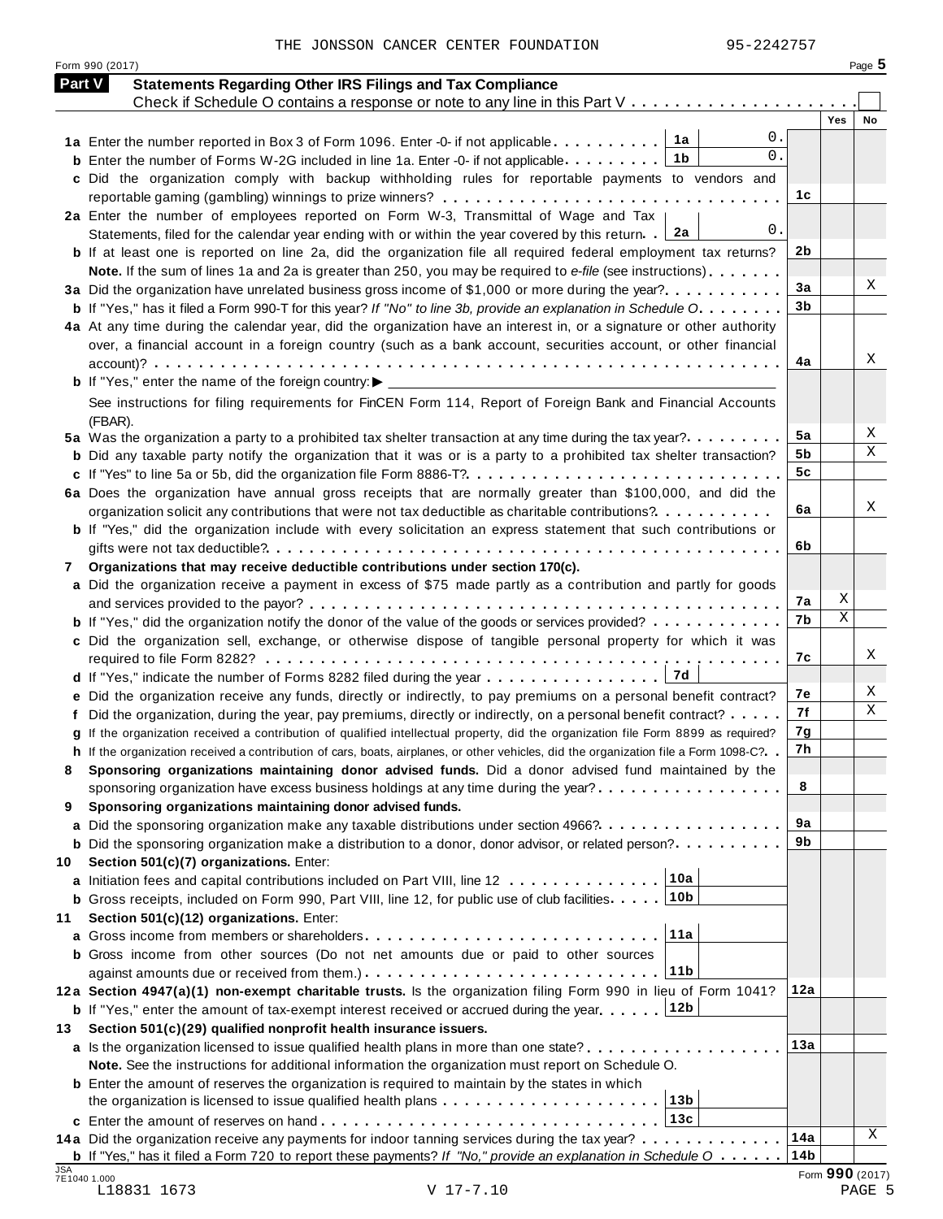THE JONSSON CANCER CENTER FOUNDATION 95-2242757

Form 990 (2017) Page 5

## Part V Statements Regarding Other IRS Filings and Tax Compliance

Check if Schedule O contains a response or note to any line in this Part V . . . . . . . . . . . . . . . . . . . . . ☐

| Line | Question | Box | Amount | Line | Yes | No |
|---|---|---|---|---|---|---|
| 1a | Enter the number reported in Box 3 of Form 1096. Enter -0- if not applicable | 1a | 0. | | | |
| b | Enter the number of Forms W-2G included in line 1a. Enter -0- if not applicable | 1b | 0. | | | |
| c | Did the organization comply with backup withholding rules for reportable payments to vendors and reportable gaming (gambling) winnings to prize winners? | | | 1c | | |
| 2a | Enter the number of employees reported on Form W-3, Transmittal of Wage and Tax Statements, filed for the calendar year ending with or within the year covered by this return | 2a | 0. | | | |
| b | If at least one is reported on line 2a, did the organization file all required federal employment tax returns? | | | 2b | | |
| | **Note.** If the sum of lines 1a and 2a is greater than 250, you may be required to *e-file* (see instructions) | | | | | |
| 3a | Did the organization have unrelated business gross income of $1,000 or more during the year? | | | 3a | | X |
| b | If "Yes," has it filed a Form 990-T for this year? *If "No" to line 3b, provide an explanation in Schedule O* | | | 3b | | |
| 4a | At any time during the calendar year, did the organization have an interest in, or a signature or other authority over, a financial account in a foreign country (such as a bank account, securities account, or other financial account)? | | | 4a | | X |
| b | If "Yes," enter the name of the foreign country: ▶ | | | | | |
| | See instructions for filing requirements for FinCEN Form 114, Report of Foreign Bank and Financial Accounts (FBAR). | | | | | |
| 5a | Was the organization a party to a prohibited tax shelter transaction at any time during the tax year? | | | 5a | | X |
| b | Did any taxable party notify the organization that it was or is a party to a prohibited tax shelter transaction? | | | 5b | | X |
| c | If "Yes" to line 5a or 5b, did the organization file Form 8886-T? | | | 5c | | |
| 6a | Does the organization have annual gross receipts that are normally greater than $100,000, and did the organization solicit any contributions that were not tax deductible as charitable contributions? | | | 6a | | X |
| b | If "Yes," did the organization include with every solicitation an express statement that such contributions or gifts were not tax deductible? | | | 6b | | |
| 7 | **Organizations that may receive deductible contributions under section 170(c).** | | | | | |
| a | Did the organization receive a payment in excess of $75 made partly as a contribution and partly for goods and services provided to the payor? | | | 7a | X | |
| b | If "Yes," did the organization notify the donor of the value of the goods or services provided? | | | 7b | X | |
| c | Did the organization sell, exchange, or otherwise dispose of tangible personal property for which it was required to file Form 8282? | | | 7c | | X |
| d | If "Yes," indicate the number of Forms 8282 filed during the year | 7d | | | | |
| e | Did the organization receive any funds, directly or indirectly, to pay premiums on a personal benefit contract? | | | 7e | | X |
| f | Did the organization, during the year, pay premiums, directly or indirectly, on a personal benefit contract? | | | 7f | | X |
| g | If the organization received a contribution of qualified intellectual property, did the organization file Form 8899 as required? | | | 7g | | |
| h | If the organization received a contribution of cars, boats, airplanes, or other vehicles, did the organization file a Form 1098-C? | | | 7h | | |
| 8 | **Sponsoring organizations maintaining donor advised funds.** Did a donor advised fund maintained by the sponsoring organization have excess business holdings at any time during the year? | | | 8 | | |
| 9 | **Sponsoring organizations maintaining donor advised funds.** | | | | | |
| a | Did the sponsoring organization make any taxable distributions under section 4966? | | | 9a | | |
| b | Did the sponsoring organization make a distribution to a donor, donor advisor, or related person? | | | 9b | | |
| 10 | **Section 501(c)(7) organizations.** Enter: | | | | | |
| a | Initiation fees and capital contributions included on Part VIII, line 12 | 10a | | | | |
| b | Gross receipts, included on Form 990, Part VIII, line 12, for public use of club facilities | 10b | | | | |
| 11 | **Section 501(c)(12) organizations.** Enter: | | | | | |
| a | Gross income from members or shareholders | 11a | | | | |
| b | Gross income from other sources (Do not net amounts due or paid to other sources against amounts due or received from them.) | 11b | | | | |
| 12a | **Section 4947(a)(1) non-exempt charitable trusts.** Is the organization filing Form 990 in lieu of Form 1041? | | | 12a | | |
| b | If "Yes," enter the amount of tax-exempt interest received or accrued during the year | 12b | | | | |
| 13 | **Section 501(c)(29) qualified nonprofit health insurance issuers.** | | | | | |
| a | Is the organization licensed to issue qualified health plans in more than one state? | | | 13a | | |
| | **Note.** See the instructions for additional information the organization must report on Schedule O. | | | | | |
| b | Enter the amount of reserves the organization is required to maintain by the states in which the organization is licensed to issue qualified health plans | 13b | | | | |
| c | Enter the amount of reserves on hand | 13c | | | | |
| 14a | Did the organization receive any payments for indoor tanning services during the tax year? | | | 14a | | X |
| b | If "Yes," has it filed a Form 720 to report these payments? *If "No," provide an explanation in Schedule O* | | | 14b | | |

JSA 7E1040 1.000 Form **990** (2017)

L18831 1673 V 17-7.10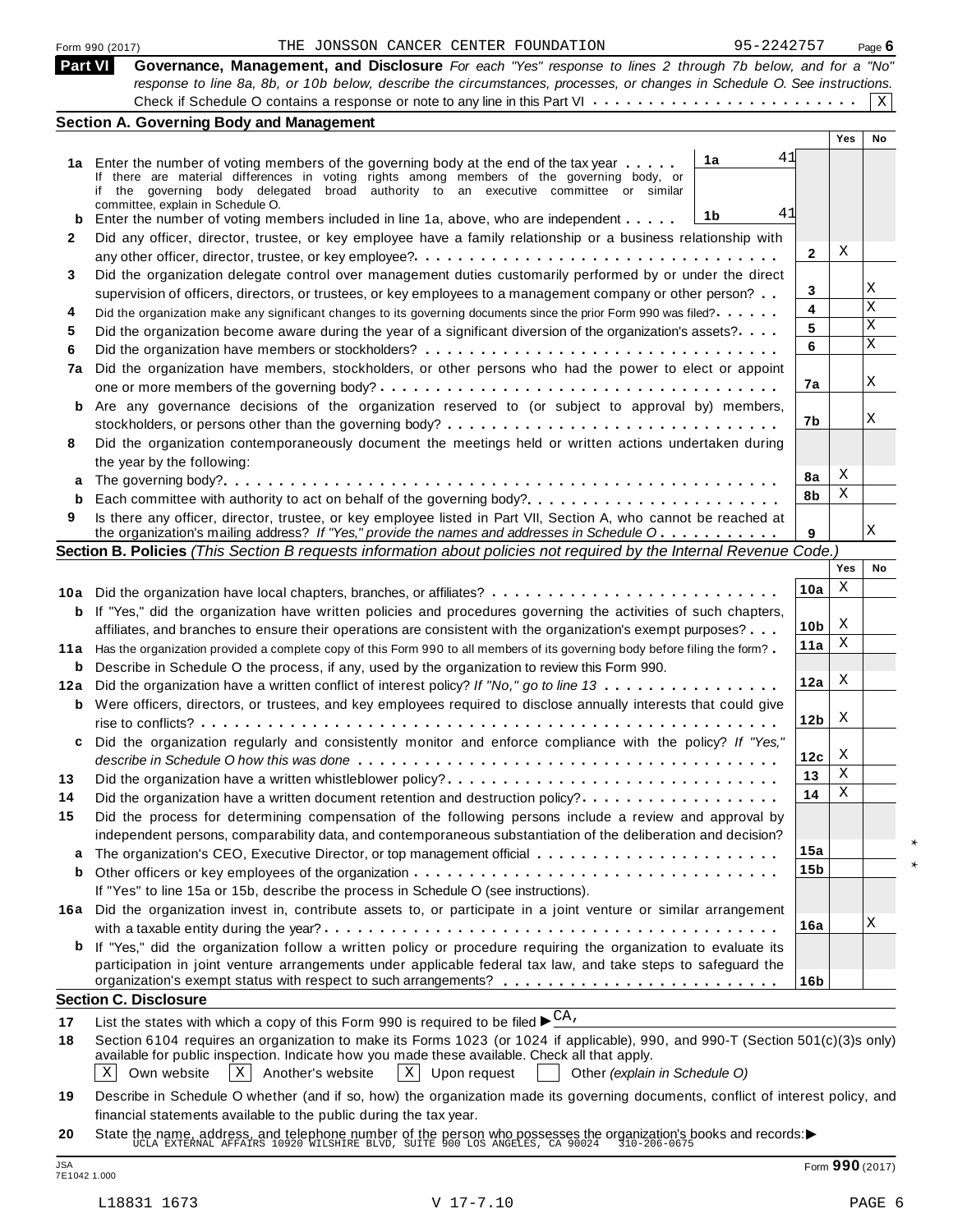Form 990 (2017) THE JONSSON CANCER CENTER FOUNDATION 95-2242757 Page **6**

## Part VI Governance, Management, and Disclosure

*For each "Yes" response to lines 2 through 7b below, and for a "No" response to line 8a, 8b, or 10b below, describe the circumstances, processes, or changes in Schedule O. See instructions.*

Check if Schedule O contains a response or note to any line in this Part VI . . . . . . . . . . . . . . . . . . . . . . . [X]

### Section A. Governing Body and Management

| | | | | Yes | No |
|---|---|---|---|---|---|
| **1a** | Enter the number of voting members of the governing body at the end of the tax year . . . . . If there are material differences in voting rights among members of the governing body, or if the governing body delegated broad authority to an executive committee or similar committee, explain in Schedule O. | **1a** 41 | | | |
| **b** | Enter the number of voting members included in line 1a, above, who are independent . . . . . | **1b** 41 | | | |
| **2** | Did any officer, director, trustee, or key employee have a family relationship or a business relationship with any other officer, director, trustee, or key employee? . . . . . | | **2** | X | |
| **3** | Did the organization delegate control over management duties customarily performed by or under the direct supervision of officers, directors, or trustees, or key employees to a management company or other person? . . | | **3** | | X |
| **4** | Did the organization make any significant changes to its governing documents since the prior Form 990 was filed? . . . . . | | **4** | | X |
| **5** | Did the organization become aware during the year of a significant diversion of the organization's assets? . . . . | | **5** | | X |
| **6** | Did the organization have members or stockholders? . . . . . | | **6** | | X |
| **7a** | Did the organization have members, stockholders, or other persons who had the power to elect or appoint one or more members of the governing body? . . . . . | | **7a** | | X |
| **b** | Are any governance decisions of the organization reserved to (or subject to approval by) members, stockholders, or persons other than the governing body? . . . . . | | **7b** | | X |
| **8** | Did the organization contemporaneously document the meetings held or written actions undertaken during the year by the following: | | | | |
| **a** | The governing body? . . . . . | | **8a** | X | |
| **b** | Each committee with authority to act on behalf of the governing body? . . . . . | | **8b** | X | |
| **9** | Is there any officer, director, trustee, or key employee listed in Part VII, Section A, who cannot be reached at the organization's mailing address? *If "Yes," provide the names and addresses in Schedule O* . . . . . | | **9** | | X |

### Section B. Policies *(This Section B requests information about policies not required by the Internal Revenue Code.)*

| | | | Yes | No |
|---|---|---|---|---|
| **10a** | Did the organization have local chapters, branches, or affiliates? . . . . . | **10a** | X | |
| **b** | If "Yes," did the organization have written policies and procedures governing the activities of such chapters, affiliates, and branches to ensure their operations are consistent with the organization's exempt purposes? . . . | **10b** | X | |
| **11a** | Has the organization provided a complete copy of this Form 990 to all members of its governing body before filing the form? . | **11a** | X | |
| **b** | Describe in Schedule O the process, if any, used by the organization to review this Form 990. | | | |
| **12a** | Did the organization have a written conflict of interest policy? *If "No," go to line 13* . . . . . | **12a** | X | |
| **b** | Were officers, directors, or trustees, and key employees required to disclose annually interests that could give rise to conflicts? . . . . . | **12b** | X | |
| **c** | Did the organization regularly and consistently monitor and enforce compliance with the policy? *If "Yes," describe in Schedule O how this was done* . . . . . | **12c** | X | |
| **13** | Did the organization have a written whistleblower policy? . . . . . | **13** | X | |
| **14** | Did the organization have a written document retention and destruction policy? . . . . . | **14** | X | |
| **15** | Did the process for determining compensation of the following persons include a review and approval by independent persons, comparability data, and contemporaneous substantiation of the deliberation and decision? | | | |
| **a** | The organization's CEO, Executive Director, or top management official . . . . . | **15a** | | * |
| **b** | Other officers or key employees of the organization . . . . . | **15b** | | * |
| | If "Yes" to line 15a or 15b, describe the process in Schedule O (see instructions). | | | |
| **16a** | Did the organization invest in, contribute assets to, or participate in a joint venture or similar arrangement with a taxable entity during the year? . . . . . | **16a** | | X |
| **b** | If "Yes," did the organization follow a written policy or procedure requiring the organization to evaluate its participation in joint venture arrangements under applicable federal tax law, and take steps to safeguard the organization's exempt status with respect to such arrangements? . . . . . | **16b** | | |

### Section C. Disclosure

**17** List the states with which a copy of this Form 990 is required to be filed ▶ CA,

**18** Section 6104 requires an organization to make its Forms 1023 (or 1024 if applicable), 990, and 990-T (Section 501(c)(3)s only) available for public inspection. Indicate how you made these available. Check all that apply.

[X] Own website [X] Another's website [X] Upon request [ ] Other *(explain in Schedule O)*

**19** Describe in Schedule O whether (and if so, how) the organization made its governing documents, conflict of interest policy, and financial statements available to the public during the tax year.

**20** State the name, address, and telephone number of the person who possesses the organization's books and records: ▶ UCLA EXTERNAL AFFAIRS 10920 WILSHIRE BLVD, SUITE 900 LOS ANGELES, CA 90024 310-206-0675

JSA 7E1042 1.000

Form **990** (2017)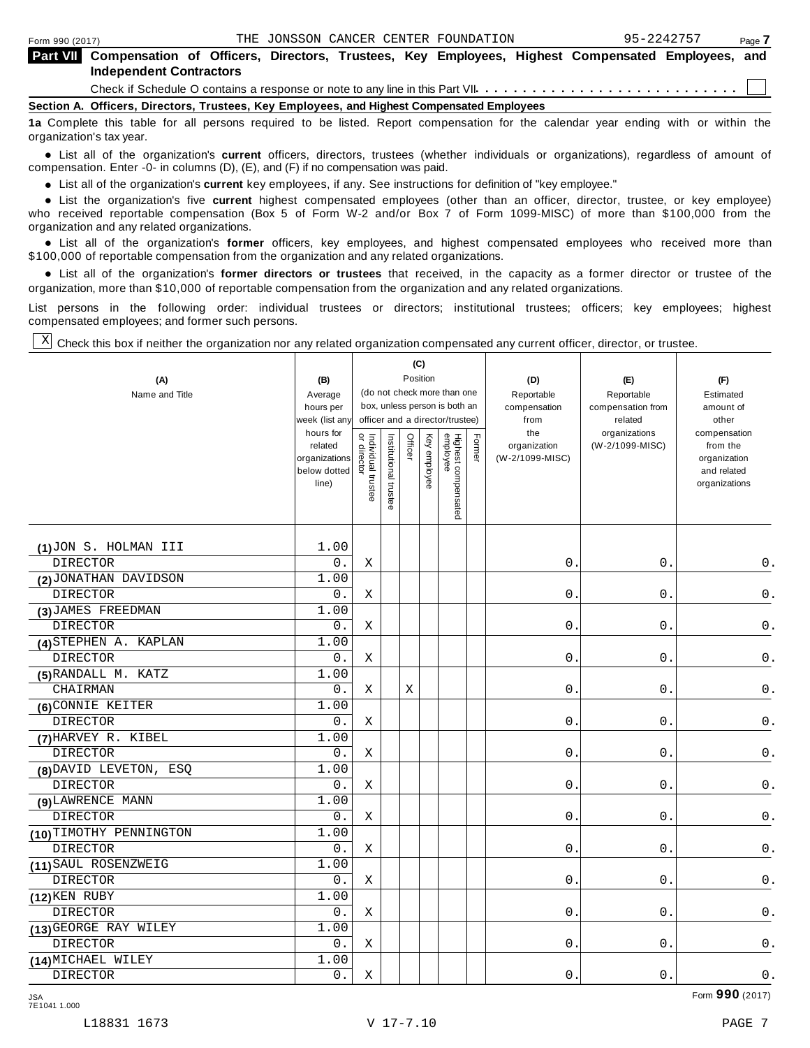## Part VII Compensation of Officers, Directors, Trustees, Key Employees, Highest Compensated Employees, and Independent Contractors

Check if Schedule O contains a response or note to any line in this Part VII . . . . . . . . . . . . . . . . . . . . . . . . . . . ☐

### Section A. Officers, Directors, Trustees, Key Employees, and Highest Compensated Employees

**1a** Complete this table for all persons required to be listed. Report compensation for the calendar year ending with or within the organization's tax year.

- List all of the organization's **current** officers, directors, trustees (whether individuals or organizations), regardless of amount of compensation. Enter -0- in columns (D), (E), and (F) if no compensation was paid.
- List all of the organization's **current** key employees, if any. See instructions for definition of "key employee."
- List the organization's five **current** highest compensated employees (other than an officer, director, trustee, or key employee) who received reportable compensation (Box 5 of Form W-2 and/or Box 7 of Form 1099-MISC) of more than $100,000 from the organization and any related organizations.
- List all of the organization's **former** officers, key employees, and highest compensated employees who received more than $100,000 of reportable compensation from the organization and any related organizations.
- List all of the organization's **former directors or trustees** that received, in the capacity as a former director or trustee of the organization, more than $10,000 of reportable compensation from the organization and any related organizations.

List persons in the following order: individual trustees or directors; institutional trustees; officers; key employees; highest compensated employees; and former such persons.

☒ Check this box if neither the organization nor any related organization compensated any current officer, director, or trustee.

| (A) Name and Title | (B) Average hours per week (list any hours for related organizations below dotted line) | (C) Position: Individual trustee or director | Institutional trustee | Officer | Key employee | Highest compensated employee | Former | (D) Reportable compensation from the organization (W-2/1099-MISC) | (E) Reportable compensation from related organizations (W-2/1099-MISC) | (F) Estimated amount of other compensation from the organization and related organizations |
|---|---|---|---|---|---|---|---|---|---|---|
| (1) JON S. HOLMAN III<br>DIRECTOR | 1.00<br>0. | X | | | | | | 0. | 0. | 0. |
| (2) JONATHAN DAVIDSON<br>DIRECTOR | 1.00<br>0. | X | | | | | | 0. | 0. | 0. |
| (3) JAMES FREEDMAN<br>DIRECTOR | 1.00<br>0. | X | | | | | | 0. | 0. | 0. |
| (4) STEPHEN A. KAPLAN<br>DIRECTOR | 1.00<br>0. | X | | | | | | 0. | 0. | 0. |
| (5) RANDALL M. KATZ<br>CHAIRMAN | 1.00<br>0. | X | | X | | | | 0. | 0. | 0. |
| (6) CONNIE KEITER<br>DIRECTOR | 1.00<br>0. | X | | | | | | 0. | 0. | 0. |
| (7) HARVEY R. KIBEL<br>DIRECTOR | 1.00<br>0. | X | | | | | | 0. | 0. | 0. |
| (8) DAVID LEVETON, ESQ<br>DIRECTOR | 1.00<br>0. | X | | | | | | 0. | 0. | 0. |
| (9) LAWRENCE MANN<br>DIRECTOR | 1.00<br>0. | X | | | | | | 0. | 0. | 0. |
| (10) TIMOTHY PENNINGTON<br>DIRECTOR | 1.00<br>0. | X | | | | | | 0. | 0. | 0. |
| (11) SAUL ROSENZWEIG<br>DIRECTOR | 1.00<br>0. | X | | | | | | 0. | 0. | 0. |
| (12) KEN RUBY<br>DIRECTOR | 1.00<br>0. | X | | | | | | 0. | 0. | 0. |
| (13) GEORGE RAY WILEY<br>DIRECTOR | 1.00<br>0. | X | | | | | | 0. | 0. | 0. |
| (14) MICHAEL WILEY<br>DIRECTOR | 1.00<br>0. | X | | | | | | 0. | 0. | 0. |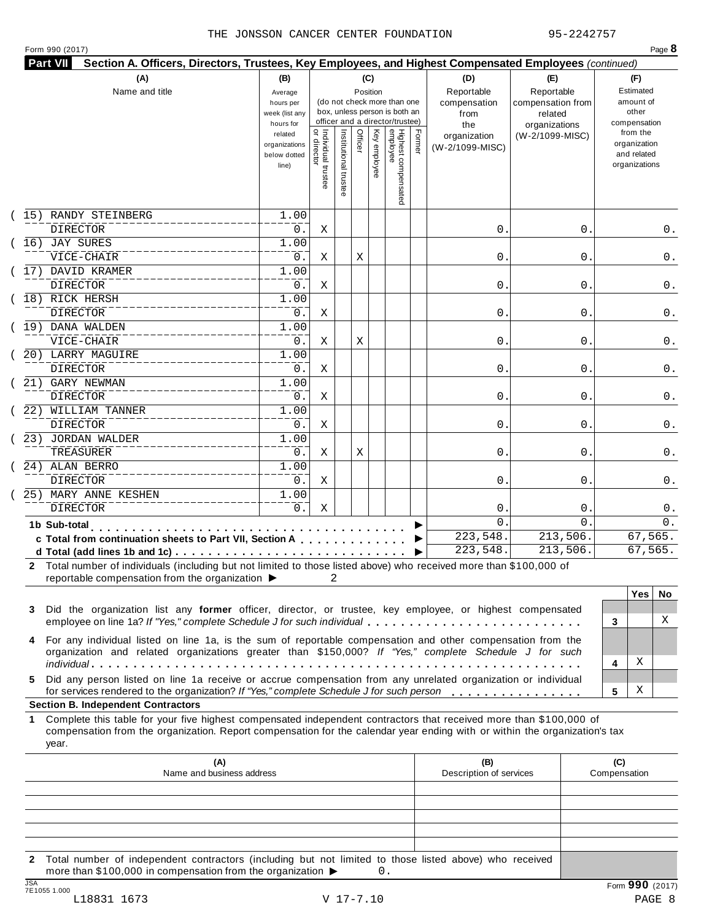THE JONSSON CANCER CENTER FOUNDATION 95-2242757

Form 990 (2017) Page **8**

**Part VII Section A. Officers, Directors, Trustees, Key Employees, and Highest Compensated Employees** *(continued)*

| (A) Name and title | (B) Average hours per week (list any hours for related organizations below dotted line) | (C) Position: Individual trustee or director | Institutional trustee | Officer | Key employee | Highest compensated employee | Former | (D) Reportable compensation from the organization (W-2/1099-MISC) | (E) Reportable compensation from related organizations (W-2/1099-MISC) | (F) Estimated amount of other compensation from the organization and related organizations |
|---|---|---|---|---|---|---|---|---|---|---|
| (15) RANDY STEINBERG<br>DIRECTOR | 1.00<br>0. | X | | | | | | 0. | 0. | 0. |
| (16) JAY SURES<br>VICE-CHAIR | 1.00<br>0. | X | | X | | | | 0. | 0. | 0. |
| (17) DAVID KRAMER<br>DIRECTOR | 1.00<br>0. | X | | | | | | 0. | 0. | 0. |
| (18) RICK HERSH<br>DIRECTOR | 1.00<br>0. | X | | | | | | 0. | 0. | 0. |
| (19) DANA WALDEN<br>VICE-CHAIR | 1.00<br>0. | X | | X | | | | 0. | 0. | 0. |
| (20) LARRY MAGUIRE<br>DIRECTOR | 1.00<br>0. | X | | | | | | 0. | 0. | 0. |
| (21) GARY NEWMAN<br>DIRECTOR | 1.00<br>0. | X | | | | | | 0. | 0. | 0. |
| (22) WILLIAM TANNER<br>DIRECTOR | 1.00<br>0. | X | | | | | | 0. | 0. | 0. |
| (23) JORDAN WALDER<br>TREASURER | 1.00<br>0. | X | | X | | | | 0. | 0. | 0. |
| (24) ALAN BERRO<br>DIRECTOR | 1.00<br>0. | X | | | | | | 0. | 0. | 0. |
| (25) MARY ANNE KESHEN<br>DIRECTOR | 1.00<br>0. | X | | | | | | 0. | 0. | 0. |
| **1b Sub-total** | | | | | | | | 0. | 0. | 0. |
| **c Total from continuation sheets to Part VII, Section A** | | | | | | | | 223,548. | 213,506. | 67,565. |
| **d Total (add lines 1b and 1c)** | | | | | | | | 223,548. | 213,506. | 67,565. |

**2** Total number of individuals (including but not limited to those listed above) who received more than $100,000 of reportable compensation from the organization ▶ 2

| | | Yes | No |
|---|---|---|---|
| **3** Did the organization list any **former** officer, director, or trustee, key employee, or highest compensated employee on line 1a? *If "Yes," complete Schedule J for such individual* | 3 | | X |
| **4** For any individual listed on line 1a, is the sum of reportable compensation and other compensation from the organization and related organizations greater than $150,000? *If "Yes," complete Schedule J for such individual* | 4 | X | |
| **5** Did any person listed on line 1a receive or accrue compensation from any unrelated organization or individual for services rendered to the organization? *If "Yes," complete Schedule J for such person* | 5 | X | |

**Section B. Independent Contractors**

**1** Complete this table for your five highest compensated independent contractors that received more than $100,000 of compensation from the organization. Report compensation for the calendar year ending with or within the organization's tax year.

| (A) Name and business address | (B) Description of services | (C) Compensation |
|---|---|---|
| | | |
| | | |
| | | |
| | | |
| | | |

**2** Total number of independent contractors (including but not limited to those listed above) who received more than $100,000 in compensation from the organization ▶ 0.

JSA 7E1055 1.000

Form **990** (2017)

L18831 1673 V 17-7.10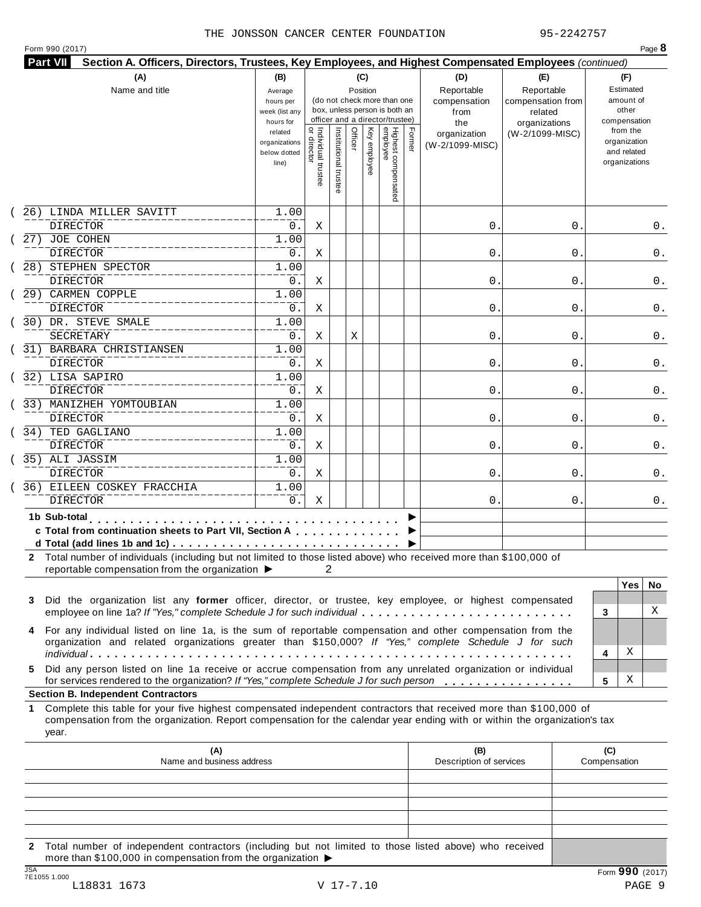THE JONSSON CANCER CENTER FOUNDATION 95-2242757

Form 990 (2017) Page **8**

**Part VII Section A. Officers, Directors, Trustees, Key Employees, and Highest Compensated Employees** *(continued)*

| (A) Name and title | (B) Average hours per week (list any hours for related organizations below dotted line) | (C) Position: Individual trustee or director | Institutional trustee | Officer | Key employee | Highest compensated employee | Former | (D) Reportable compensation from the organization (W-2/1099-MISC) | (E) Reportable compensation from related organizations (W-2/1099-MISC) | (F) Estimated amount of other compensation from the organization and related organizations |
|---|---|---|---|---|---|---|---|---|---|---|
| (26) LINDA MILLER SAVITT<br>DIRECTOR | 1.00<br>0. | X | | | | | | 0. | 0. | 0. |
| (27) JOE COHEN<br>DIRECTOR | 1.00<br>0. | X | | | | | | 0. | 0. | 0. |
| (28) STEPHEN SPECTOR<br>DIRECTOR | 1.00<br>0. | X | | | | | | 0. | 0. | 0. |
| (29) CARMEN COPPLE<br>DIRECTOR | 1.00<br>0. | X | | | | | | 0. | 0. | 0. |
| (30) DR. STEVE SMALE<br>SECRETARY | 1.00<br>0. | X | | X | | | | 0. | 0. | 0. |
| (31) BARBARA CHRISTIANSEN<br>DIRECTOR | 1.00<br>0. | X | | | | | | 0. | 0. | 0. |
| (32) LISA SAPIRO<br>DIRECTOR | 1.00<br>0. | X | | | | | | 0. | 0. | 0. |
| (33) MANIZHEH YOMTOUBIAN<br>DIRECTOR | 1.00<br>0. | X | | | | | | 0. | 0. | 0. |
| (34) TED GAGLIANO<br>DIRECTOR | 1.00<br>0. | X | | | | | | 0. | 0. | 0. |
| (35) ALI JASSIM<br>DIRECTOR | 1.00<br>0. | X | | | | | | 0. | 0. | 0. |
| (36) EILEEN COSKEY FRACCHIA<br>DIRECTOR | 1.00<br>0. | X | | | | | | 0. | 0. | 0. |
| **1b Sub-total** ▶ | | | | | | | | | | |
| **c Total from continuation sheets to Part VII, Section A** ▶ | | | | | | | | | | |
| **d Total (add lines 1b and 1c)** ▶ | | | | | | | | | | |

**2** Total number of individuals (including but not limited to those listed above) who received more than $100,000 of reportable compensation from the organization ▶ 2

| | | Yes | No |
|---|---|---|---|
| **3** Did the organization list any **former** officer, director, or trustee, key employee, or highest compensated employee on line 1a? *If "Yes," complete Schedule J for such individual* | 3 | | X |
| **4** For any individual listed on line 1a, is the sum of reportable compensation and other compensation from the organization and related organizations greater than $150,000? *If "Yes," complete Schedule J for such individual* | 4 | X | |
| **5** Did any person listed on line 1a receive or accrue compensation from any unrelated organization or individual for services rendered to the organization? *If "Yes," complete Schedule J for such person* | 5 | X | |

**Section B. Independent Contractors**

**1** Complete this table for your five highest compensated independent contractors that received more than $100,000 of compensation from the organization. Report compensation for the calendar year ending with or within the organization's tax year.

| (A) Name and business address | (B) Description of services | (C) Compensation |
|---|---|---|
| | | |
| | | |
| | | |
| | | |
| | | |

**2** Total number of independent contractors (including but not limited to those listed above) who received more than $100,000 in compensation from the organization ▶

JSA 7E1055 1.000 Form **990** (2017)

L18831 1673 V 17-7.10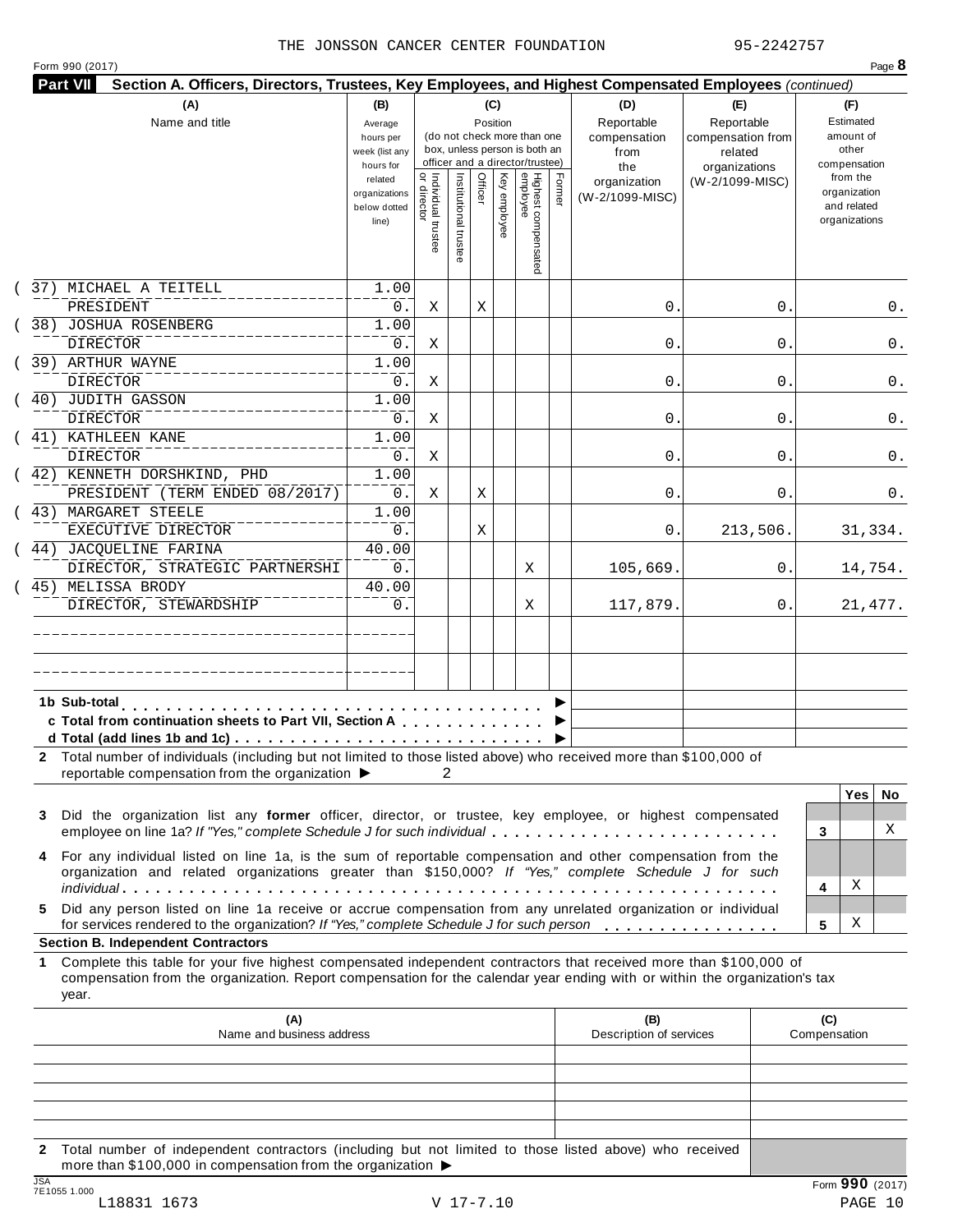THE JONSSON CANCER CENTER FOUNDATION 95-2242757

Form 990 (2017) Page **8**

## Part VII Section A. Officers, Directors, Trustees, Key Employees, and Highest Compensated Employees *(continued)*

| (A) Name and title | (B) Average hours per week (list any hours for related organizations below dotted line) | (C) Position: Individual trustee or director | Institutional trustee | Officer | Key employee | Highest compensated employee | Former | (D) Reportable compensation from the organization (W-2/1099-MISC) | (E) Reportable compensation from related organizations (W-2/1099-MISC) | (F) Estimated amount of other compensation from the organization and related organizations |
|---|---|---|---|---|---|---|---|---|---|---|
| (37) MICHAEL A TEITELL<br>PRESIDENT | 1.00<br>0. | X | | X | | | | 0. | 0. | 0. |
| (38) JOSHUA ROSENBERG<br>DIRECTOR | 1.00<br>0. | X | | | | | | 0. | 0. | 0. |
| (39) ARTHUR WAYNE<br>DIRECTOR | 1.00<br>0. | X | | | | | | 0. | 0. | 0. |
| (40) JUDITH GASSON<br>DIRECTOR | 1.00<br>0. | X | | | | | | 0. | 0. | 0. |
| (41) KATHLEEN KANE<br>DIRECTOR | 1.00<br>0. | X | | | | | | 0. | 0. | 0. |
| (42) KENNETH DORSHKIND, PHD<br>PRESIDENT (TERM ENDED 08/2017) | 1.00<br>0. | X | | X | | | | 0. | 0. | 0. |
| (43) MARGARET STEELE<br>EXECUTIVE DIRECTOR | 1.00<br>0. | | | X | | | | 0. | 213,506. | 31,334. |
| (44) JACQUELINE FARINA<br>DIRECTOR, STRATEGIC PARTNERSHI | 40.00<br>0. | | | | | X | | 105,669. | 0. | 14,754. |
| (45) MELISSA BRODY<br>DIRECTOR, STEWARDSHIP | 40.00<br>0. | | | | | X | | 117,879. | 0. | 21,477. |
| | | | | | | | | | | |
| | | | | | | | | | | |

**1b Sub-total** . . . . . . . . . ►

**c Total from continuation sheets to Part VII, Section A** . . . . ►

**d Total (add lines 1b and 1c)** . . . . . . . ►

**2** Total number of individuals (including but not limited to those listed above) who received more than $100,000 of reportable compensation from the organization ► 2

| | | Yes | No |
|---|---|---|---|
| **3** Did the organization list any **former** officer, director, or trustee, key employee, or highest compensated employee on line 1a? *If "Yes," complete Schedule J for such individual* | 3 | | X |
| **4** For any individual listed on line 1a, is the sum of reportable compensation and other compensation from the organization and related organizations greater than $150,000? *If "Yes," complete Schedule J for such individual* | 4 | X | |
| **5** Did any person listed on line 1a receive or accrue compensation from any unrelated organization or individual for services rendered to the organization? *If "Yes," complete Schedule J for such person* | 5 | X | |

### Section B. Independent Contractors

**1** Complete this table for your five highest compensated independent contractors that received more than $100,000 of compensation from the organization. Report compensation for the calendar year ending with or within the organization's tax year.

| (A) Name and business address | (B) Description of services | (C) Compensation |
|---|---|---|
| | | |
| | | |
| | | |
| | | |
| | | |

**2** Total number of independent contractors (including but not limited to those listed above) who received more than $100,000 in compensation from the organization ►

Form **990** (2017)

JSA 7E1055 1.000

L18831 1673 V 17-7.10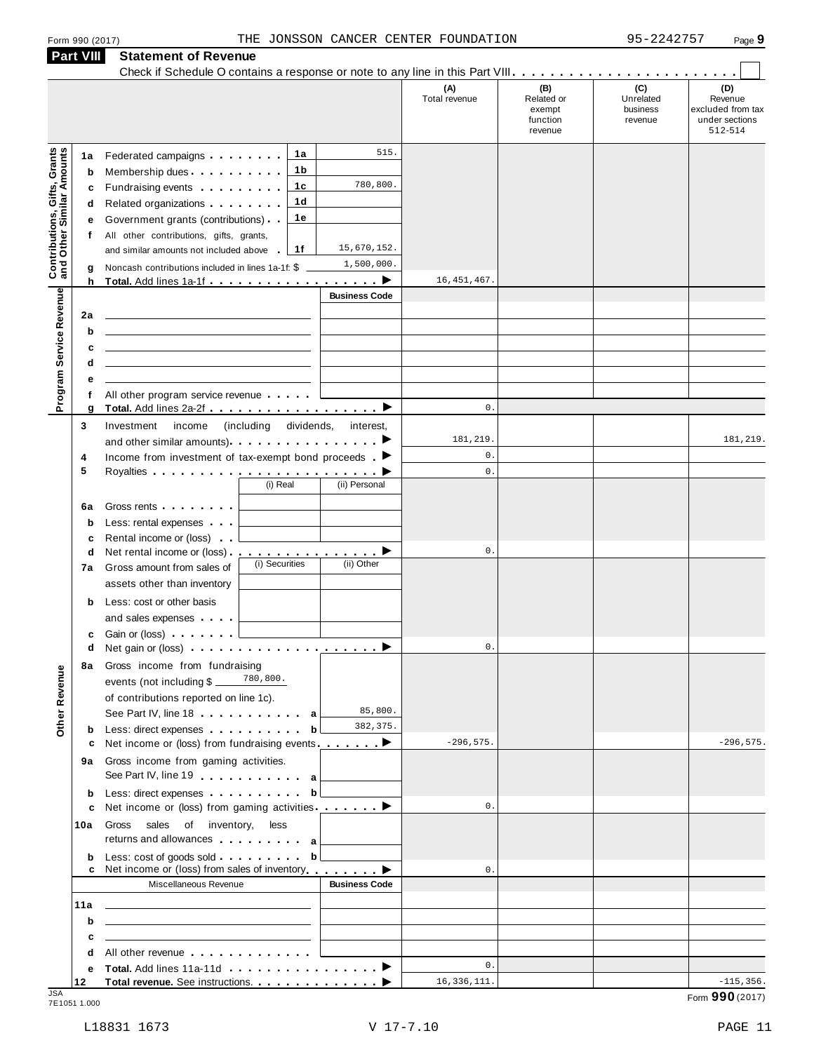Form 990 (2017) THE JONSSON CANCER CENTER FOUNDATION 95-2242757 Page **9**

## Part VIII Statement of Revenue

Check if Schedule O contains a response or note to any line in this Part VIII . . . . . . . . . . ☐

| | | | | (A) Total revenue | (B) Related or exempt function revenue | (C) Unrelated business revenue | (D) Revenue excluded from tax under sections 512-514 |
|---|---|---|---|---|---|---|---|
| **Contributions, Gifts, Grants and Other Similar Amounts** | 1a | Federated campaigns | 1a 515. | | | | |
| | b | Membership dues | 1b | | | | |
| | c | Fundraising events | 1c 780,800. | | | | |
| | d | Related organizations | 1d | | | | |
| | e | Government grants (contributions) | 1e | | | | |
| | f | All other contributions, gifts, grants, and similar amounts not included above | 1f 15,670,152. | | | | |
| | g | Noncash contributions included in lines 1a-1f: $ 1,500,000. | | | | | |
| | h | **Total.** Add lines 1a-1f ▶ | | 16,451,467. | | | |
| **Program Service Revenue** | | | **Business Code** | | | | |
| | 2a | | | | | | |
| | b | | | | | | |
| | c | | | | | | |
| | d | | | | | | |
| | e | | | | | | |
| | f | All other program service revenue | | | | | |
| | g | **Total.** Add lines 2a-2f ▶ | | 0. | | | |
| **Other Revenue** | 3 | Investment income (including dividends, interest, and other similar amounts) ▶ | | 181,219. | | | 181,219. |
| | 4 | Income from investment of tax-exempt bond proceeds ▶ | | 0. | | | |
| | 5 | Royalties ▶ | | 0. | | | |
| | | | (i) Real / (ii) Personal | | | | |
| | 6a | Gross rents | | | | | |
| | b | Less: rental expenses | | | | | |
| | c | Rental income or (loss) | | | | | |
| | d | Net rental income or (loss) ▶ | | 0. | | | |
| | | | (i) Securities / (ii) Other | | | | |
| | 7a | Gross amount from sales of assets other than inventory | | | | | |
| | b | Less: cost or other basis and sales expenses | | | | | |
| | c | Gain or (loss) | | | | | |
| | d | Net gain or (loss) ▶ | | 0. | | | |
| | 8a | Gross income from fundraising events (not including $ 780,800. of contributions reported on line 1c). See Part IV, line 18 | a 85,800. | | | | |
| | b | Less: direct expenses | b 382,375. | | | | |
| | c | Net income or (loss) from fundraising events ▶ | | -296,575. | | | -296,575. |
| | 9a | Gross income from gaming activities. See Part IV, line 19 | a | | | | |
| | b | Less: direct expenses | b | | | | |
| | c | Net income or (loss) from gaming activities ▶ | | 0. | | | |
| | 10a | Gross sales of inventory, less returns and allowances | a | | | | |
| | b | Less: cost of goods sold | b | | | | |
| | c | Net income or (loss) from sales of inventory ▶ | | 0. | | | |
| | | Miscellaneous Revenue | **Business Code** | | | | |
| | 11a | | | | | | |
| | b | | | | | | |
| | c | | | | | | |
| | d | All other revenue | | | | | |
| | e | **Total.** Add lines 11a-11d ▶ | | 0. | | | |
| | 12 | **Total revenue.** See instructions. ▶ | | 16,336,111. | | | -115,356. |

Form **990** (2017)

JSA 7E1051 1.000

L18831 1673 V 17-7.10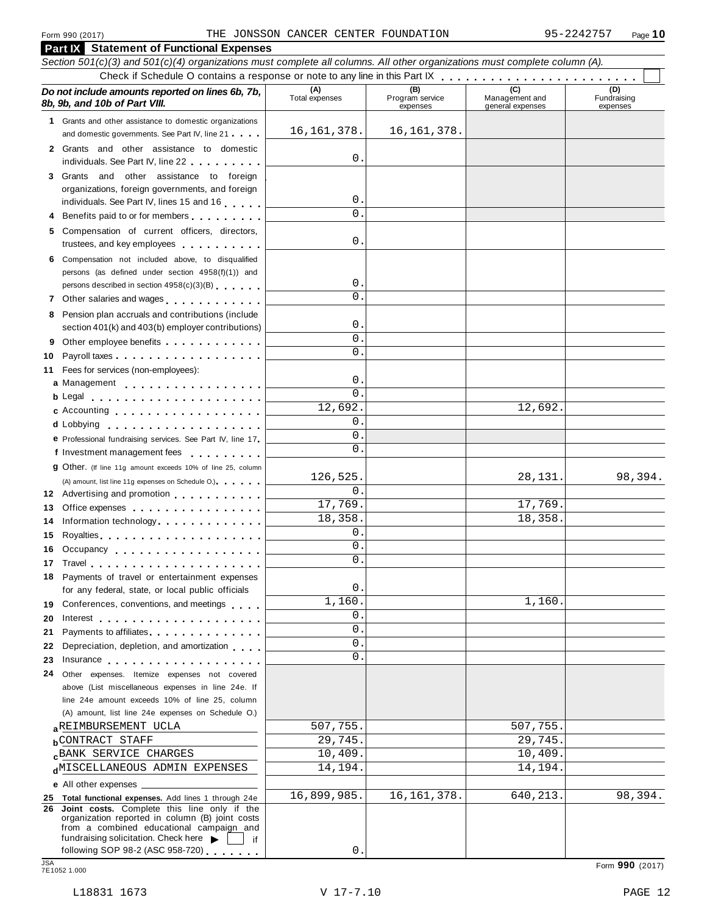Form 990 (2017) THE JONSSON CANCER CENTER FOUNDATION 95-2242757

## Part IX Statement of Functional Expenses

*Section 501(c)(3) and 501(c)(4) organizations must complete all columns. All other organizations must complete column (A).*

Check if Schedule O contains a response or note to any line in this Part IX . . . . . . . . . . . . . . . . . . . . . . . . ☐

| *Do not include amounts reported on lines 6b, 7b, 8b, 9b, and 10b of Part VIII.* | (A) Total expenses | (B) Program service expenses | (C) Management and general expenses | (D) Fundraising expenses |
|---|---|---|---|---|
| 1 Grants and other assistance to domestic organizations and domestic governments. See Part IV, line 21 | 16,161,378. | 16,161,378. | | |
| 2 Grants and other assistance to domestic individuals. See Part IV, line 22 | 0. | | | |
| 3 Grants and other assistance to foreign organizations, foreign governments, and foreign individuals. See Part IV, lines 15 and 16 | 0. | | | |
| 4 Benefits paid to or for members | 0. | | | |
| 5 Compensation of current officers, directors, trustees, and key employees | 0. | | | |
| 6 Compensation not included above, to disqualified persons (as defined under section 4958(f)(1)) and persons described in section 4958(c)(3)(B) | 0. | | | |
| 7 Other salaries and wages | 0. | | | |
| 8 Pension plan accruals and contributions (include section 401(k) and 403(b) employer contributions) | 0. | | | |
| 9 Other employee benefits | 0. | | | |
| 10 Payroll taxes | 0. | | | |
| 11 Fees for services (non-employees): | | | | |
| a Management | 0. | | | |
| b Legal | 0. | | | |
| c Accounting | 12,692. | | 12,692. | |
| d Lobbying | 0. | | | |
| e Professional fundraising services. See Part IV, line 17 | 0. | | | |
| f Investment management fees | 0. | | | |
| g Other. (If line 11g amount exceeds 10% of line 25, column (A) amount, list line 11g expenses on Schedule O.) | 126,525. | | 28,131. | 98,394. |
| 12 Advertising and promotion | 0. | | | |
| 13 Office expenses | 17,769. | | 17,769. | |
| 14 Information technology | 18,358. | | 18,358. | |
| 15 Royalties | 0. | | | |
| 16 Occupancy | 0. | | | |
| 17 Travel | 0. | | | |
| 18 Payments of travel or entertainment expenses for any federal, state, or local public officials | 0. | | | |
| 19 Conferences, conventions, and meetings | 1,160. | | 1,160. | |
| 20 Interest | 0. | | | |
| 21 Payments to affiliates | 0. | | | |
| 22 Depreciation, depletion, and amortization | 0. | | | |
| 23 Insurance | 0. | | | |
| 24 Other expenses. Itemize expenses not covered above (List miscellaneous expenses in line 24e. If line 24e amount exceeds 10% of line 25, column (A) amount, list line 24e expenses on Schedule O.) | | | | |
| a REIMBURSEMENT UCLA | 507,755. | | 507,755. | |
| b CONTRACT STAFF | 29,745. | | 29,745. | |
| c BANK SERVICE CHARGES | 10,409. | | 10,409. | |
| d MISCELLANEOUS ADMIN EXPENSES | 14,194. | | 14,194. | |
| e All other expenses | | | | |
| 25 **Total functional expenses.** Add lines 1 through 24e | 16,899,985. | 16,161,378. | 640,213. | 98,394. |
| 26 **Joint costs.** Complete this line only if the organization reported in column (B) joint costs from a combined educational campaign and fundraising solicitation. Check here ▶ ☐ if following SOP 98-2 (ASC 958-720) | 0. | | | |

Form **990** (2017)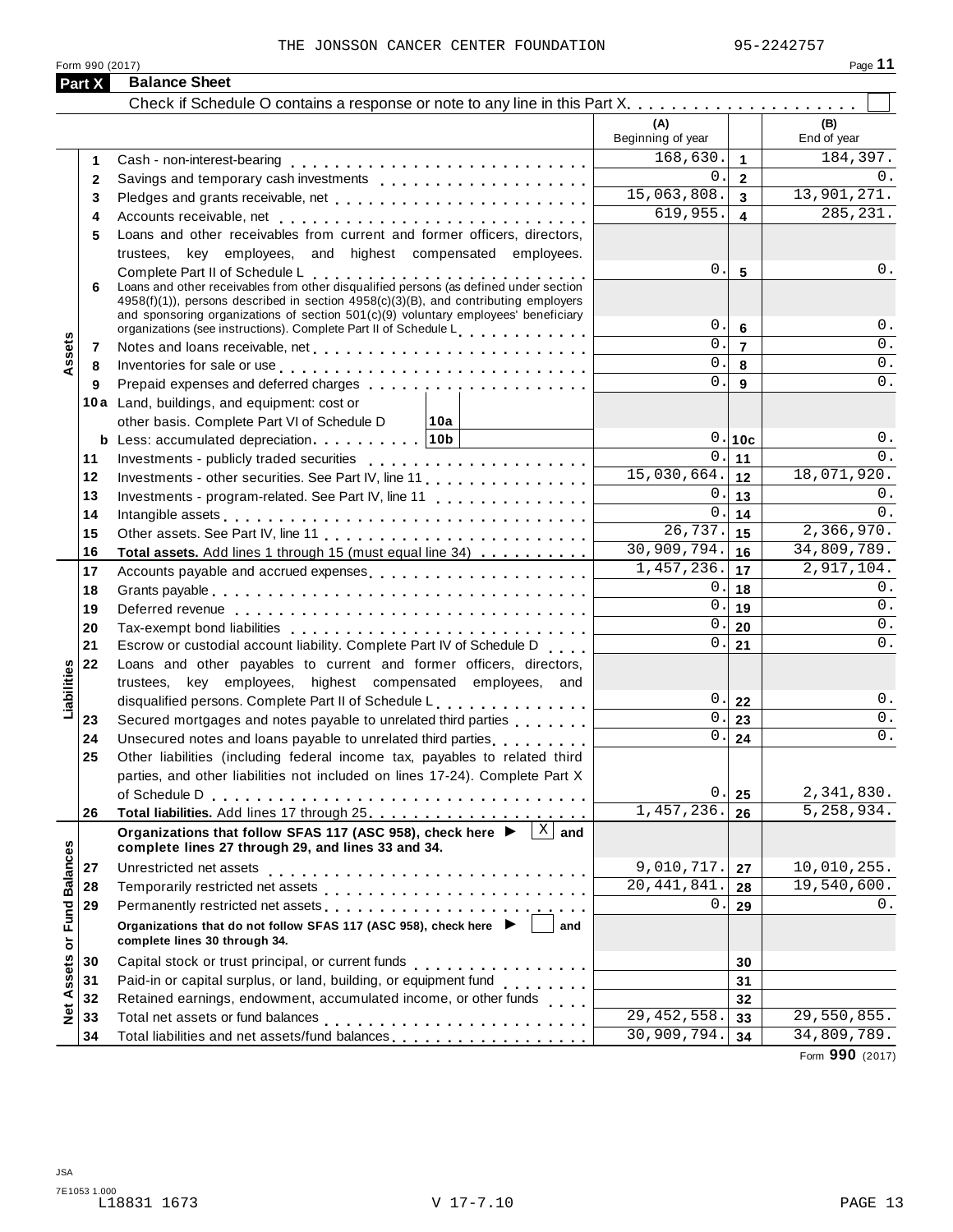THE JONSSON CANCER CENTER FOUNDATION 95-2242757

Form 990 (2017) Page 11

## Part X Balance Sheet

Check if Schedule O contains a response or note to any line in this Part X . . . . . . . . . . . . . . . . . . . . ☐

| | | | (A) Beginning of year | | (B) End of year |
|---|---|---|---|---|---|
| **Assets** | 1 | Cash - non-interest-bearing | 168,630. | 1 | 184,397. |
| | 2 | Savings and temporary cash investments | 0. | 2 | 0. |
| | 3 | Pledges and grants receivable, net | 15,063,808. | 3 | 13,901,271. |
| | 4 | Accounts receivable, net | 619,955. | 4 | 285,231. |
| | 5 | Loans and other receivables from current and former officers, directors, trustees, key employees, and highest compensated employees. Complete Part II of Schedule L | 0. | 5 | 0. |
| | 6 | Loans and other receivables from other disqualified persons (as defined under section 4958(f)(1)), persons described in section 4958(c)(3)(B), and contributing employers and sponsoring organizations of section 501(c)(9) voluntary employees' beneficiary organizations (see instructions). Complete Part II of Schedule L | 0. | 6 | 0. |
| | 7 | Notes and loans receivable, net | 0. | 7 | 0. |
| | 8 | Inventories for sale or use | 0. | 8 | 0. |
| | 9 | Prepaid expenses and deferred charges | 0. | 9 | 0. |
| | 10a | Land, buildings, and equipment: cost or other basis. Complete Part VI of Schedule D — 10a | | | |
| | b | Less: accumulated depreciation — 10b | 0. | 10c | 0. |
| | 11 | Investments - publicly traded securities | 0. | 11 | 0. |
| | 12 | Investments - other securities. See Part IV, line 11 | 15,030,664. | 12 | 18,071,920. |
| | 13 | Investments - program-related. See Part IV, line 11 | 0. | 13 | 0. |
| | 14 | Intangible assets | 0. | 14 | 0. |
| | 15 | Other assets. See Part IV, line 11 | 26,737. | 15 | 2,366,970. |
| | 16 | **Total assets.** Add lines 1 through 15 (must equal line 34) | 30,909,794. | 16 | 34,809,789. |
| **Liabilities** | 17 | Accounts payable and accrued expenses | 1,457,236. | 17 | 2,917,104. |
| | 18 | Grants payable | 0. | 18 | 0. |
| | 19 | Deferred revenue | 0. | 19 | 0. |
| | 20 | Tax-exempt bond liabilities | 0. | 20 | 0. |
| | 21 | Escrow or custodial account liability. Complete Part IV of Schedule D | 0. | 21 | 0. |
| | 22 | Loans and other payables to current and former officers, directors, trustees, key employees, highest compensated employees, and disqualified persons. Complete Part II of Schedule L | 0. | 22 | 0. |
| | 23 | Secured mortgages and notes payable to unrelated third parties | 0. | 23 | 0. |
| | 24 | Unsecured notes and loans payable to unrelated third parties | 0. | 24 | 0. |
| | 25 | Other liabilities (including federal income tax, payables to related third parties, and other liabilities not included on lines 17-24). Complete Part X of Schedule D | 0. | 25 | 2,341,830. |
| | 26 | **Total liabilities.** Add lines 17 through 25 | 1,457,236. | 26 | 5,258,934. |
| **Net Assets or Fund Balances** | | **Organizations that follow SFAS 117 (ASC 958), check here ▶ ☒ and complete lines 27 through 29, and lines 33 and 34.** | | | |
| | 27 | Unrestricted net assets | 9,010,717. | 27 | 10,010,255. |
| | 28 | Temporarily restricted net assets | 20,441,841. | 28 | 19,540,600. |
| | 29 | Permanently restricted net assets | 0. | 29 | 0. |
| | | **Organizations that do not follow SFAS 117 (ASC 958), check here ▶ ☐ and complete lines 30 through 34.** | | | |
| | 30 | Capital stock or trust principal, or current funds | | 30 | |
| | 31 | Paid-in or capital surplus, or land, building, or equipment fund | | 31 | |
| | 32 | Retained earnings, endowment, accumulated income, or other funds | | 32 | |
| | 33 | Total net assets or fund balances | 29,452,558. | 33 | 29,550,855. |
| | 34 | Total liabilities and net assets/fund balances | 30,909,794. | 34 | 34,809,789. |

Form **990** (2017)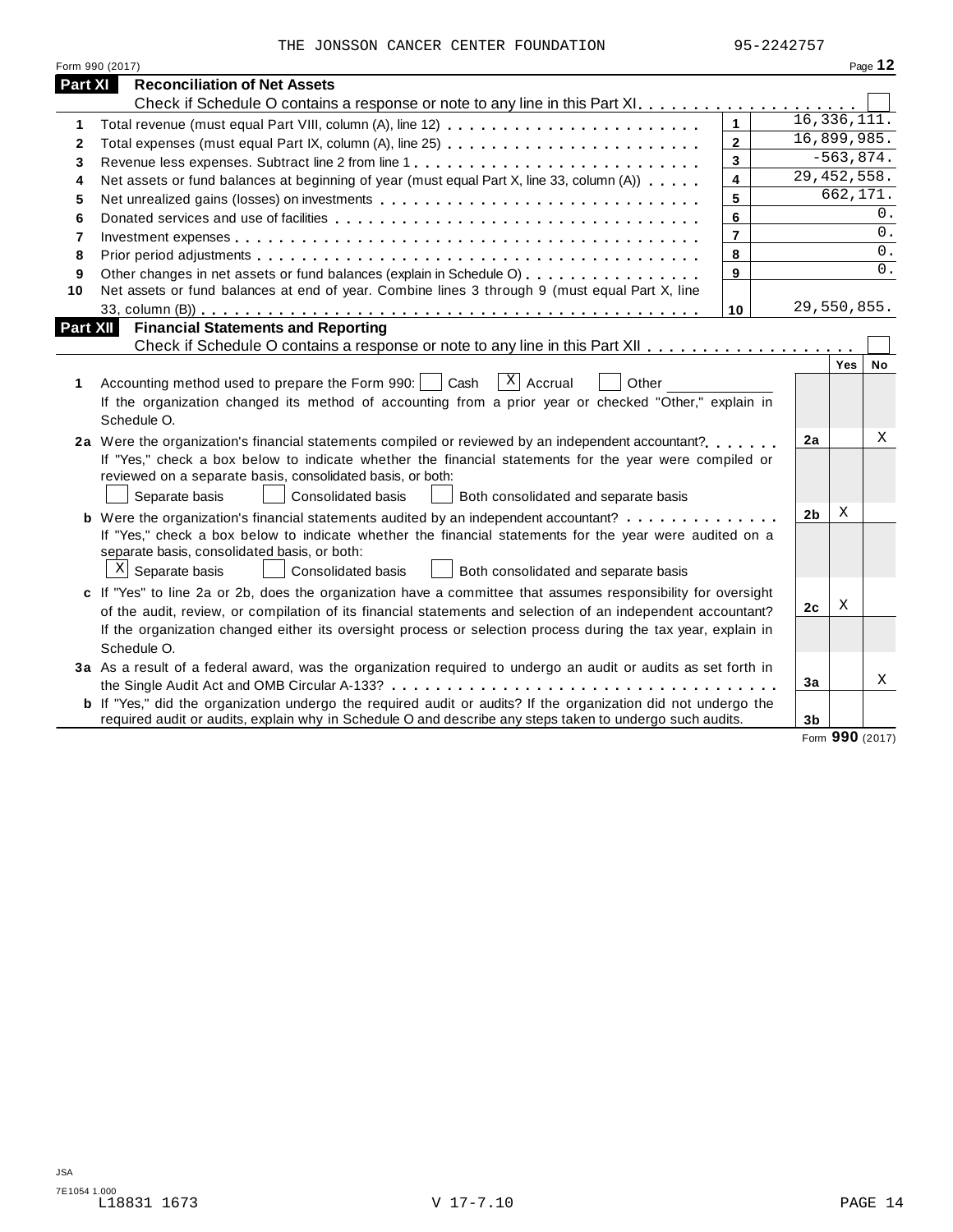THE JONSSON CANCER CENTER FOUNDATION 95-2242757

Form 990 (2017)

## Part XI Reconciliation of Net Assets

Check if Schedule O contains a response or note to any line in this Part XI . . . . . . . . . . . . . . . . . . . . ☐

| | | | |
|---|---|---|---|
| 1 | Total revenue (must equal Part VIII, column (A), line 12) | 1 | 16,336,111. |
| 2 | Total expenses (must equal Part IX, column (A), line 25) | 2 | 16,899,985. |
| 3 | Revenue less expenses. Subtract line 2 from line 1 | 3 | -563,874. |
| 4 | Net assets or fund balances at beginning of year (must equal Part X, line 33, column (A)) | 4 | 29,452,558. |
| 5 | Net unrealized gains (losses) on investments | 5 | 662,171. |
| 6 | Donated services and use of facilities | 6 | 0. |
| 7 | Investment expenses | 7 | 0. |
| 8 | Prior period adjustments | 8 | 0. |
| 9 | Other changes in net assets or fund balances (explain in Schedule O) | 9 | 0. |
| 10 | Net assets or fund balances at end of year. Combine lines 3 through 9 (must equal Part X, line 33, column (B)) | 10 | 29,550,855. |

## Part XII Financial Statements and Reporting

Check if Schedule O contains a response or note to any line in this Part XII . . . . . . . . . . . . . . . . . . ☐

| | | | Yes | No |
|---|---|---|---|---|
| 1 | Accounting method used to prepare the Form 990: ☐ Cash ☒ Accrual ☐ Other<br>If the organization changed its method of accounting from a prior year or checked "Other," explain in Schedule O. | | | |
| 2a | Were the organization's financial statements compiled or reviewed by an independent accountant?<br>If "Yes," check a box below to indicate whether the financial statements for the year were compiled or reviewed on a separate basis, consolidated basis, or both:<br>☐ Separate basis ☐ Consolidated basis ☐ Both consolidated and separate basis | 2a | | X |
| b | Were the organization's financial statements audited by an independent accountant?<br>If "Yes," check a box below to indicate whether the financial statements for the year were audited on a separate basis, consolidated basis, or both:<br>☒ Separate basis ☐ Consolidated basis ☐ Both consolidated and separate basis | 2b | X | |
| c | If "Yes" to line 2a or 2b, does the organization have a committee that assumes responsibility for oversight of the audit, review, or compilation of its financial statements and selection of an independent accountant?<br>If the organization changed either its oversight process or selection process during the tax year, explain in Schedule O. | 2c | X | |
| 3a | As a result of a federal award, was the organization required to undergo an audit or audits as set forth in the Single Audit Act and OMB Circular A-133? | 3a | | X |
| b | If "Yes," did the organization undergo the required audit or audits? If the organization did not undergo the required audit or audits, explain why in Schedule O and describe any steps taken to undergo such audits. | 3b | | |

Form **990** (2017)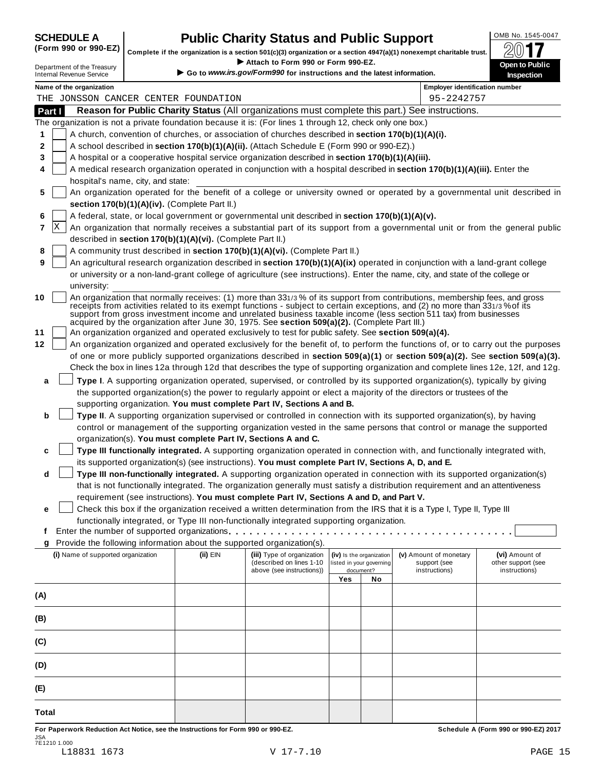**SCHEDULE A**
**(Form 990 or 990-EZ)**

Department of the Treasury
Internal Revenue Service

# Public Charity Status and Public Support

**Complete if the organization is a section 501(c)(3) organization or a section 4947(a)(1) nonexempt charitable trust.**
▶ **Attach to Form 990 or Form 990-EZ.**
▶ **Go to *www.irs.gov/Form990* for instructions and the latest information.**

OMB No. 1545-0047
**2017**
**Open to Public Inspection**

**Name of the organization**
THE JONSSON CANCER CENTER FOUNDATION

**Employer identification number**
95-2242757

## Part I — Reason for Public Charity Status (All organizations must complete this part.) See instructions.

The organization is not a private foundation because it is: (For lines 1 through 12, check only one box.)

1. [ ] A church, convention of churches, or association of churches described in **section 170(b)(1)(A)(i).**
2. [ ] A school described in **section 170(b)(1)(A)(ii).** (Attach Schedule E (Form 990 or 990-EZ).)
3. [ ] A hospital or a cooperative hospital service organization described in **section 170(b)(1)(A)(iii).**
4. [ ] A medical research organization operated in conjunction with a hospital described in **section 170(b)(1)(A)(iii).** Enter the hospital's name, city, and state:
5. [ ] An organization operated for the benefit of a college or university owned or operated by a governmental unit described in **section 170(b)(1)(A)(iv).** (Complete Part II.)
6. [ ] A federal, state, or local government or governmental unit described in **section 170(b)(1)(A)(v).**
7. [X] An organization that normally receives a substantial part of its support from a governmental unit or from the general public described in **section 170(b)(1)(A)(vi).** (Complete Part II.)
8. [ ] A community trust described in **section 170(b)(1)(A)(vi).** (Complete Part II.)
9. [ ] An agricultural research organization described in **section 170(b)(1)(A)(ix)** operated in conjunction with a land-grant college or university or a non-land-grant college of agriculture (see instructions). Enter the name, city, and state of the college or university:
10. [ ] An organization that normally receives: (1) more than 33 1/3 % of its support from contributions, membership fees, and gross receipts from activities related to its exempt functions - subject to certain exceptions, and (2) no more than 33 1/3 % of its support from gross investment income and unrelated business taxable income (less section 511 tax) from businesses acquired by the organization after June 30, 1975. See **section 509(a)(2).** (Complete Part III.)
11. [ ] An organization organized and operated exclusively to test for public safety. See **section 509(a)(4).**
12. [ ] An organization organized and operated exclusively for the benefit of, to perform the functions of, or to carry out the purposes of one or more publicly supported organizations described in **section 509(a)(1)** or **section 509(a)(2).** See **section 509(a)(3).** Check the box in lines 12a through 12d that describes the type of supporting organization and complete lines 12e, 12f, and 12g.
   - **a** [ ] **Type I**. A supporting organization operated, supervised, or controlled by its supported organization(s), typically by giving the supported organization(s) the power to regularly appoint or elect a majority of the directors or trustees of the supporting organization. **You must complete Part IV, Sections A and B.**
   - **b** [ ] **Type II**. A supporting organization supervised or controlled in connection with its supported organization(s), by having control or management of the supporting organization vested in the same persons that control or manage the supported organization(s). **You must complete Part IV, Sections A and C.**
   - **c** [ ] **Type III functionally integrated.** A supporting organization operated in connection with, and functionally integrated with, its supported organization(s) (see instructions). **You must complete Part IV, Sections A, D, and E.**
   - **d** [ ] **Type III non-functionally integrated.** A supporting organization operated in connection with its supported organization(s) that is not functionally integrated. The organization generally must satisfy a distribution requirement and an attentiveness requirement (see instructions). **You must complete Part IV, Sections A and D, and Part V.**
   - **e** [ ] Check this box if the organization received a written determination from the IRS that it is a Type I, Type II, Type III functionally integrated, or Type III non-functionally integrated supporting organization.
   - **f** Enter the number of supported organizations . . . . . . . . . .
   - **g** Provide the following information about the supported organization(s).

| (i) Name of supported organization | (ii) EIN | (iii) Type of organization (described on lines 1-10 above (see instructions)) | (iv) Is the organization listed in your governing document? Yes | No | (v) Amount of monetary support (see instructions) | (vi) Amount of other support (see instructions) |
|---|---|---|---|---|---|---|
| (A) | | | | | | |
| (B) | | | | | | |
| (C) | | | | | | |
| (D) | | | | | | |
| (E) | | | | | | |
| **Total** | | | | | | |

**For Paperwork Reduction Act Notice, see the Instructions for Form 990 or 990-EZ.** **Schedule A (Form 990 or 990-EZ) 2017**

JSA
7E1210 1.000
L18831 1673 V 17-7.10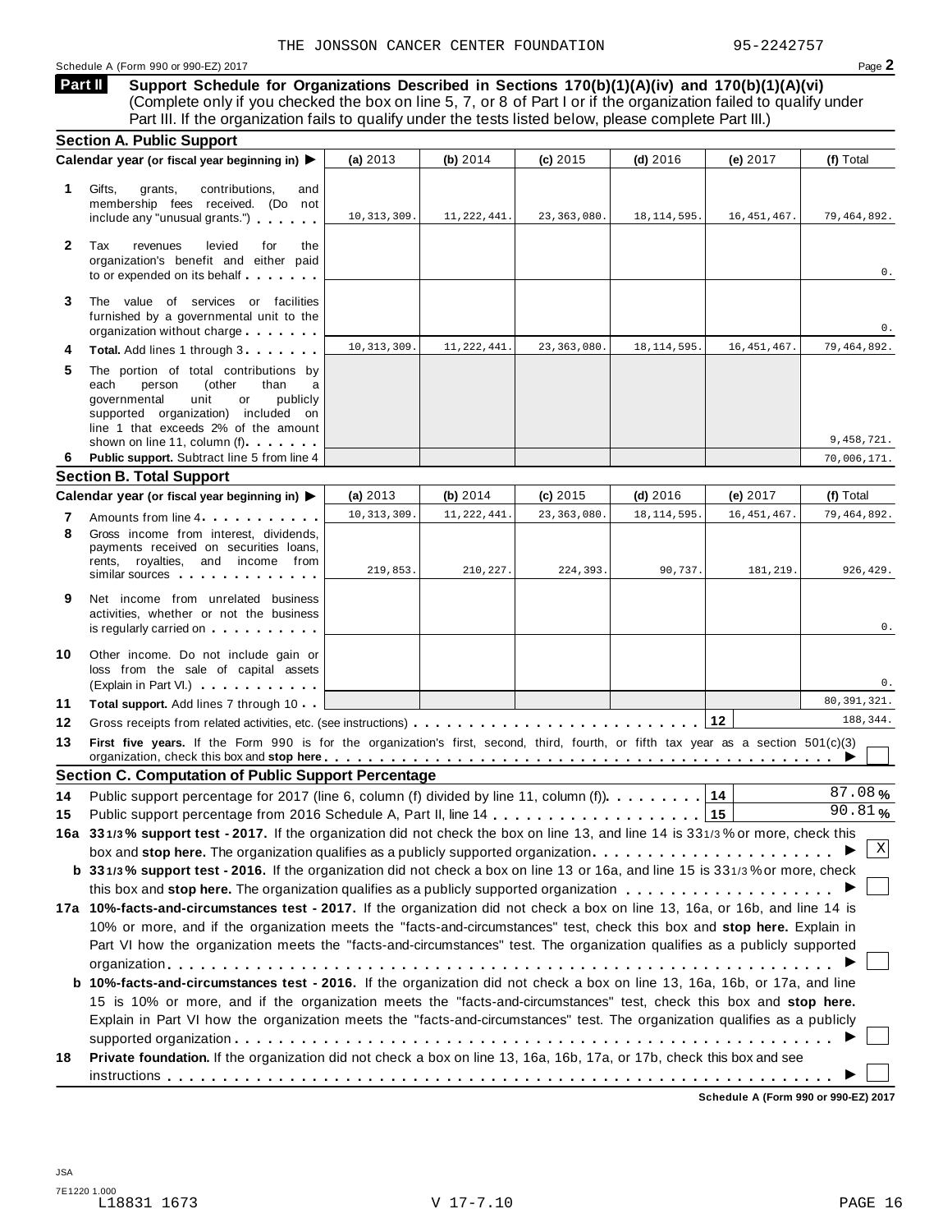THE JONSSON CANCER CENTER FOUNDATION 95-2242757

Schedule A (Form 990 or 990-EZ) 2017

**Part II** **Support Schedule for Organizations Described in Sections 170(b)(1)(A)(iv) and 170(b)(1)(A)(vi)** (Complete only if you checked the box on line 5, 7, or 8 of Part I or if the organization failed to qualify under Part III. If the organization fails to qualify under the tests listed below, please complete Part III.)

### Section A. Public Support

| Calendar year (or fiscal year beginning in) ▶ | (a) 2013 | (b) 2014 | (c) 2015 | (d) 2016 | (e) 2017 | (f) Total |
|---|---|---|---|---|---|---|
| **1** Gifts, grants, contributions, and membership fees received. (Do not include any "unusual grants.") | 10,313,309. | 11,222,441. | 23,363,080. | 18,114,595. | 16,451,467. | 79,464,892. |
| **2** Tax revenues levied for the organization's benefit and either paid to or expended on its behalf | | | | | | 0. |
| **3** The value of services or facilities furnished by a governmental unit to the organization without charge | | | | | | 0. |
| **4** **Total.** Add lines 1 through 3 | 10,313,309. | 11,222,441. | 23,363,080. | 18,114,595. | 16,451,467. | 79,464,892. |
| **5** The portion of total contributions by each person (other than a governmental unit or publicly supported organization) included on line 1 that exceeds 2% of the amount shown on line 11, column (f) | | | | | | 9,458,721. |
| **6** **Public support.** Subtract line 5 from line 4 | | | | | | 70,006,171. |

### Section B. Total Support

| Calendar year (or fiscal year beginning in) ▶ | (a) 2013 | (b) 2014 | (c) 2015 | (d) 2016 | (e) 2017 | (f) Total |
|---|---|---|---|---|---|---|
| **7** Amounts from line 4 | 10,313,309. | 11,222,441. | 23,363,080. | 18,114,595. | 16,451,467. | 79,464,892. |
| **8** Gross income from interest, dividends, payments received on securities loans, rents, royalties, and income from similar sources | 219,853. | 210,227. | 224,393. | 90,737. | 181,219. | 926,429. |
| **9** Net income from unrelated business activities, whether or not the business is regularly carried on | | | | | | 0. |
| **10** Other income. Do not include gain or loss from the sale of capital assets (Explain in Part VI.) | | | | | | 0. |
| **11** **Total support.** Add lines 7 through 10 | | | | | | 80,391,321. |

**12** Gross receipts from related activities, etc. (see instructions) **12** 188,344.

**13** **First five years.** If the Form 990 is for the organization's first, second, third, fourth, or fifth tax year as a section 501(c)(3) organization, check this box and **stop here** ▶ ☐

### Section C. Computation of Public Support Percentage

**14** Public support percentage for 2017 (line 6, column (f) divided by line 11, column (f)) **14** 87.08 %

**15** Public support percentage from 2016 Schedule A, Part II, line 14 **15** 90.81 %

**16a** **33 1/3 % support test - 2017.** If the organization did not check the box on line 13, and line 14 is 33 1/3 % or more, check this box and **stop here.** The organization qualifies as a publicly supported organization ▶ ☒

**b** **33 1/3 % support test - 2016.** If the organization did not check a box on line 13 or 16a, and line 15 is 33 1/3 % or more, check this box and **stop here.** The organization qualifies as a publicly supported organization ▶ ☐

**17a** **10%-facts-and-circumstances test - 2017.** If the organization did not check a box on line 13, 16a, or 16b, and line 14 is 10% or more, and if the organization meets the "facts-and-circumstances" test, check this box and **stop here.** Explain in Part VI how the organization meets the "facts-and-circumstances" test. The organization qualifies as a publicly supported organization ▶ ☐

**b** **10%-facts-and-circumstances test - 2016.** If the organization did not check a box on line 13, 16a, 16b, or 17a, and line 15 is 10% or more, and if the organization meets the "facts-and-circumstances" test, check this box and **stop here.** Explain in Part VI how the organization meets the "facts-and-circumstances" test. The organization qualifies as a publicly supported organization ▶ ☐

**18** **Private foundation.** If the organization did not check a box on line 13, 16a, 16b, 17a, or 17b, check this box and see instructions ▶ ☐

**Schedule A (Form 990 or 990-EZ) 2017**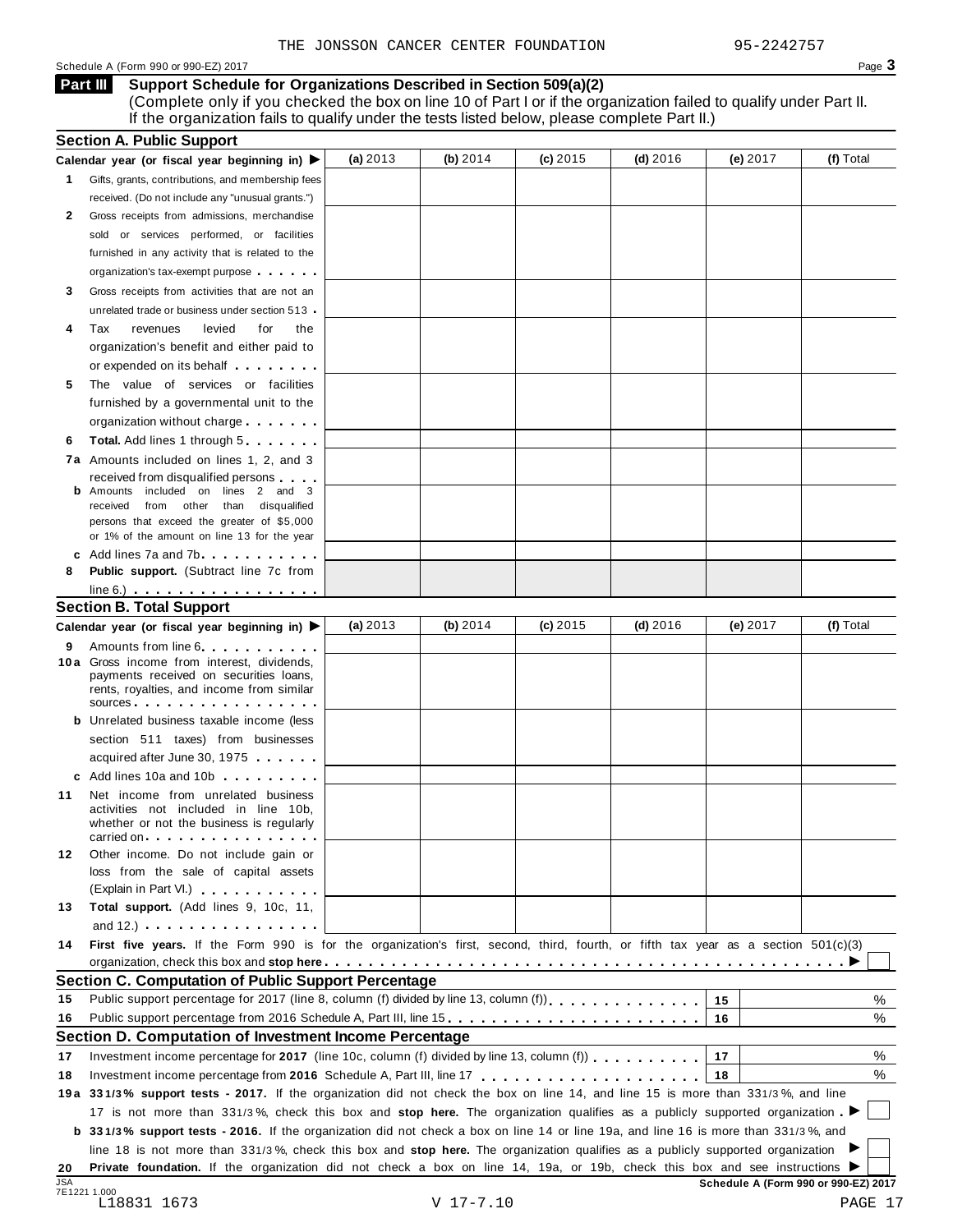THE JONSSON CANCER CENTER FOUNDATION 95-2242757

Schedule A (Form 990 or 990-EZ) 2017

**Part III** **Support Schedule for Organizations Described in Section 509(a)(2)**
(Complete only if you checked the box on line 10 of Part I or if the organization failed to qualify under Part II. If the organization fails to qualify under the tests listed below, please complete Part II.)

## Section A. Public Support

| Calendar year (or fiscal year beginning in) ▶ | (a) 2013 | (b) 2014 | (c) 2015 | (d) 2016 | (e) 2017 | (f) Total |
|---|---|---|---|---|---|---|
| **1** Gifts, grants, contributions, and membership fees received. (Do not include any "unusual grants.") | | | | | | |
| **2** Gross receipts from admissions, merchandise sold or services performed, or facilities furnished in any activity that is related to the organization's tax-exempt purpose | | | | | | |
| **3** Gross receipts from activities that are not an unrelated trade or business under section 513 | | | | | | |
| **4** Tax revenues levied for the organization's benefit and either paid to or expended on its behalf | | | | | | |
| **5** The value of services or facilities furnished by a governmental unit to the organization without charge | | | | | | |
| **6** **Total.** Add lines 1 through 5 | | | | | | |
| **7a** Amounts included on lines 1, 2, and 3 received from disqualified persons | | | | | | |
| **b** Amounts included on lines 2 and 3 received from other than disqualified persons that exceed the greater of $5,000 or 1% of the amount on line 13 for the year | | | | | | |
| **c** Add lines 7a and 7b | | | | | | |
| **8** **Public support.** (Subtract line 7c from line 6.) | | | | | | |

## Section B. Total Support

| Calendar year (or fiscal year beginning in) ▶ | (a) 2013 | (b) 2014 | (c) 2015 | (d) 2016 | (e) 2017 | (f) Total |
|---|---|---|---|---|---|---|
| **9** Amounts from line 6 | | | | | | |
| **10a** Gross income from interest, dividends, payments received on securities loans, rents, royalties, and income from similar sources | | | | | | |
| **b** Unrelated business taxable income (less section 511 taxes) from businesses acquired after June 30, 1975 | | | | | | |
| **c** Add lines 10a and 10b | | | | | | |
| **11** Net income from unrelated business activities not included in line 10b, whether or not the business is regularly carried on | | | | | | |
| **12** Other income. Do not include gain or loss from the sale of capital assets (Explain in Part VI.) | | | | | | |
| **13** **Total support.** (Add lines 9, 10c, 11, and 12.) | | | | | | |

**14** **First five years.** If the Form 990 is for the organization's first, second, third, fourth, or fifth tax year as a section 501(c)(3) organization, check this box and **stop here** ▶ ☐

## Section C. Computation of Public Support Percentage

**15** Public support percentage for 2017 (line 8, column (f) divided by line 13, column (f)) | 15 | %

**16** Public support percentage from 2016 Schedule A, Part III, line 15 | 16 | %

## Section D. Computation of Investment Income Percentage

**17** Investment income percentage for **2017** (line 10c, column (f) divided by line 13, column (f)) | 17 | %

**18** Investment income percentage from **2016** Schedule A, Part III, line 17 | 18 | %

**19a** **33 1/3% support tests - 2017.** If the organization did not check the box on line 14, and line 15 is more than 33 1/3%, and line 17 is not more than 33 1/3%, check this box and **stop here.** The organization qualifies as a publicly supported organization ▶ ☐

**b** **33 1/3% support tests - 2016.** If the organization did not check a box on line 14 or line 19a, and line 16 is more than 33 1/3%, and line 18 is not more than 33 1/3%, check this box and **stop here.** The organization qualifies as a publicly supported organization ▶ ☐

**20** **Private foundation.** If the organization did not check a box on line 14, 19a, or 19b, check this box and see instructions ▶ ☐

JSA 7E1221 1.000 L18831 1673 V 17-7.10

**Schedule A (Form 990 or 990-EZ) 2017**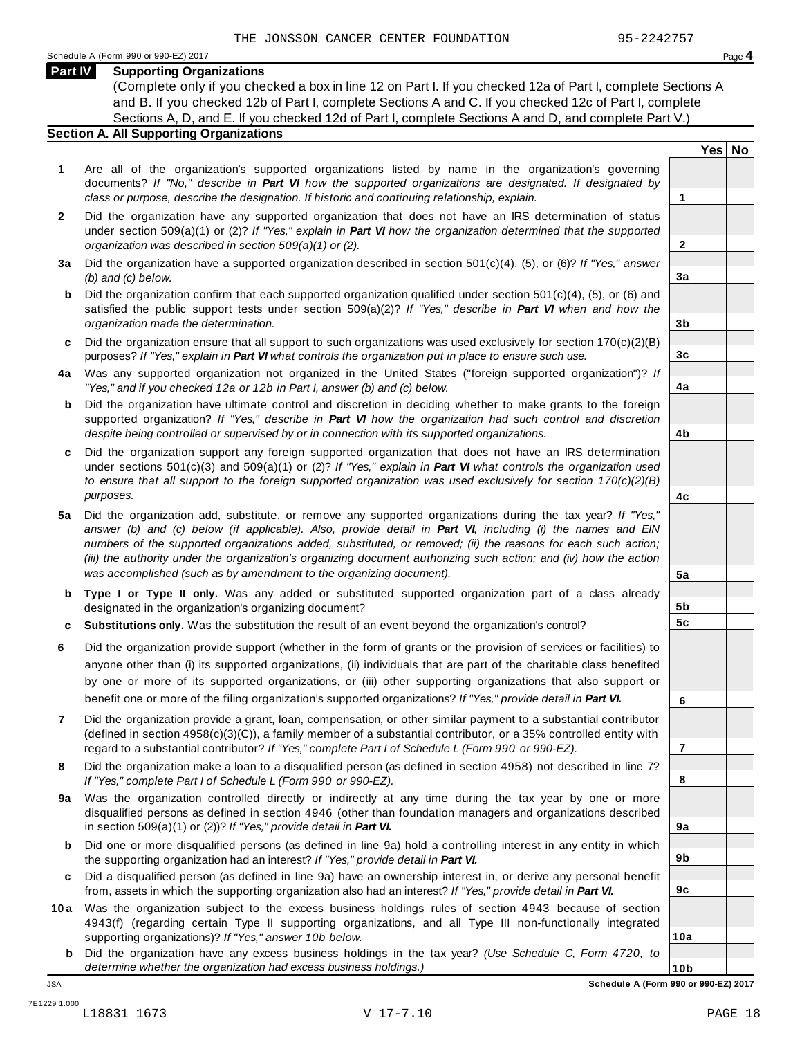THE JONSSON CANCER CENTER FOUNDATION 95-2242757

Schedule A (Form 990 or 990-EZ) 2017

## Part IV Supporting Organizations

(Complete only if you checked a box in line 12 on Part I. If you checked 12a of Part I, complete Sections A and B. If you checked 12b of Part I, complete Sections A and C. If you checked 12c of Part I, complete Sections A, D, and E. If you checked 12d of Part I, complete Sections A and D, and complete Part V.)

### Section A. All Supporting Organizations

| | | | Yes | No |
|---|---|---|---|---|
| **1** | Are all of the organization's supported organizations listed by name in the organization's governing documents? *If "No," describe in **Part VI** how the supported organizations are designated. If designated by class or purpose, describe the designation. If historic and continuing relationship, explain.* | 1 | | |
| **2** | Did the organization have any supported organization that does not have an IRS determination of status under section 509(a)(1) or (2)? *If "Yes," explain in **Part VI** how the organization determined that the supported organization was described in section 509(a)(1) or (2).* | 2 | | |
| **3a** | Did the organization have a supported organization described in section 501(c)(4), (5), or (6)? *If "Yes," answer (b) and (c) below.* | 3a | | |
| **b** | Did the organization confirm that each supported organization qualified under section 501(c)(4), (5), or (6) and satisfied the public support tests under section 509(a)(2)? *If "Yes," describe in **Part VI** when and how the organization made the determination.* | 3b | | |
| **c** | Did the organization ensure that all support to such organizations was used exclusively for section 170(c)(2)(B) purposes? *If "Yes," explain in **Part VI** what controls the organization put in place to ensure such use.* | 3c | | |
| **4a** | Was any supported organization not organized in the United States ("foreign supported organization")? *If "Yes," and if you checked 12a or 12b in Part I, answer (b) and (c) below.* | 4a | | |
| **b** | Did the organization have ultimate control and discretion in deciding whether to make grants to the foreign supported organization? *If "Yes," describe in **Part VI** how the organization had such control and discretion despite being controlled or supervised by or in connection with its supported organizations.* | 4b | | |
| **c** | Did the organization support any foreign supported organization that does not have an IRS determination under sections 501(c)(3) and 509(a)(1) or (2)? *If "Yes," explain in **Part VI** what controls the organization used to ensure that all support to the foreign supported organization was used exclusively for section 170(c)(2)(B) purposes.* | 4c | | |
| **5a** | Did the organization add, substitute, or remove any supported organizations during the tax year? *If "Yes," answer (b) and (c) below (if applicable). Also, provide detail in **Part VI**, including (i) the names and EIN numbers of the supported organizations added, substituted, or removed; (ii) the reasons for each such action; (iii) the authority under the organization's organizing document authorizing such action; and (iv) how the action was accomplished (such as by amendment to the organizing document).* | 5a | | |
| **b** | **Type I or Type II only.** Was any added or substituted supported organization part of a class already designated in the organization's organizing document? | 5b | | |
| **c** | **Substitutions only.** Was the substitution the result of an event beyond the organization's control? | 5c | | |
| **6** | Did the organization provide support (whether in the form of grants or the provision of services or facilities) to anyone other than (i) its supported organizations, (ii) individuals that are part of the charitable class benefited by one or more of its supported organizations, or (iii) other supporting organizations that also support or benefit one or more of the filing organization's supported organizations? *If "Yes," provide detail in **Part VI.*** | 6 | | |
| **7** | Did the organization provide a grant, loan, compensation, or other similar payment to a substantial contributor (defined in section 4958(c)(3)(C)), a family member of a substantial contributor, or a 35% controlled entity with regard to a substantial contributor? *If "Yes," complete Part I of Schedule L (Form 990 or 990-EZ).* | 7 | | |
| **8** | Did the organization make a loan to a disqualified person (as defined in section 4958) not described in line 7? *If "Yes," complete Part I of Schedule L (Form 990 or 990-EZ).* | 8 | | |
| **9a** | Was the organization controlled directly or indirectly at any time during the tax year by one or more disqualified persons as defined in section 4946 (other than foundation managers and organizations described in section 509(a)(1) or (2))? *If "Yes," provide detail in **Part VI.*** | 9a | | |
| **b** | Did one or more disqualified persons (as defined in line 9a) hold a controlling interest in any entity in which the supporting organization had an interest? *If "Yes," provide detail in **Part VI.*** | 9b | | |
| **c** | Did a disqualified person (as defined in line 9a) have an ownership interest in, or derive any personal benefit from, assets in which the supporting organization also had an interest? *If "Yes," provide detail in **Part VI.*** | 9c | | |
| **10a** | Was the organization subject to the excess business holdings rules of section 4943 because of section 4943(f) (regarding certain Type II supporting organizations, and all Type III non-functionally integrated supporting organizations)? *If "Yes," answer 10b below.* | 10a | | |
| **b** | Did the organization have any excess business holdings in the tax year? *(Use Schedule C, Form 4720, to determine whether the organization had excess business holdings.)* | 10b | | |

Schedule A (Form 990 or 990-EZ) 2017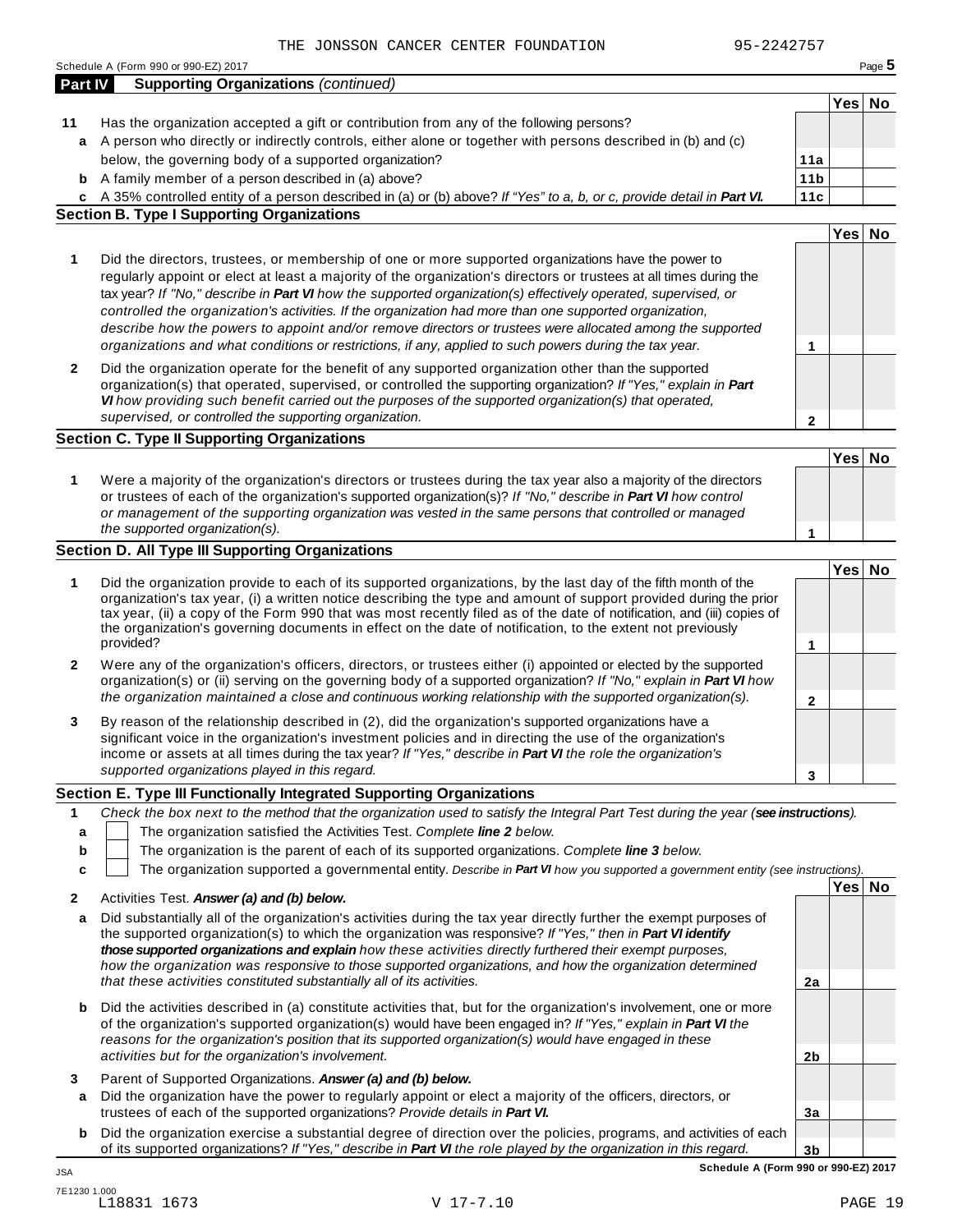THE JONSSON CANCER CENTER FOUNDATION 95-2242757

Schedule A (Form 990 or 990-EZ) 2017

## Part IV Supporting Organizations *(continued)*

| | | | Yes | No |
|---|---|---|---|---|
| **11** | Has the organization accepted a gift or contribution from any of the following persons? | | | |
| **a** | A person who directly or indirectly controls, either alone or together with persons described in (b) and (c) below, the governing body of a supported organization? | **11a** | | |
| **b** | A family member of a person described in (a) above? | **11b** | | |
| **c** | A 35% controlled entity of a person described in (a) or (b) above? *If "Yes" to a, b, or c, provide detail in **Part VI.*** | **11c** | | |

### Section B. Type I Supporting Organizations

| | | | Yes | No |
|---|---|---|---|---|
| **1** | Did the directors, trustees, or membership of one or more supported organizations have the power to regularly appoint or elect at least a majority of the organization's directors or trustees at all times during the tax year? *If "No," describe in **Part VI** how the supported organization(s) effectively operated, supervised, or controlled the organization's activities. If the organization had more than one supported organization, describe how the powers to appoint and/or remove directors or trustees were allocated among the supported organizations and what conditions or restrictions, if any, applied to such powers during the tax year.* | **1** | | |
| **2** | Did the organization operate for the benefit of any supported organization other than the supported organization(s) that operated, supervised, or controlled the supporting organization? *If "Yes," explain in **Part VI** how providing such benefit carried out the purposes of the supported organization(s) that operated, supervised, or controlled the supporting organization.* | **2** | | |

### Section C. Type II Supporting Organizations

| | | | Yes | No |
|---|---|---|---|---|
| **1** | Were a majority of the organization's directors or trustees during the tax year also a majority of the directors or trustees of each of the organization's supported organization(s)? *If "No," describe in **Part VI** how control or management of the supporting organization was vested in the same persons that controlled or managed the supported organization(s).* | **1** | | |

### Section D. All Type III Supporting Organizations

| | | | Yes | No |
|---|---|---|---|---|
| **1** | Did the organization provide to each of its supported organizations, by the last day of the fifth month of the organization's tax year, (i) a written notice describing the type and amount of support provided during the prior tax year, (ii) a copy of the Form 990 that was most recently filed as of the date of notification, and (iii) copies of the organization's governing documents in effect on the date of notification, to the extent not previously provided? | **1** | | |
| **2** | Were any of the organization's officers, directors, or trustees either (i) appointed or elected by the supported organization(s) or (ii) serving on the governing body of a supported organization? *If "No," explain in **Part VI** how the organization maintained a close and continuous working relationship with the supported organization(s).* | **2** | | |
| **3** | By reason of the relationship described in (2), did the organization's supported organizations have a significant voice in the organization's investment policies and in directing the use of the organization's income or assets at all times during the tax year? *If "Yes," describe in **Part VI** the role the organization's supported organizations played in this regard.* | **3** | | |

### Section E. Type III Functionally Integrated Supporting Organizations

**1** *Check the box next to the method that the organization used to satisfy the Integral Part Test during the year (**see instructions**).*

- **a** ☐ The organization satisfied the Activities Test. *Complete **line 2** below.*
- **b** ☐ The organization is the parent of each of its supported organizations. *Complete **line 3** below.*
- **c** ☐ The organization supported a governmental entity. *Describe in **Part VI** how you supported a government entity (see instructions).*

| | | | Yes | No |
|---|---|---|---|---|
| **2** | Activities Test. ***Answer (a) and (b) below.*** | | | |
| **a** | Did substantially all of the organization's activities during the tax year directly further the exempt purposes of the supported organization(s) to which the organization was responsive? *If "Yes," then in **Part VI identify those supported organizations and explain** how these activities directly furthered their exempt purposes, how the organization was responsive to those supported organizations, and how the organization determined that these activities constituted substantially all of its activities.* | **2a** | | |
| **b** | Did the activities described in (a) constitute activities that, but for the organization's involvement, one or more of the organization's supported organization(s) would have been engaged in? *If "Yes," explain in **Part VI** the reasons for the organization's position that its supported organization(s) would have engaged in these activities but for the organization's involvement.* | **2b** | | |
| **3** | Parent of Supported Organizations. ***Answer (a) and (b) below.*** | | | |
| **a** | Did the organization have the power to regularly appoint or elect a majority of the officers, directors, or trustees of each of the supported organizations? *Provide details in **Part VI.*** | **3a** | | |
| **b** | Did the organization exercise a substantial degree of direction over the policies, programs, and activities of each of its supported organizations? *If "Yes," describe in **Part VI** the role played by the organization in this regard.* | **3b** | | |

**Schedule A (Form 990 or 990-EZ) 2017**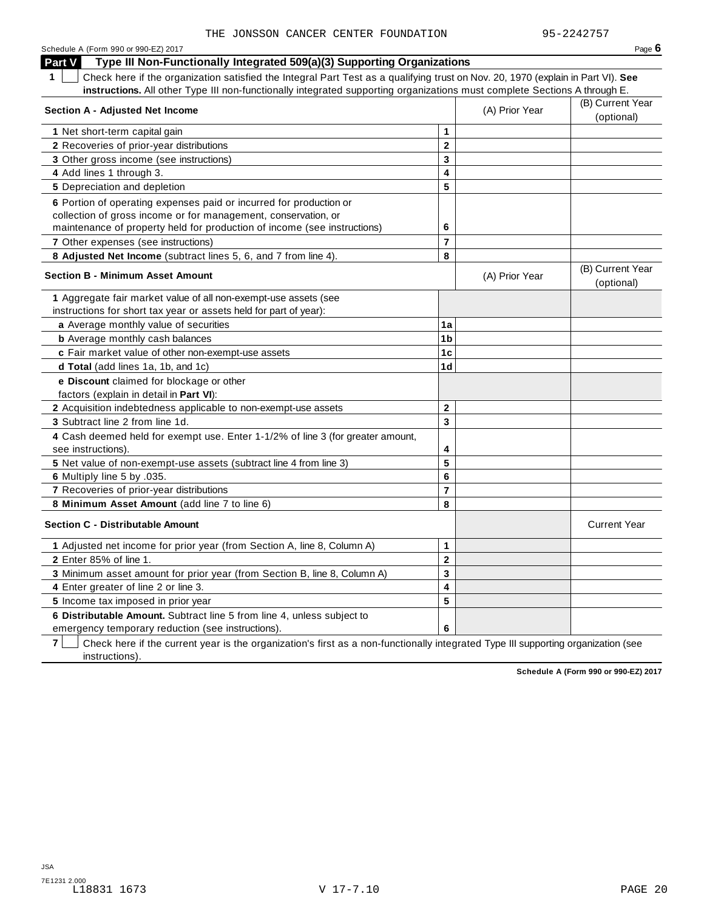THE JONSSON CANCER CENTER FOUNDATION 95-2242757

Schedule A (Form 990 or 990-EZ) 2017 Page **6**

## Part V Type III Non-Functionally Integrated 509(a)(3) Supporting Organizations

**1** ☐ Check here if the organization satisfied the Integral Part Test as a qualifying trust on Nov. 20, 1970 (explain in Part VI). **See instructions.** All other Type III non-functionally integrated supporting organizations must complete Sections A through E.

| **Section A - Adjusted Net Income** | | (A) Prior Year | (B) Current Year (optional) |
|---|---|---|---|
| **1** Net short-term capital gain | **1** | | |
| **2** Recoveries of prior-year distributions | **2** | | |
| **3** Other gross income (see instructions) | **3** | | |
| **4** Add lines 1 through 3. | **4** | | |
| **5** Depreciation and depletion | **5** | | |
| **6** Portion of operating expenses paid or incurred for production or collection of gross income or for management, conservation, or maintenance of property held for production of income (see instructions) | **6** | | |
| **7** Other expenses (see instructions) | **7** | | |
| **8 Adjusted Net Income** (subtract lines 5, 6, and 7 from line 4). | **8** | | |

| **Section B - Minimum Asset Amount** | | (A) Prior Year | (B) Current Year (optional) |
|---|---|---|---|
| **1** Aggregate fair market value of all non-exempt-use assets (see instructions for short tax year or assets held for part of year): | | | |
| **a** Average monthly value of securities | **1a** | | |
| **b** Average monthly cash balances | **1b** | | |
| **c** Fair market value of other non-exempt-use assets | **1c** | | |
| **d Total** (add lines 1a, 1b, and 1c) | **1d** | | |
| **e Discount** claimed for blockage or other factors (explain in detail in **Part VI**): | | | |
| **2** Acquisition indebtedness applicable to non-exempt-use assets | **2** | | |
| **3** Subtract line 2 from line 1d. | **3** | | |
| **4** Cash deemed held for exempt use. Enter 1-1/2% of line 3 (for greater amount, see instructions). | **4** | | |
| **5** Net value of non-exempt-use assets (subtract line 4 from line 3) | **5** | | |
| **6** Multiply line 5 by .035. | **6** | | |
| **7** Recoveries of prior-year distributions | **7** | | |
| **8 Minimum Asset Amount** (add line 7 to line 6) | **8** | | |

| **Section C - Distributable Amount** | | | Current Year |
|---|---|---|---|
| **1** Adjusted net income for prior year (from Section A, line 8, Column A) | **1** | | |
| **2** Enter 85% of line 1. | **2** | | |
| **3** Minimum asset amount for prior year (from Section B, line 8, Column A) | **3** | | |
| **4** Enter greater of line 2 or line 3. | **4** | | |
| **5** Income tax imposed in prior year | **5** | | |
| **6 Distributable Amount.** Subtract line 5 from line 4, unless subject to emergency temporary reduction (see instructions). | **6** | | |

**7** ☐ Check here if the current year is the organization's first as a non-functionally integrated Type III supporting organization (see instructions).

**Schedule A (Form 990 or 990-EZ) 2017**

JSA
7E1231 2.000
L18831 1673 V 17-7.10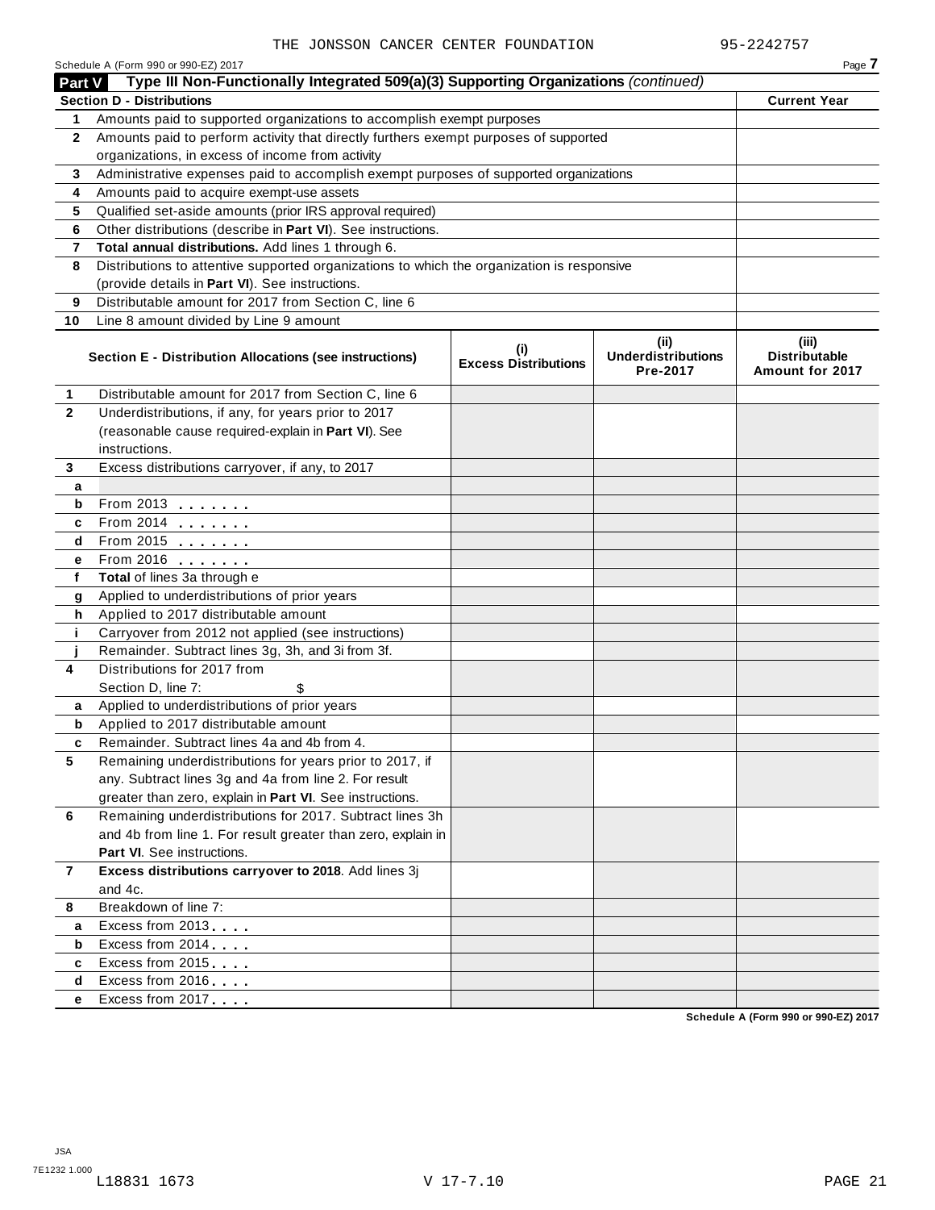THE JONSSON CANCER CENTER FOUNDATION 95-2242757

Schedule A (Form 990 or 990-EZ) 2017

## Part V Type III Non-Functionally Integrated 509(a)(3) Supporting Organizations *(continued)*

| **Section D - Distributions** | | **Current Year** |
|---|---|---|
| 1 | Amounts paid to supported organizations to accomplish exempt purposes | |
| 2 | Amounts paid to perform activity that directly furthers exempt purposes of supported organizations, in excess of income from activity | |
| 3 | Administrative expenses paid to accomplish exempt purposes of supported organizations | |
| 4 | Amounts paid to acquire exempt-use assets | |
| 5 | Qualified set-aside amounts (prior IRS approval required) | |
| 6 | Other distributions (describe in **Part VI**). See instructions. | |
| 7 | **Total annual distributions.** Add lines 1 through 6. | |
| 8 | Distributions to attentive supported organizations to which the organization is responsive (provide details in **Part VI**). See instructions. | |
| 9 | Distributable amount for 2017 from Section C, line 6 | |
| 10 | Line 8 amount divided by Line 9 amount | |

| | **Section E - Distribution Allocations (see instructions)** | **(i) Excess Distributions** | **(ii) Underdistributions Pre-2017** | **(iii) Distributable Amount for 2017** |
|---|---|---|---|---|
| 1 | Distributable amount for 2017 from Section C, line 6 | | | |
| 2 | Underdistributions, if any, for years prior to 2017 (reasonable cause required-explain in **Part VI**). See instructions. | | | |
| 3 | Excess distributions carryover, if any, to 2017 | | | |
| a | | | | |
| b | From 2013 . . . . . . . | | | |
| c | From 2014 . . . . . . . | | | |
| d | From 2015 . . . . . . . | | | |
| e | From 2016 . . . . . . . | | | |
| f | **Total** of lines 3a through e | | | |
| g | Applied to underdistributions of prior years | | | |
| h | Applied to 2017 distributable amount | | | |
| i | Carryover from 2012 not applied (see instructions) | | | |
| j | Remainder. Subtract lines 3g, 3h, and 3i from 3f. | | | |
| 4 | Distributions for 2017 from Section D, line 7: $ | | | |
| a | Applied to underdistributions of prior years | | | |
| b | Applied to 2017 distributable amount | | | |
| c | Remainder. Subtract lines 4a and 4b from 4. | | | |
| 5 | Remaining underdistributions for years prior to 2017, if any. Subtract lines 3g and 4a from line 2. For result greater than zero, explain in **Part VI**. See instructions. | | | |
| 6 | Remaining underdistributions for 2017. Subtract lines 3h and 4b from line 1. For result greater than zero, explain in **Part VI**. See instructions. | | | |
| 7 | **Excess distributions carryover to 2018**. Add lines 3j and 4c. | | | |
| 8 | Breakdown of line 7: | | | |
| a | Excess from 2013 . . . . | | | |
| b | Excess from 2014 . . . . | | | |
| c | Excess from 2015 . . . . | | | |
| d | Excess from 2016 . . . . | | | |
| e | Excess from 2017 . . . . | | | |

Schedule A (Form 990 or 990-EZ) 2017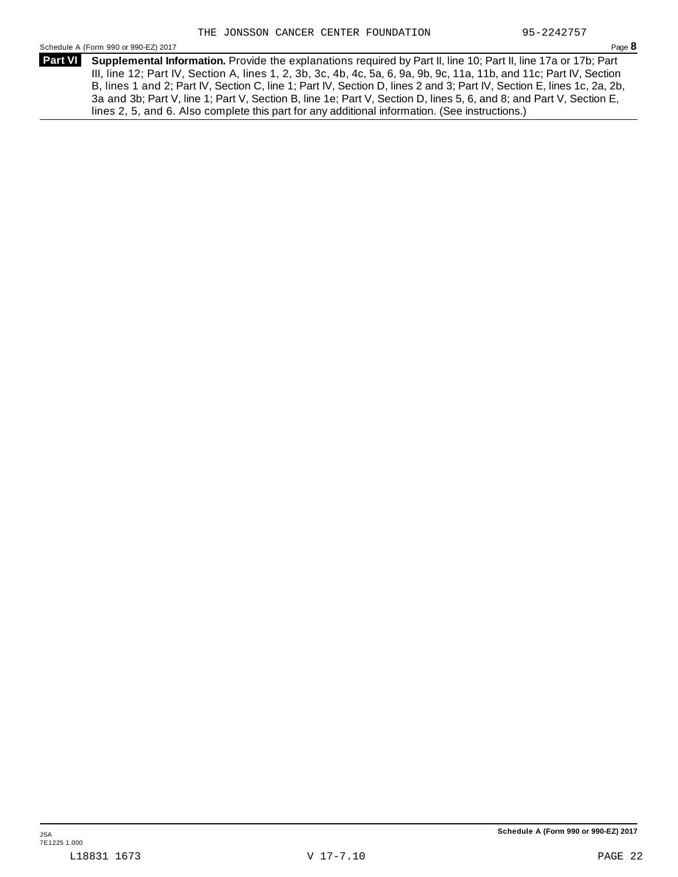THE JONSSON CANCER CENTER FOUNDATION 95-2242757

Schedule A (Form 990 or 990-EZ) 2017 Page **8**

**Part VI** **Supplemental Information.** Provide the explanations required by Part II, line 10; Part II, line 17a or 17b; Part III, line 12; Part IV, Section A, lines 1, 2, 3b, 3c, 4b, 4c, 5a, 6, 9a, 9b, 9c, 11a, 11b, and 11c; Part IV, Section B, lines 1 and 2; Part IV, Section C, line 1; Part IV, Section D, lines 2 and 3; Part IV, Section E, lines 1c, 2a, 2b, 3a and 3b; Part V, line 1; Part V, Section B, line 1e; Part V, Section D, lines 5, 6, and 8; and Part V, Section E, lines 2, 5, and 6. Also complete this part for any additional information. (See instructions.)

JSA
7E1225 1.000

**Schedule A (Form 990 or 990-EZ) 2017**

L18831 1673 V 17-7.10 PAGE 22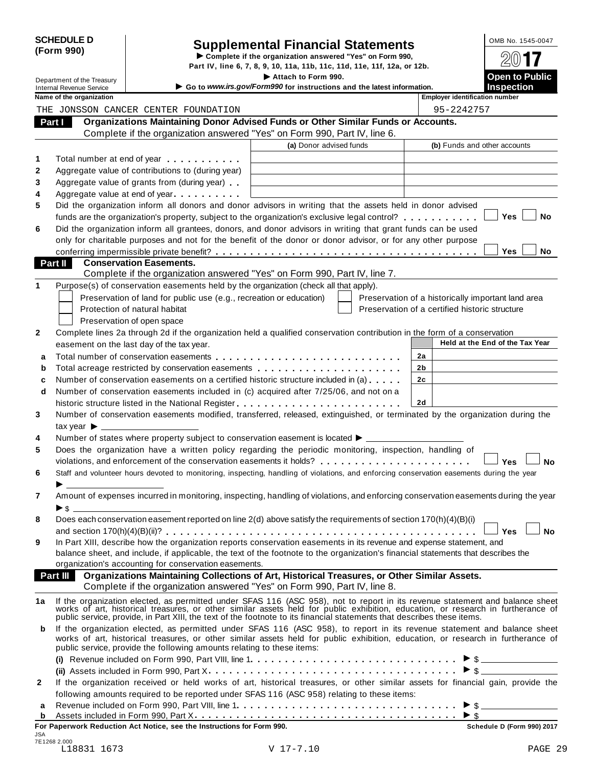**SCHEDULE D (Form 990)**

Department of the Treasury
Internal Revenue Service

# Supplemental Financial Statements

▶ Complete if the organization answered "Yes" on Form 990, Part IV, line 6, 7, 8, 9, 10, 11a, 11b, 11c, 11d, 11e, 11f, 12a, or 12b.

▶ Attach to Form 990.

▶ Go to *www.irs.gov/Form990* for instructions and the latest information.

OMB No. 1545-0047

**2017**

**Open to Public Inspection**

| Name of the organization | Employer identification number |
|---|---|
| THE JONSSON CANCER CENTER FOUNDATION | 95-2242757 |

## Part I — Organizations Maintaining Donor Advised Funds or Other Similar Funds or Accounts.

Complete if the organization answered "Yes" on Form 990, Part IV, line 6.

| | | (a) Donor advised funds | (b) Funds and other accounts |
|---|---|---|---|
| 1 | Total number at end of year | | |
| 2 | Aggregate value of contributions to (during year) | | |
| 3 | Aggregate value of grants from (during year) | | |
| 4 | Aggregate value at end of year | | |

5 Did the organization inform all donors and donor advisors in writing that the assets held in donor advised funds are the organization's property, subject to the organization's exclusive legal control? ☐ Yes ☐ No

6 Did the organization inform all grantees, donors, and donor advisors in writing that grant funds can be used only for charitable purposes and not for the benefit of the donor or donor advisor, or for any other purpose conferring impermissible private benefit? ☐ Yes ☐ No

## Part II — Conservation Easements.

Complete if the organization answered "Yes" on Form 990, Part IV, line 7.

1 Purpose(s) of conservation easements held by the organization (check all that apply).

- ☐ Preservation of land for public use (e.g., recreation or education)
- ☐ Protection of natural habitat
- ☐ Preservation of open space
- ☐ Preservation of a historically important land area
- ☐ Preservation of a certified historic structure

2 Complete lines 2a through 2d if the organization held a qualified conservation contribution in the form of a conservation easement on the last day of the tax year.

| | | | Held at the End of the Tax Year |
|---|---|---|---|
| a | Total number of conservation easements | 2a | |
| b | Total acreage restricted by conservation easements | 2b | |
| c | Number of conservation easements on a certified historic structure included in (a) | 2c | |
| d | Number of conservation easements included in (c) acquired after 7/25/06, and not on a historic structure listed in the National Register | 2d | |

3 Number of conservation easements modified, transferred, released, extinguished, or terminated by the organization during the tax year ▶ ____________

4 Number of states where property subject to conservation easement is located ▶ ____________

5 Does the organization have a written policy regarding the periodic monitoring, inspection, handling of violations, and enforcement of the conservation easements it holds? ☐ Yes ☐ No

6 Staff and volunteer hours devoted to monitoring, inspecting, handling of violations, and enforcing conservation easements during the year ▶ ____________

7 Amount of expenses incurred in monitoring, inspecting, handling of violations, and enforcing conservation easements during the year ▶ $ ____________

8 Does each conservation easement reported on line 2(d) above satisfy the requirements of section 170(h)(4)(B)(i) and section 170(h)(4)(B)(ii)? ☐ Yes ☐ No

9 In Part XIII, describe how the organization reports conservation easements in its revenue and expense statement, and balance sheet, and include, if applicable, the text of the footnote to the organization's financial statements that describes the organization's accounting for conservation easements.

## Part III — Organizations Maintaining Collections of Art, Historical Treasures, or Other Similar Assets.

Complete if the organization answered "Yes" on Form 990, Part IV, line 8.

1a If the organization elected, as permitted under SFAS 116 (ASC 958), not to report in its revenue statement and balance sheet works of art, historical treasures, or other similar assets held for public exhibition, education, or research in furtherance of public service, provide, in Part XIII, the text of the footnote to its financial statements that describes these items.

b If the organization elected, as permitted under SFAS 116 (ASC 958), to report in its revenue statement and balance sheet works of art, historical treasures, or other similar assets held for public exhibition, education, or research in furtherance of public service, provide the following amounts relating to these items:

(i) Revenue included on Form 990, Part VIII, line 1 ▶ $ ____________

(ii) Assets included in Form 990, Part X ▶ $ ____________

2 If the organization received or held works of art, historical treasures, or other similar assets for financial gain, provide the following amounts required to be reported under SFAS 116 (ASC 958) relating to these items:

a Revenue included on Form 990, Part VIII, line 1 ▶ $ ____________

b Assets included in Form 990, Part X ▶ $ ____________

**For Paperwork Reduction Act Notice, see the Instructions for Form 990.** **Schedule D (Form 990) 2017**

JSA
7E1268 2.000
L18831 1673 V 17-7.10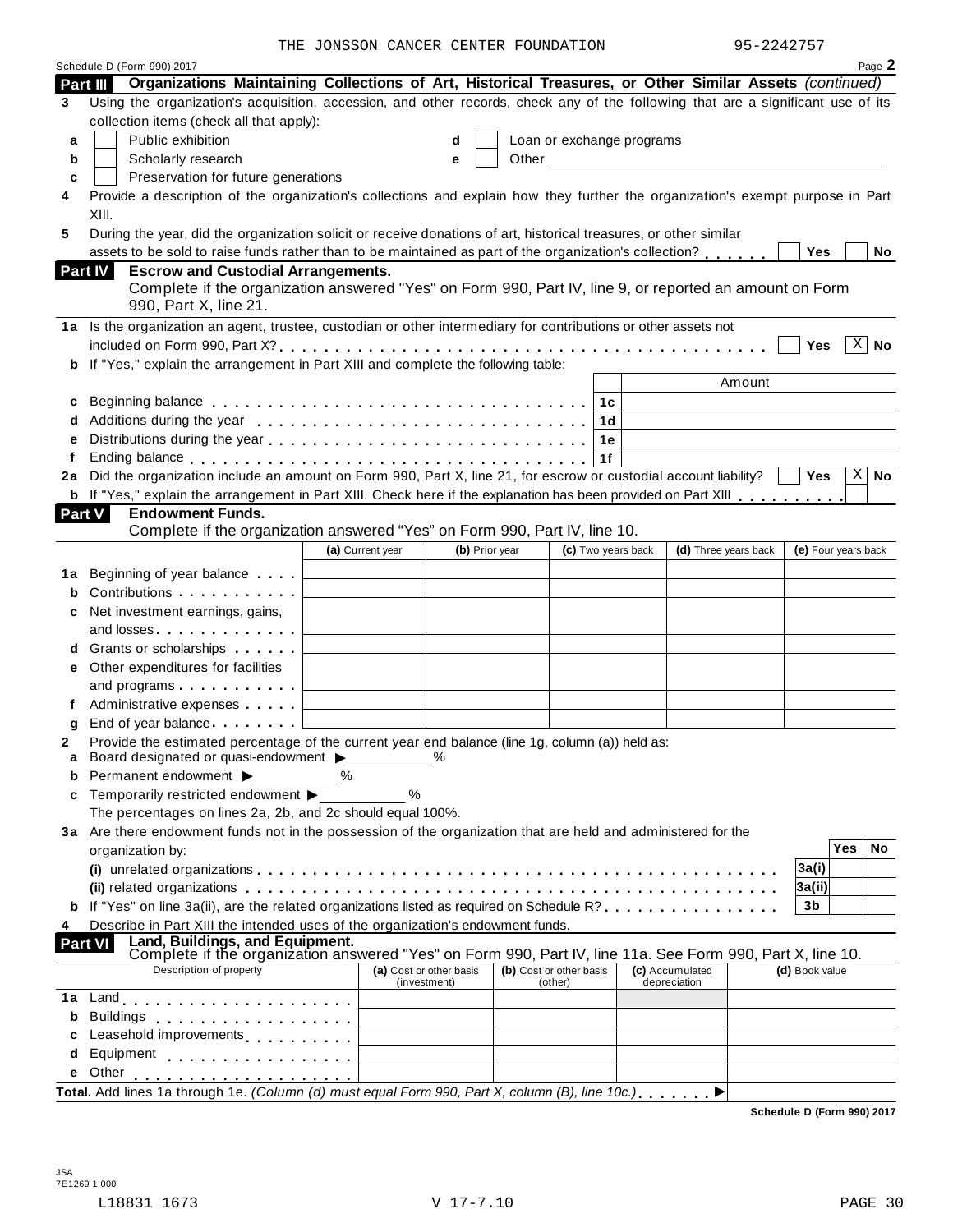THE JONSSON CANCER CENTER FOUNDATION 95-2242757

Schedule D (Form 990) 2017 Page **2**

**Part III** **Organizations Maintaining Collections of Art, Historical Treasures, or Other Similar Assets** *(continued)*

**3** Using the organization's acquisition, accession, and other records, check any of the following that are a significant use of its collection items (check all that apply):

- **a** ☐ Public exhibition
- **b** ☐ Scholarly research
- **c** ☐ Preservation for future generations
- **d** ☐ Loan or exchange programs
- **e** ☐ Other

**4** Provide a description of the organization's collections and explain how they further the organization's exempt purpose in Part XIII.

**5** During the year, did the organization solicit or receive donations of art, historical treasures, or other similar assets to be sold to raise funds rather than to be maintained as part of the organization's collection? ☐ **Yes** ☐ **No**

**Part IV** **Escrow and Custodial Arrangements.**
Complete if the organization answered "Yes" on Form 990, Part IV, line 9, or reported an amount on Form 990, Part X, line 21.

**1a** Is the organization an agent, trustee, custodian or other intermediary for contributions or other assets not included on Form 990, Part X? ☐ **Yes** ☒ **No**

**b** If "Yes," explain the arrangement in Part XIII and complete the following table:

| | | | Amount |
|---|---|---|---|
| **c** | Beginning balance | **1c** | |
| **d** | Additions during the year | **1d** | |
| **e** | Distributions during the year | **1e** | |
| **f** | Ending balance | **1f** | |

**2a** Did the organization include an amount on Form 990, Part X, line 21, for escrow or custodial account liability? ☐ **Yes** ☒ **No**

**b** If "Yes," explain the arrangement in Part XIII. Check here if the explanation has been provided on Part XIII ☐

**Part V** **Endowment Funds.**
Complete if the organization answered "Yes" on Form 990, Part IV, line 10.

| | | **(a)** Current year | **(b)** Prior year | **(c)** Two years back | **(d)** Three years back | **(e)** Four years back |
|---|---|---|---|---|---|---|
| **1a** | Beginning of year balance | | | | | |
| **b** | Contributions | | | | | |
| **c** | Net investment earnings, gains, and losses | | | | | |
| **d** | Grants or scholarships | | | | | |
| **e** | Other expenditures for facilities and programs | | | | | |
| **f** | Administrative expenses | | | | | |
| **g** | End of year balance | | | | | |

**2** Provide the estimated percentage of the current year end balance (line 1g, column (a)) held as:

- **a** Board designated or quasi-endowment ▶ %
- **b** Permanent endowment ▶ %
- **c** Temporarily restricted endowment ▶ %

The percentages on lines 2a, 2b, and 2c should equal 100%.

**3a** Are there endowment funds not in the possession of the organization that are held and administered for the organization by:

| | | | Yes | No |
|---|---|---|---|---|
| | **(i)** unrelated organizations | **3a(i)** | | |
| | **(ii)** related organizations | **3a(ii)** | | |
| **b** | If "Yes" on line 3a(ii), are the related organizations listed as required on Schedule R? | **3b** | | |

**4** Describe in Part XIII the intended uses of the organization's endowment funds.

**Part VI** **Land, Buildings, and Equipment.**
Complete if the organization answered "Yes" on Form 990, Part IV, line 11a. See Form 990, Part X, line 10.

| | Description of property | **(a)** Cost or other basis (investment) | **(b)** Cost or other basis (other) | **(c)** Accumulated depreciation | **(d)** Book value |
|---|---|---|---|---|---|
| **1a** | Land | | | | |
| **b** | Buildings | | | | |
| **c** | Leasehold improvements | | | | |
| **d** | Equipment | | | | |
| **e** | Other | | | | |

**Total.** Add lines 1a through 1e. *(Column (d) must equal Form 990, Part X, column (B), line 10c.)* ▶

**Schedule D (Form 990) 2017**

JSA
7E1269 1.000

L18831 1673 V 17-7.10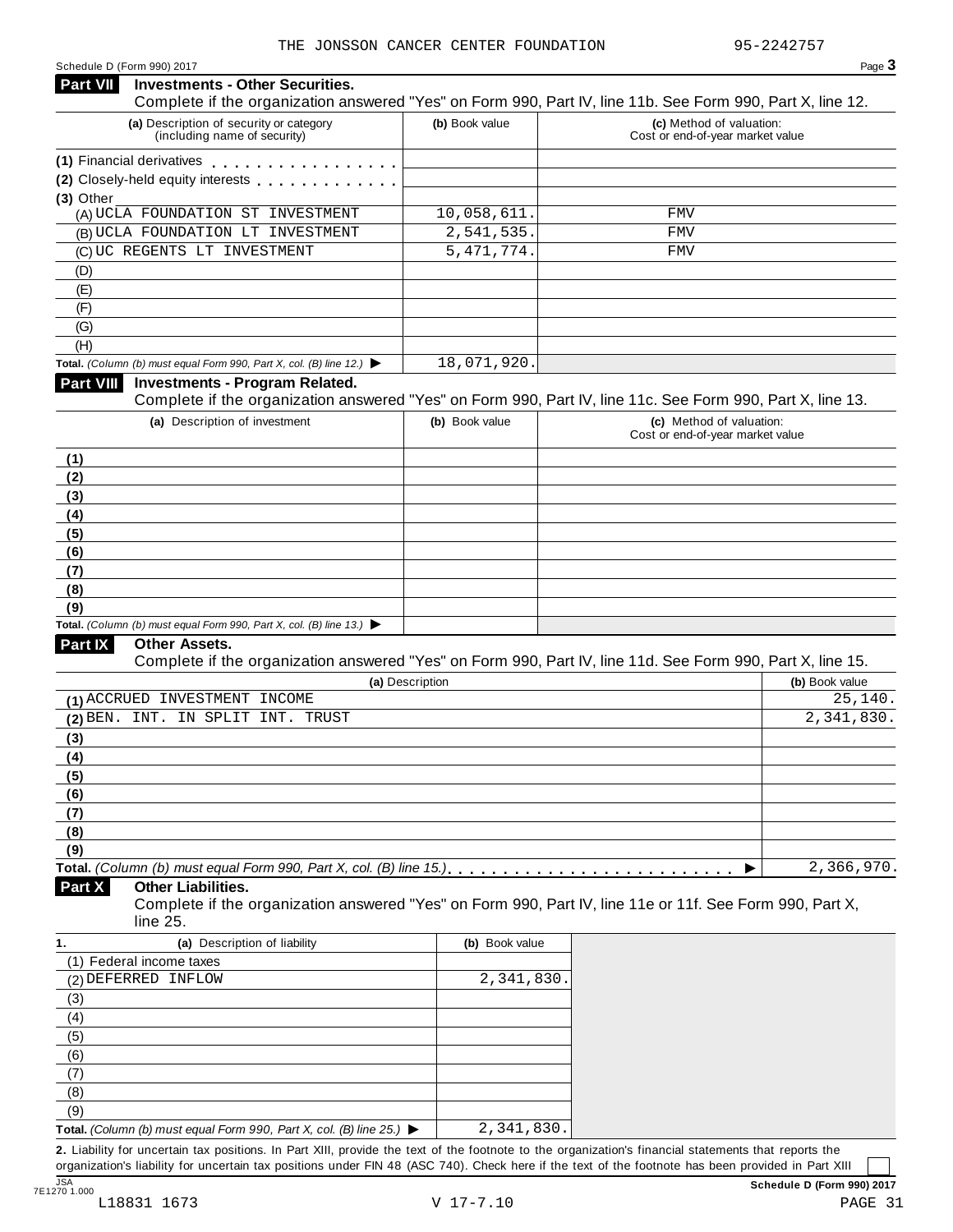THE JONSSON CANCER CENTER FOUNDATION 95-2242757

Schedule D (Form 990) 2017

## Part VII Investments - Other Securities.

Complete if the organization answered "Yes" on Form 990, Part IV, line 11b. See Form 990, Part X, line 12.

| (a) Description of security or category (including name of security) | (b) Book value | (c) Method of valuation: Cost or end-of-year market value |
|---|---|---|
| (1) Financial derivatives | | |
| (2) Closely-held equity interests | | |
| (3) Other | | |
| (A) UCLA FOUNDATION ST INVESTMENT | 10,058,611. | FMV |
| (B) UCLA FOUNDATION LT INVESTMENT | 2,541,535. | FMV |
| (C) UC REGENTS LT INVESTMENT | 5,471,774. | FMV |
| (D) | | |
| (E) | | |
| (F) | | |
| (G) | | |
| (H) | | |
| **Total.** *(Column (b) must equal Form 990, Part X, col. (B) line 12.)* ▶ | 18,071,920. | |

## Part VIII Investments - Program Related.

Complete if the organization answered "Yes" on Form 990, Part IV, line 11c. See Form 990, Part X, line 13.

| (a) Description of investment | (b) Book value | (c) Method of valuation: Cost or end-of-year market value |
|---|---|---|
| (1) | | |
| (2) | | |
| (3) | | |
| (4) | | |
| (5) | | |
| (6) | | |
| (7) | | |
| (8) | | |
| (9) | | |
| **Total.** *(Column (b) must equal Form 990, Part X, col. (B) line 13.)* ▶ | | |

## Part IX Other Assets.

Complete if the organization answered "Yes" on Form 990, Part IV, line 11d. See Form 990, Part X, line 15.

| (a) Description | (b) Book value |
|---|---|
| (1) ACCRUED INVESTMENT INCOME | 25,140. |
| (2) BEN. INT. IN SPLIT INT. TRUST | 2,341,830. |
| (3) | |
| (4) | |
| (5) | |
| (6) | |
| (7) | |
| (8) | |
| (9) | |
| **Total.** *(Column (b) must equal Form 990, Part X, col. (B) line 15.)* ▶ | 2,366,970. |

## Part X Other Liabilities.

Complete if the organization answered "Yes" on Form 990, Part IV, line 11e or 11f. See Form 990, Part X, line 25.

| 1. (a) Description of liability | (b) Book value |
|---|---|
| (1) Federal income taxes | |
| (2) DEFERRED INFLOW | 2,341,830. |
| (3) | |
| (4) | |
| (5) | |
| (6) | |
| (7) | |
| (8) | |
| (9) | |
| **Total.** *(Column (b) must equal Form 990, Part X, col. (B) line 25.)* ▶ | 2,341,830. |

**2.** Liability for uncertain tax positions. In Part XIII, provide the text of the footnote to the organization's financial statements that reports the organization's liability for uncertain tax positions under FIN 48 (ASC 740). Check here if the text of the footnote has been provided in Part XIII ☐

JSA 7E1270 1.000 **Schedule D (Form 990) 2017**

L18831 1673 V 17-7.10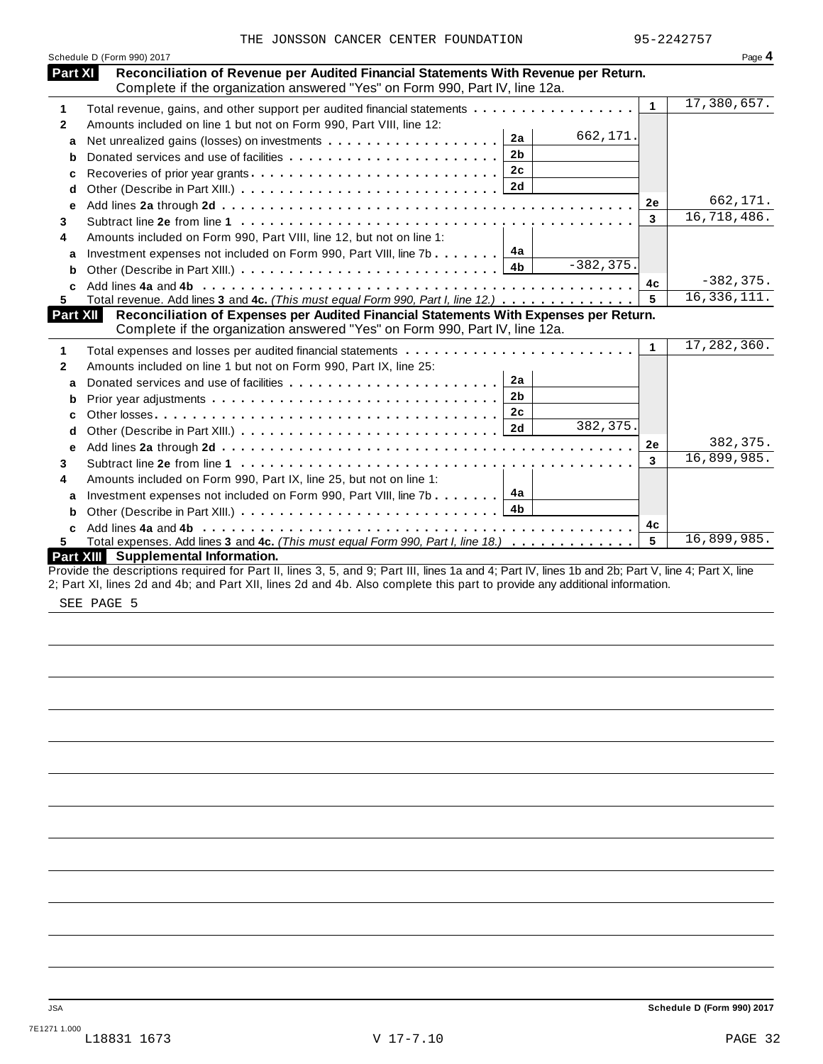THE JONSSON CANCER CENTER FOUNDATION 95-2242757

Schedule D (Form 990) 2017 Page **4**

## Part XI Reconciliation of Revenue per Audited Financial Statements With Revenue per Return.

Complete if the organization answered "Yes" on Form 990, Part IV, line 12a.

| | | | | | |
|---|---|---|---|---|---|
| **1** | Total revenue, gains, and other support per audited financial statements | | | 1 | 17,380,657. |
| **2** | Amounts included on line 1 but not on Form 990, Part VIII, line 12: | | | | |
| **a** | Net unrealized gains (losses) on investments | 2a | 662,171. | | |
| **b** | Donated services and use of facilities | 2b | | | |
| **c** | Recoveries of prior year grants | 2c | | | |
| **d** | Other (Describe in Part XIII.) | 2d | | | |
| **e** | Add lines **2a** through **2d** | | | 2e | 662,171. |
| **3** | Subtract line **2e** from line **1** | | | 3 | 16,718,486. |
| **4** | Amounts included on Form 990, Part VIII, line 12, but not on line 1: | | | | |
| **a** | Investment expenses not included on Form 990, Part VIII, line 7b | 4a | | | |
| **b** | Other (Describe in Part XIII.) | 4b | -382,375. | | |
| **c** | Add lines **4a** and **4b** | | | 4c | -382,375. |
| **5** | Total revenue. Add lines **3** and **4c.** *(This must equal Form 990, Part I, line 12.)* | | | 5 | 16,336,111. |

## Part XII Reconciliation of Expenses per Audited Financial Statements With Expenses per Return.

Complete if the organization answered "Yes" on Form 990, Part IV, line 12a.

| | | | | | |
|---|---|---|---|---|---|
| **1** | Total expenses and losses per audited financial statements | | | 1 | 17,282,360. |
| **2** | Amounts included on line 1 but not on Form 990, Part IX, line 25: | | | | |
| **a** | Donated services and use of facilities | 2a | | | |
| **b** | Prior year adjustments | 2b | | | |
| **c** | Other losses | 2c | | | |
| **d** | Other (Describe in Part XIII.) | 2d | 382,375. | | |
| **e** | Add lines **2a** through **2d** | | | 2e | 382,375. |
| **3** | Subtract line **2e** from line **1** | | | 3 | 16,899,985. |
| **4** | Amounts included on Form 990, Part IX, line 25, but not on line 1: | | | | |
| **a** | Investment expenses not included on Form 990, Part VIII, line 7b | 4a | | | |
| **b** | Other (Describe in Part XIII.) | 4b | | | |
| **c** | Add lines **4a** and **4b** | | | 4c | |
| **5** | Total expenses. Add lines **3** and **4c.** *(This must equal Form 990, Part I, line 18.)* | | | 5 | 16,899,985. |

## Part XIII Supplemental Information.

Provide the descriptions required for Part II, lines 3, 5, and 9; Part III, lines 1a and 4; Part IV, lines 1b and 2b; Part V, line 4; Part X, line 2; Part XI, lines 2d and 4b; and Part XII, lines 2d and 4b. Also complete this part to provide any additional information.

SEE PAGE 5

JSA **Schedule D (Form 990) 2017**

7E1271 1.000
L18831 1673 V 17-7.10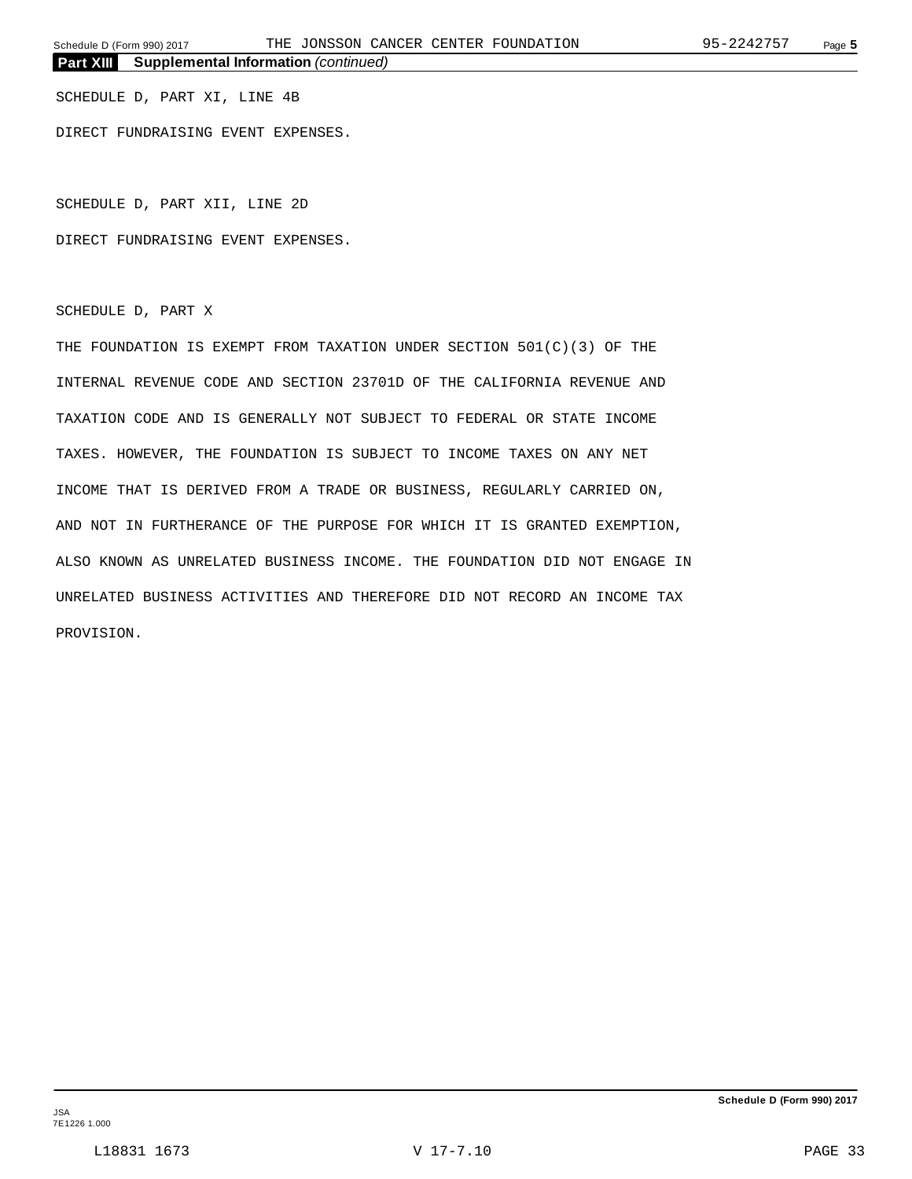**Part XIII Supplemental Information** *(continued)*

SCHEDULE D, PART XI, LINE 4B

DIRECT FUNDRAISING EVENT EXPENSES.

SCHEDULE D, PART XII, LINE 2D

DIRECT FUNDRAISING EVENT EXPENSES.

SCHEDULE D, PART X

THE FOUNDATION IS EXEMPT FROM TAXATION UNDER SECTION 501(C)(3) OF THE INTERNAL REVENUE CODE AND SECTION 23701D OF THE CALIFORNIA REVENUE AND TAXATION CODE AND IS GENERALLY NOT SUBJECT TO FEDERAL OR STATE INCOME TAXES. HOWEVER, THE FOUNDATION IS SUBJECT TO INCOME TAXES ON ANY NET INCOME THAT IS DERIVED FROM A TRADE OR BUSINESS, REGULARLY CARRIED ON, AND NOT IN FURTHERANCE OF THE PURPOSE FOR WHICH IT IS GRANTED EXEMPTION, ALSO KNOWN AS UNRELATED BUSINESS INCOME. THE FOUNDATION DID NOT ENGAGE IN UNRELATED BUSINESS ACTIVITIES AND THEREFORE DID NOT RECORD AN INCOME TAX PROVISION.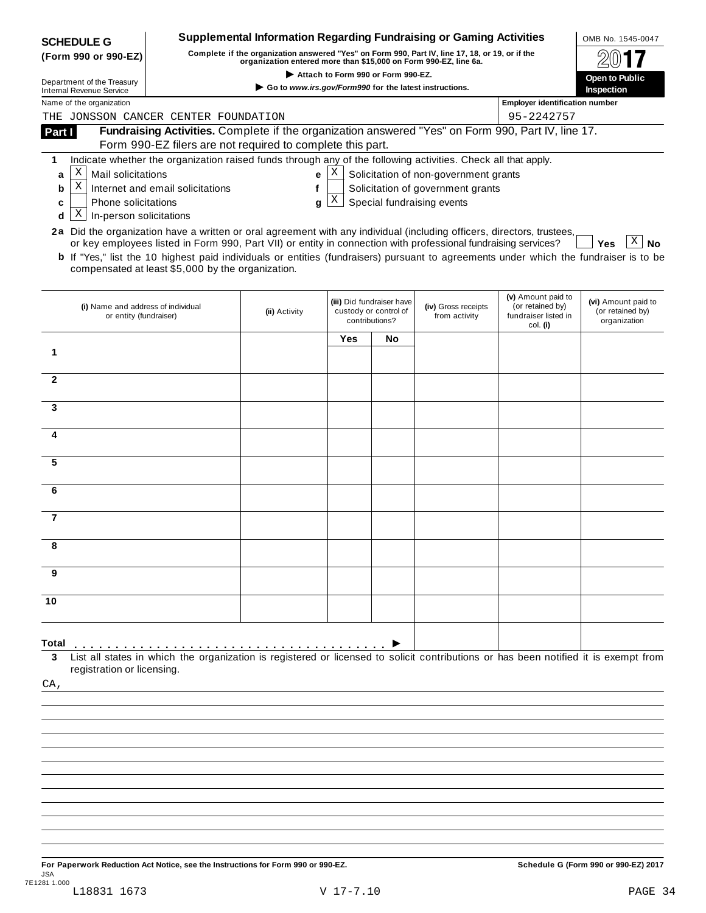**SCHEDULE G (Form 990 or 990-EZ)**

Department of the Treasury
Internal Revenue Service

# Supplemental Information Regarding Fundraising or Gaming Activities

**Complete if the organization answered "Yes" on Form 990, Part IV, line 17, 18, or 19, or if the organization entered more than $15,000 on Form 990-EZ, line 6a.**

▶ **Attach to Form 990 or Form 990-EZ.**

▶ **Go to *www.irs.gov/Form990* for the latest instructions.**

OMB No. 1545-0047

**2017**

**Open to Public Inspection**

Name of the organization: THE JONSSON CANCER CENTER FOUNDATION

Employer identification number: 95-2242757

**Part I** **Fundraising Activities.** Complete if the organization answered "Yes" on Form 990, Part IV, line 17. Form 990-EZ filers are not required to complete this part.

**1** Indicate whether the organization raised funds through any of the following activities. Check all that apply.

- **a** [X] Mail solicitations
- **b** [X] Internet and email solicitations
- **c** [ ] Phone solicitations
- **d** [X] In-person solicitations
- **e** [X] Solicitation of non-government grants
- **f** [ ] Solicitation of government grants
- **g** [X] Special fundraising events

**2a** Did the organization have a written or oral agreement with any individual (including officers, directors, trustees, or key employees listed in Form 990, Part VII) or entity in connection with professional fundraising services? [ ] **Yes** [X] **No**

**b** If "Yes," list the 10 highest paid individuals or entities (fundraisers) pursuant to agreements under which the fundraiser is to be compensated at least $5,000 by the organization.

| | (i) Name and address of individual or entity (fundraiser) | (ii) Activity | (iii) Did fundraiser have custody or control of contributions? | | (iv) Gross receipts from activity | (v) Amount paid to (or retained by) fundraiser listed in col. (i) | (vi) Amount paid to (or retained by) organization |
|---|---|---|---|---|---|---|---|
| | | | Yes | No | | | |
| 1 | | | | | | | |
| 2 | | | | | | | |
| 3 | | | | | | | |
| 4 | | | | | | | |
| 5 | | | | | | | |
| 6 | | | | | | | |
| 7 | | | | | | | |
| 8 | | | | | | | |
| 9 | | | | | | | |
| 10 | | | | | | | |
| **Total** | . . . . . . . . . . . . . . . . . . . . . . . . . . . . . . . . ▶ | | | | | | |

**3** List all states in which the organization is registered or licensed to solicit contributions or has been notified it is exempt from registration or licensing.

CA,

**For Paperwork Reduction Act Notice, see the Instructions for Form 990 or 990-EZ.** **Schedule G (Form 990 or 990-EZ) 2017**

JSA
7E1281 1.000
L18831 1673 V 17-7.10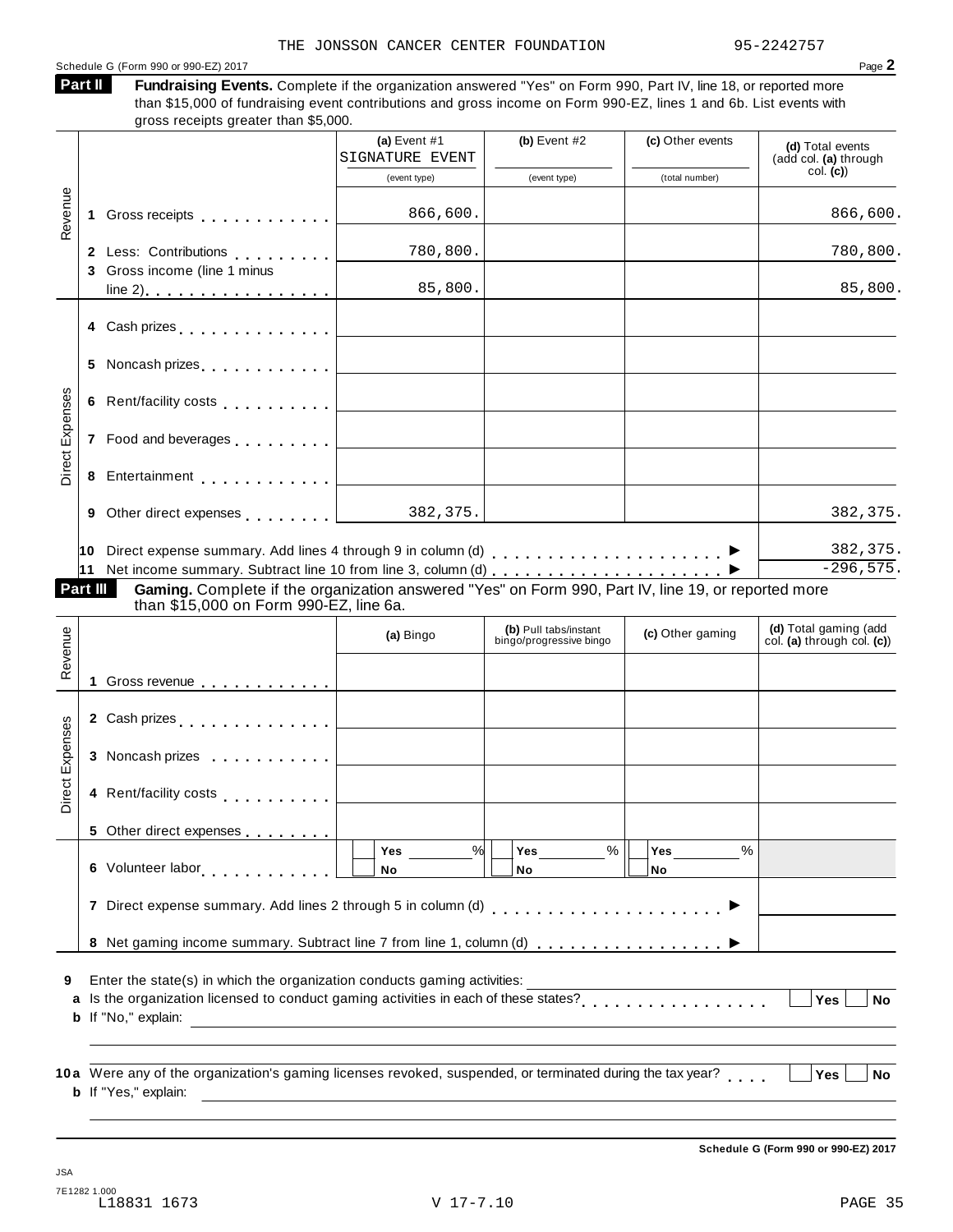THE JONSSON CANCER CENTER FOUNDATION 95-2242757

Schedule G (Form 990 or 990-EZ) 2017

**Part II** **Fundraising Events.** Complete if the organization answered "Yes" on Form 990, Part IV, line 18, or reported more than $15,000 of fundraising event contributions and gross income on Form 990-EZ, lines 1 and 6b. List events with gross receipts greater than $5,000.

| | | (a) Event #1 SIGNATURE EVENT (event type) | (b) Event #2 (event type) | (c) Other events (total number) | (d) Total events (add col. (a) through col. (c)) |
|---|---|---|---|---|---|
| Revenue | 1 Gross receipts | 866,600. | | | 866,600. |
| | 2 Less: Contributions | 780,800. | | | 780,800. |
| | 3 Gross income (line 1 minus line 2) | 85,800. | | | 85,800. |
| Direct Expenses | 4 Cash prizes | | | | |
| | 5 Noncash prizes | | | | |
| | 6 Rent/facility costs | | | | |
| | 7 Food and beverages | | | | |
| | 8 Entertainment | | | | |
| | 9 Other direct expenses | 382,375. | | | 382,375. |
| | 10 Direct expense summary. Add lines 4 through 9 in column (d) ▶ | | | | 382,375. |
| | 11 Net income summary. Subtract line 10 from line 3, column (d) ▶ | | | | -296,575. |

**Part III** **Gaming.** Complete if the organization answered "Yes" on Form 990, Part IV, line 19, or reported more than $15,000 on Form 990-EZ, line 6a.

| | | (a) Bingo | (b) Pull tabs/instant bingo/progressive bingo | (c) Other gaming | (d) Total gaming (add col. (a) through col. (c)) |
|---|---|---|---|---|---|
| Revenue | 1 Gross revenue | | | | |
| Direct Expenses | 2 Cash prizes | | | | |
| | 3 Noncash prizes | | | | |
| | 4 Rent/facility costs | | | | |
| | 5 Other direct expenses | | | | |
| | 6 Volunteer labor | Yes ____ % No | Yes ____ % No | Yes ____ % No | |
| | 7 Direct expense summary. Add lines 2 through 5 in column (d) ▶ | | | | |
| | 8 Net gaming income summary. Subtract line 7 from line 1, column (d) ▶ | | | | |

**9** Enter the state(s) in which the organization conducts gaming activities: ____________

**a** Is the organization licensed to conduct gaming activities in each of these states? Yes ☐ No ☐

**b** If "No," explain: ____________

**10a** Were any of the organization's gaming licenses revoked, suspended, or terminated during the tax year? Yes ☐ No ☐

**b** If "Yes," explain: ____________

Schedule G (Form 990 or 990-EZ) 2017

JSA
7E1282 1.000
L18831 1673 V 17-7.10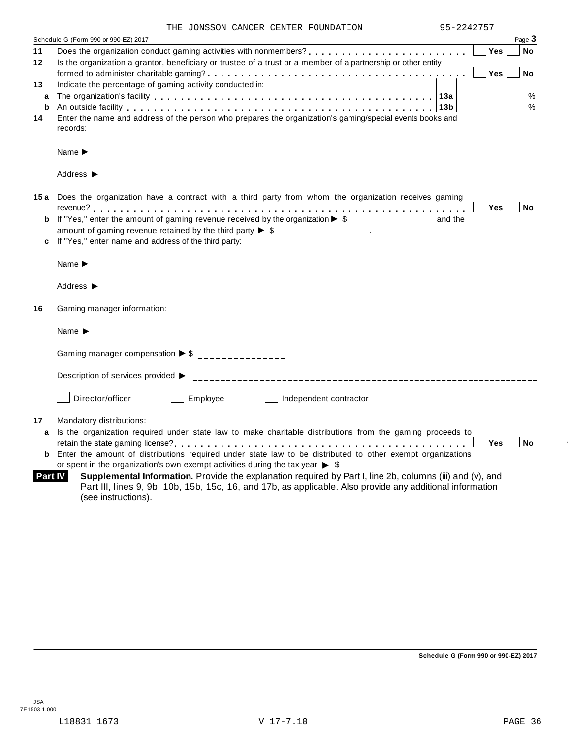THE JONSSON CANCER CENTER FOUNDATION 95-2242757

Schedule G (Form 990 or 990-EZ) 2017 Page **3**

**11** Does the organization conduct gaming activities with nonmembers? . . . . . . . . . . . . . . . . . . . . . . . . ☐ Yes ☐ No

**12** Is the organization a grantor, beneficiary or trustee of a trust or a member of a partnership or other entity formed to administer charitable gaming? . . . . . . . . . . . . . . . . . . . . . . . . . . . . . . . . . . . . . ☐ Yes ☐ No

**13** Indicate the percentage of gaming activity conducted in:

**a** The organization's facility . . . . . . . . . . . . . . . . . . . . . . . . . . . . . . . . . . . . . . . . **13a** %

**b** An outside facility . . . . . . . . . . . . . . . . . . . . . . . . . . . . . . . . . . . . . . . . . . . . **13b** %

**14** Enter the name and address of the person who prepares the organization's gaming/special events books and records:

Name ▶ ____________________

Address ▶ ____________________

**15a** Does the organization have a contract with a third party from whom the organization receives gaming revenue? . . . . . . . . . . . . . . . . . . . . . . . . . . . . . . . . . . . . . . . . . . . . . . . . . . . . . . ☐ Yes ☐ No

**b** If "Yes," enter the amount of gaming revenue received by the organization ▶ $ ______________ and the amount of gaming revenue retained by the third party ▶ $ ______________ .

**c** If "Yes," enter name and address of the third party:

Name ▶ ____________________

Address ▶ ____________________

**16** Gaming manager information:

Name ▶ ____________________

Gaming manager compensation ▶ $ ______________

Description of services provided ▶ ____________________

☐ Director/officer ☐ Employee ☐ Independent contractor

**17** Mandatory distributions:

**a** Is the organization required under state law to make charitable distributions from the gaming proceeds to retain the state gaming license? . . . . . . . . . . . . . . . . . . . . . . . . . . . . . . . . . . . . . . . . . . ☐ Yes ☐ No

**b** Enter the amount of distributions required under state law to be distributed to other exempt organizations or spent in the organization's own exempt activities during the tax year ▶ $

**Part IV** **Supplemental Information.** Provide the explanation required by Part I, line 2b, columns (iii) and (v), and Part III, lines 9, 9b, 10b, 15b, 15c, 16, and 17b, as applicable. Also provide any additional information (see instructions).

**Schedule G (Form 990 or 990-EZ) 2017**

JSA
7E1503 1.000

L18831 1673 V 17-7.10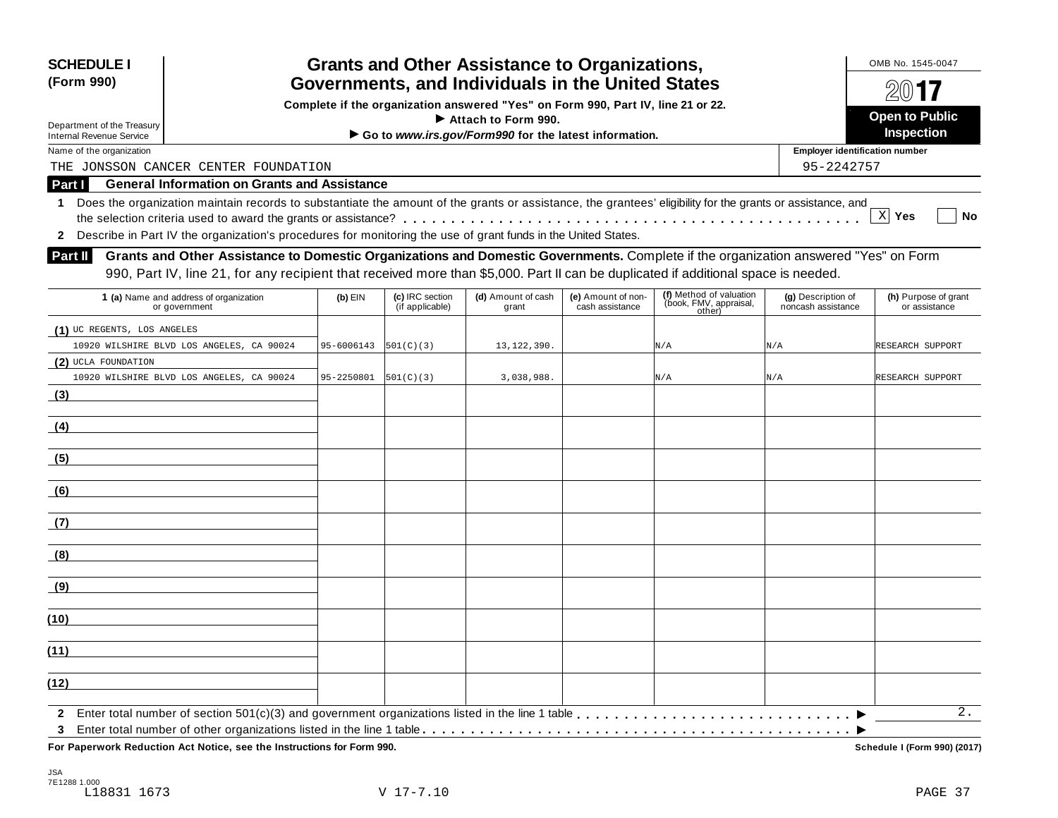**SCHEDULE I (Form 990)**

Department of the Treasury
Internal Revenue Service

# Grants and Other Assistance to Organizations, Governments, and Individuals in the United States

**Complete if the organization answered "Yes" on Form 990, Part IV, line 21 or 22.**
**▶ Attach to Form 990.**
**▶ Go to *www.irs.gov/Form990* for the latest information.**

OMB No. 1545-0047

**2017**

**Open to Public Inspection**

Name of the organization: THE JONSSON CANCER CENTER FOUNDATION

Employer identification number: 95-2242757

## Part I General Information on Grants and Assistance

**1** Does the organization maintain records to substantiate the amount of the grants or assistance, the grantees' eligibility for the grants or assistance, and the selection criteria used to award the grants or assistance? . . . . . [X] **Yes** [ ] **No**

**2** Describe in Part IV the organization's procedures for monitoring the use of grant funds in the United States.

## Part II Grants and Other Assistance to Domestic Organizations and Domestic Governments.

Complete if the organization answered "Yes" on Form 990, Part IV, line 21, for any recipient that received more than $5,000. Part II can be duplicated if additional space is needed.

| 1 (a) Name and address of organization or government | (b) EIN | (c) IRC section (if applicable) | (d) Amount of cash grant | (e) Amount of non-cash assistance | (f) Method of valuation (book, FMV, appraisal, other) | (g) Description of noncash assistance | (h) Purpose of grant or assistance |
|---|---|---|---|---|---|---|---|
| (1) UC REGENTS, LOS ANGELES 10920 WILSHIRE BLVD LOS ANGELES, CA 90024 | 95-6006143 | 501(C)(3) | 13,122,390. | | N/A | N/A | RESEARCH SUPPORT |
| (2) UCLA FOUNDATION 10920 WILSHIRE BLVD LOS ANGELES, CA 90024 | 95-2250801 | 501(C)(3) | 3,038,988. | | N/A | N/A | RESEARCH SUPPORT |
| (3) | | | | | | | |
| (4) | | | | | | | |
| (5) | | | | | | | |
| (6) | | | | | | | |
| (7) | | | | | | | |
| (8) | | | | | | | |
| (9) | | | | | | | |
| (10) | | | | | | | |
| (11) | | | | | | | |
| (12) | | | | | | | |

**2** Enter total number of section 501(c)(3) and government organizations listed in the line 1 table . . . . . ▶ 2.

**3** Enter total number of other organizations listed in the line 1 table . . . . . ▶

**For Paperwork Reduction Act Notice, see the Instructions for Form 990.** Schedule I (Form 990) (2017)

JSA
7E1288 1.000
L18831 1673 V 17-7.10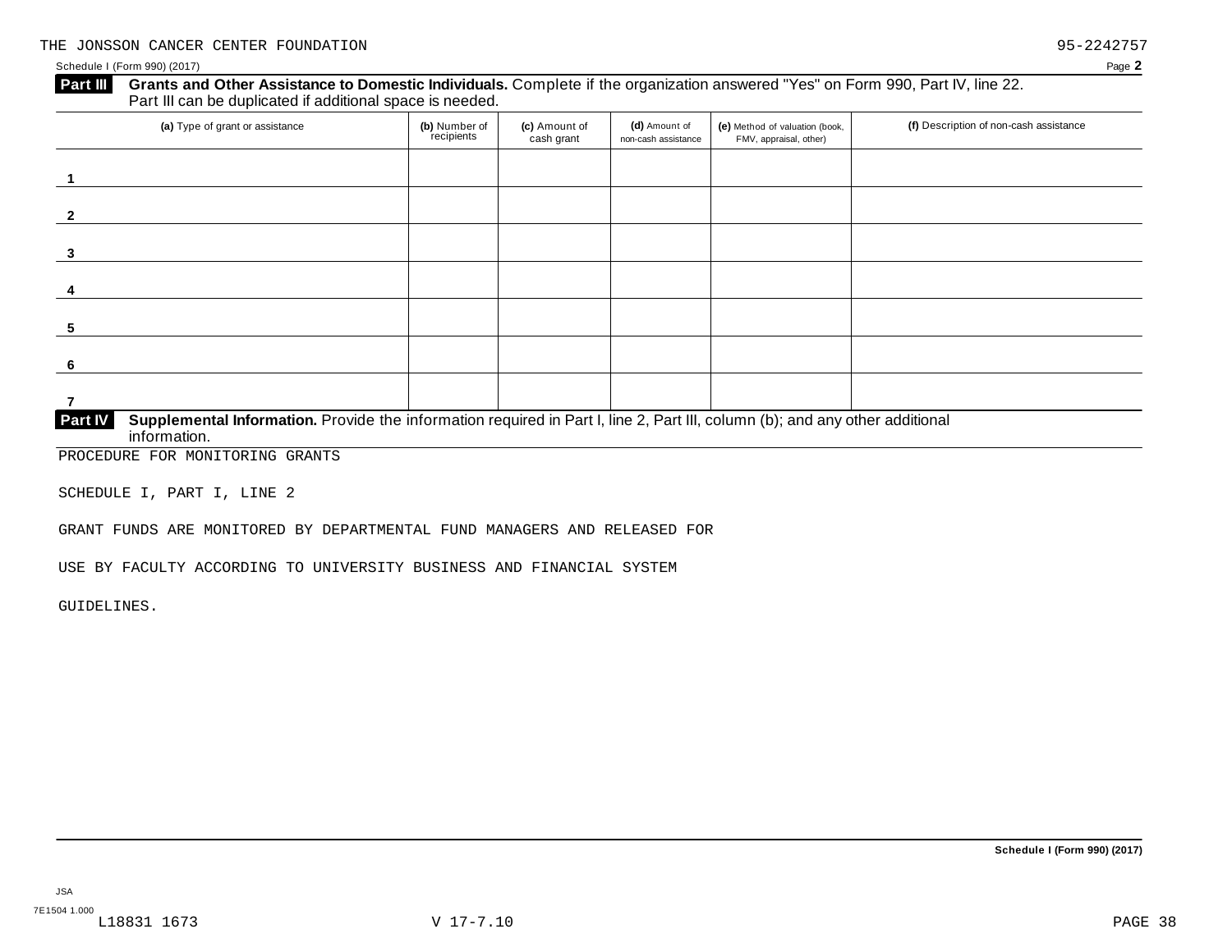THE JONSSON CANCER CENTER FOUNDATION 95-2242757

Schedule I (Form 990) (2017) Page **2**

**Part III** **Grants and Other Assistance to Domestic Individuals.** Complete if the organization answered "Yes" on Form 990, Part IV, line 22. Part III can be duplicated if additional space is needed.

| (a) Type of grant or assistance | (b) Number of recipients | (c) Amount of cash grant | (d) Amount of non-cash assistance | (e) Method of valuation (book, FMV, appraisal, other) | (f) Description of non-cash assistance |
|---|---|---|---|---|---|
| 1 | | | | | |
| 2 | | | | | |
| 3 | | | | | |
| 4 | | | | | |
| 5 | | | | | |
| 6 | | | | | |
| 7 | | | | | |

**Part IV** **Supplemental Information.** Provide the information required in Part I, line 2, Part III, column (b); and any other additional information.

PROCEDURE FOR MONITORING GRANTS

SCHEDULE I, PART I, LINE 2

GRANT FUNDS ARE MONITORED BY DEPARTMENTAL FUND MANAGERS AND RELEASED FOR

USE BY FACULTY ACCORDING TO UNIVERSITY BUSINESS AND FINANCIAL SYSTEM

GUIDELINES.

**Schedule I (Form 990) (2017)**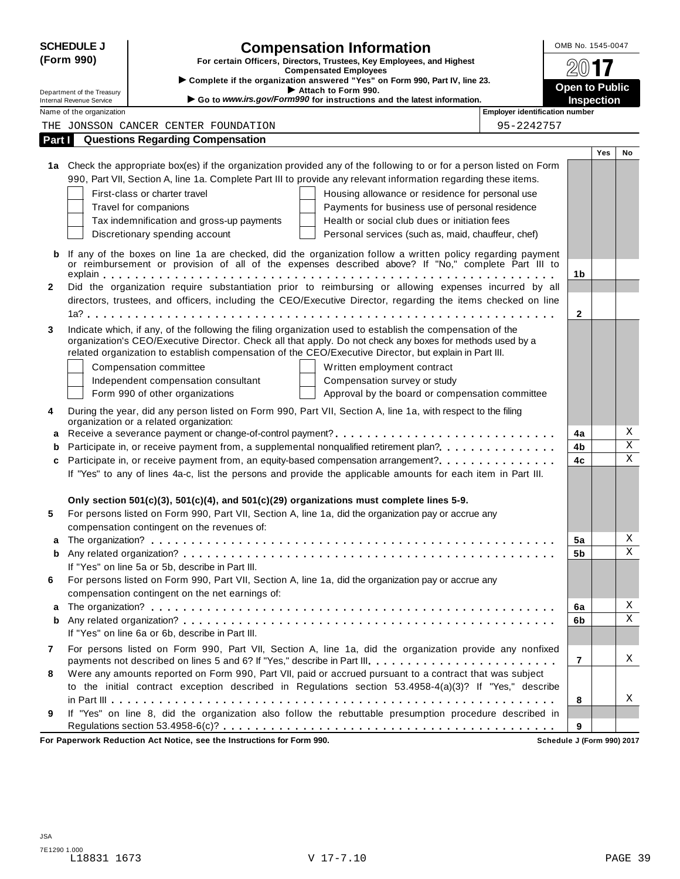**SCHEDULE J (Form 990)**

Department of the Treasury
Internal Revenue Service

# Compensation Information

**For certain Officers, Directors, Trustees, Key Employees, and Highest Compensated Employees**

▶ **Complete if the organization answered "Yes" on Form 990, Part IV, line 23.**
▶ **Attach to Form 990.**
▶ **Go to *www.irs.gov/Form990* for instructions and the latest information.**

OMB No. 1545-0047

**2017**

**Open to Public Inspection**

| Name of the organization | Employer identification number |
|---|---|
| THE JONSSON CANCER CENTER FOUNDATION | 95-2242757 |

## Part I Questions Regarding Compensation

| | | | Yes | No |
|---|---|---|---|---|
| **1a** | Check the appropriate box(es) if the organization provided any of the following to or for a person listed on Form 990, Part VII, Section A, line 1a. Complete Part III to provide any relevant information regarding these items.<br>☐ First-class or charter travel ☐ Housing allowance or residence for personal use<br>☐ Travel for companions ☐ Payments for business use of personal residence<br>☐ Tax indemnification and gross-up payments ☐ Health or social club dues or initiation fees<br>☐ Discretionary spending account ☐ Personal services (such as, maid, chauffeur, chef) | | | |
| **b** | If any of the boxes on line 1a are checked, did the organization follow a written policy regarding payment or reimbursement or provision of all of the expenses described above? If "No," complete Part III to explain | 1b | | |
| **2** | Did the organization require substantiation prior to reimbursing or allowing expenses incurred by all directors, trustees, and officers, including the CEO/Executive Director, regarding the items checked on line 1a? | 2 | | |
| **3** | Indicate which, if any, of the following the filing organization used to establish the compensation of the organization's CEO/Executive Director. Check all that apply. Do not check any boxes for methods used by a related organization to establish compensation of the CEO/Executive Director, but explain in Part III.<br>☐ Compensation committee ☐ Written employment contract<br>☐ Independent compensation consultant ☐ Compensation survey or study<br>☐ Form 990 of other organizations ☐ Approval by the board or compensation committee | | | |
| **4** | During the year, did any person listed on Form 990, Part VII, Section A, line 1a, with respect to the filing organization or a related organization: | | | |
| **a** | Receive a severance payment or change-of-control payment? | 4a | | X |
| **b** | Participate in, or receive payment from, a supplemental nonqualified retirement plan? | 4b | | X |
| **c** | Participate in, or receive payment from, an equity-based compensation arrangement? | 4c | | X |
| | If "Yes" to any of lines 4a-c, list the persons and provide the applicable amounts for each item in Part III. | | | |
| | **Only section 501(c)(3), 501(c)(4), and 501(c)(29) organizations must complete lines 5-9.** | | | |
| **5** | For persons listed on Form 990, Part VII, Section A, line 1a, did the organization pay or accrue any compensation contingent on the revenues of: | | | |
| **a** | The organization? | 5a | | X |
| **b** | Any related organization? | 5b | | X |
| | If "Yes" on line 5a or 5b, describe in Part III. | | | |
| **6** | For persons listed on Form 990, Part VII, Section A, line 1a, did the organization pay or accrue any compensation contingent on the net earnings of: | | | |
| **a** | The organization? | 6a | | X |
| **b** | Any related organization? | 6b | | X |
| | If "Yes" on line 6a or 6b, describe in Part III. | | | |
| **7** | For persons listed on Form 990, Part VII, Section A, line 1a, did the organization provide any nonfixed payments not described on lines 5 and 6? If "Yes," describe in Part III | 7 | | X |
| **8** | Were any amounts reported on Form 990, Part VII, paid or accrued pursuant to a contract that was subject to the initial contract exception described in Regulations section 53.4958-4(a)(3)? If "Yes," describe in Part III | 8 | | X |
| **9** | If "Yes" on line 8, did the organization also follow the rebuttable presumption procedure described in Regulations section 53.4958-6(c)? | 9 | | |

**For Paperwork Reduction Act Notice, see the Instructions for Form 990.** **Schedule J (Form 990) 2017**

JSA
7E1290 1.000
L18831 1673 V 17-7.10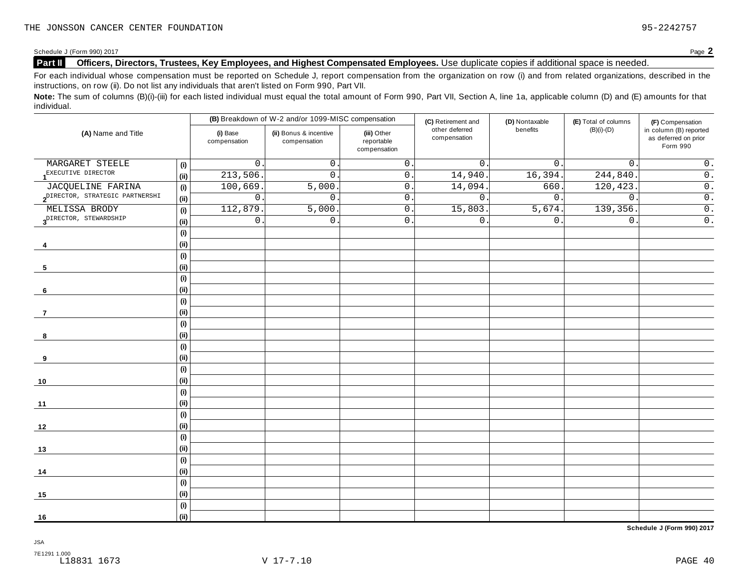THE JONSSON CANCER CENTER FOUNDATION 95-2242757

Schedule J (Form 990) 2017 Page **2**

**Part II** **Officers, Directors, Trustees, Key Employees, and Highest Compensated Employees.** Use duplicate copies if additional space is needed.

For each individual whose compensation must be reported on Schedule J, report compensation from the organization on row (i) and from related organizations, described in the instructions, on row (ii). Do not list any individuals that aren't listed on Form 990, Part VII.

**Note:** The sum of columns (B)(i)-(iii) for each listed individual must equal the total amount of Form 990, Part VII, Section A, line 1a, applicable column (D) and (E) amounts for that individual.

| (A) Name and Title | | (B) Breakdown of W-2 and/or 1099-MISC compensation | | | (C) Retirement and other deferred compensation | (D) Nontaxable benefits | (E) Total of columns (B)(i)-(D) | (F) Compensation in column (B) reported as deferred on prior Form 990 |
|---|---|---|---|---|---|---|---|---|
| | | (i) Base compensation | (ii) Bonus & incentive compensation | (iii) Other reportable compensation | | | | |
| 1 MARGARET STEELE | (i) | 0. | 0. | 0. | 0. | 0. | 0. | 0. |
| EXECUTIVE DIRECTOR | (ii) | 213,506. | 0. | 0. | 14,940. | 16,394. | 244,840. | 0. |
| 2 JACQUELINE FARINA | (i) | 100,669. | 5,000. | 0. | 14,094. | 660. | 120,423. | 0. |
| DIRECTOR, STRATEGIC PARTNERSHI | (ii) | 0. | 0. | 0. | 0. | 0. | 0. | 0. |
| 3 MELISSA BRODY | (i) | 112,879. | 5,000. | 0. | 15,803. | 5,674. | 139,356. | 0. |
| DIRECTOR, STEWARDSHIP | (ii) | 0. | 0. | 0. | 0. | 0. | 0. | 0. |
| 4 | (i) | | | | | | | |
| | (ii) | | | | | | | |
| 5 | (i) | | | | | | | |
| | (ii) | | | | | | | |
| 6 | (i) | | | | | | | |
| | (ii) | | | | | | | |
| 7 | (i) | | | | | | | |
| | (ii) | | | | | | | |
| 8 | (i) | | | | | | | |
| | (ii) | | | | | | | |
| 9 | (i) | | | | | | | |
| | (ii) | | | | | | | |
| 10 | (i) | | | | | | | |
| | (ii) | | | | | | | |
| 11 | (i) | | | | | | | |
| | (ii) | | | | | | | |
| 12 | (i) | | | | | | | |
| | (ii) | | | | | | | |
| 13 | (i) | | | | | | | |
| | (ii) | | | | | | | |
| 14 | (i) | | | | | | | |
| | (ii) | | | | | | | |
| 15 | (i) | | | | | | | |
| | (ii) | | | | | | | |
| 16 | (i) | | | | | | | |
| | (ii) | | | | | | | |

**Schedule J (Form 990) 2017**

JSA
7E1291 1.000
L18831 1673 V 17-7.10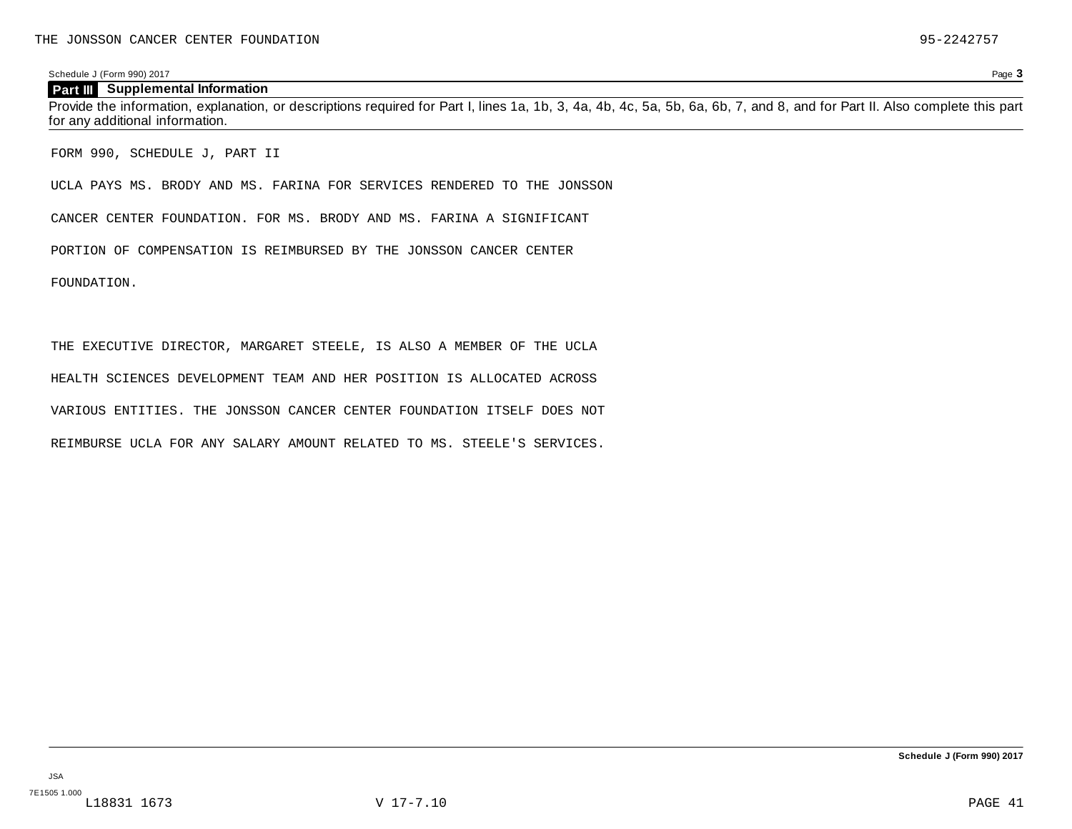## Part III Supplemental Information

Provide the information, explanation, or descriptions required for Part I, lines 1a, 1b, 3, 4a, 4b, 4c, 5a, 5b, 6a, 6b, 7, and 8, and for Part II. Also complete this part for any additional information.

FORM 990, SCHEDULE J, PART II

UCLA PAYS MS. BRODY AND MS. FARINA FOR SERVICES RENDERED TO THE JONSSON CANCER CENTER FOUNDATION. FOR MS. BRODY AND MS. FARINA A SIGNIFICANT PORTION OF COMPENSATION IS REIMBURSED BY THE JONSSON CANCER CENTER FOUNDATION.

THE EXECUTIVE DIRECTOR, MARGARET STEELE, IS ALSO A MEMBER OF THE UCLA HEALTH SCIENCES DEVELOPMENT TEAM AND HER POSITION IS ALLOCATED ACROSS VARIOUS ENTITIES. THE JONSSON CANCER CENTER FOUNDATION ITSELF DOES NOT REIMBURSE UCLA FOR ANY SALARY AMOUNT RELATED TO MS. STEELE'S SERVICES.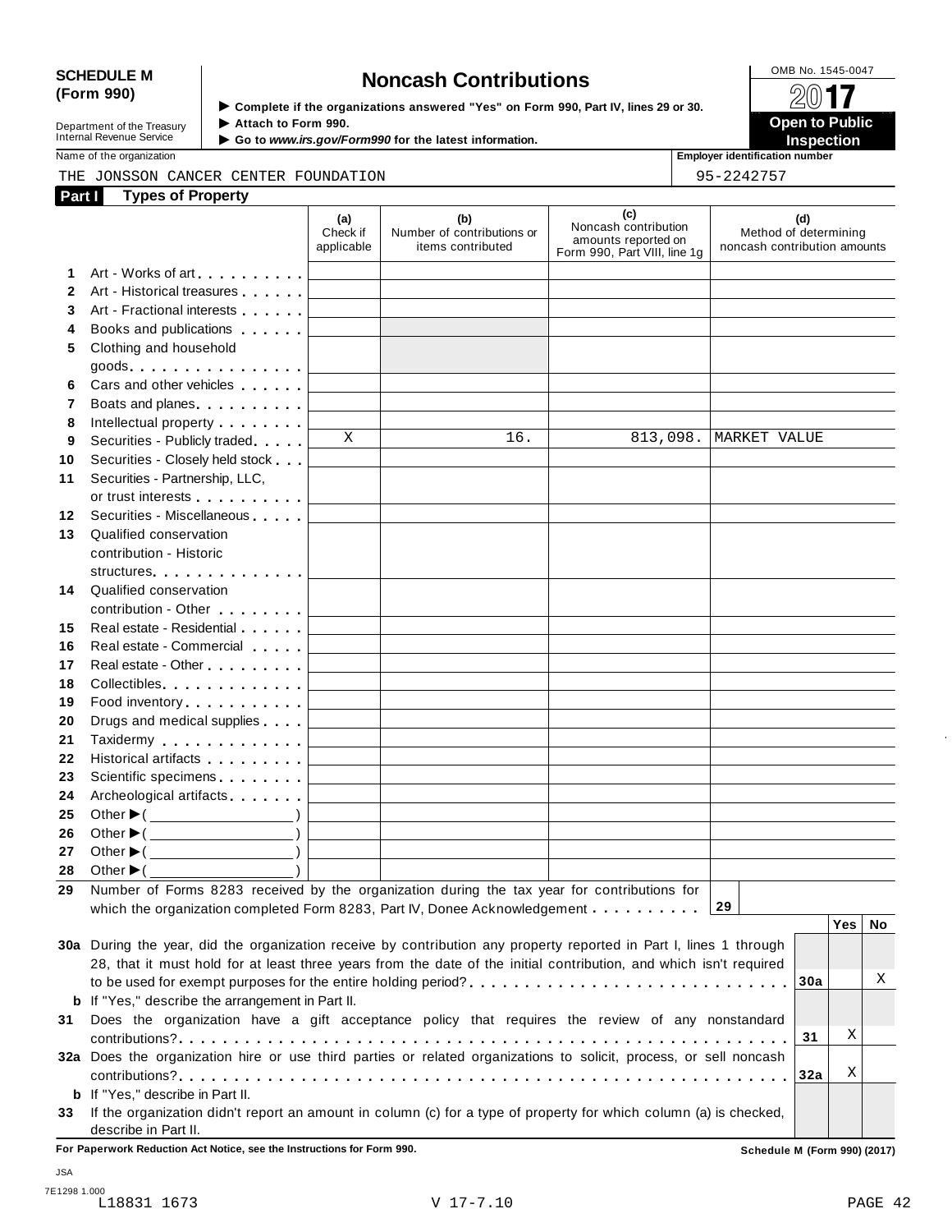**SCHEDULE M (Form 990)**

Department of the Treasury
Internal Revenue Service

# Noncash Contributions

▶ Complete if the organizations answered "Yes" on Form 990, Part IV, lines 29 or 30.
▶ Attach to Form 990.
▶ Go to *www.irs.gov/Form990* for the latest information.

OMB No. 1545-0047

**2017**

**Open to Public Inspection**

Name of the organization: THE JONSSON CANCER CENTER FOUNDATION

Employer identification number: 95-2242757

## Part I Types of Property

| | | (a) Check if applicable | (b) Number of contributions or items contributed | (c) Noncash contribution amounts reported on Form 990, Part VIII, line 1g | (d) Method of determining noncash contribution amounts |
|---|---|---|---|---|---|
| 1 | Art - Works of art | | | | |
| 2 | Art - Historical treasures | | | | |
| 3 | Art - Fractional interests | | | | |
| 4 | Books and publications | | | | |
| 5 | Clothing and household goods | | | | |
| 6 | Cars and other vehicles | | | | |
| 7 | Boats and planes | | | | |
| 8 | Intellectual property | | | | |
| 9 | Securities - Publicly traded | X | 16. | 813,098. | MARKET VALUE |
| 10 | Securities - Closely held stock | | | | |
| 11 | Securities - Partnership, LLC, or trust interests | | | | |
| 12 | Securities - Miscellaneous | | | | |
| 13 | Qualified conservation contribution - Historic structures | | | | |
| 14 | Qualified conservation contribution - Other | | | | |
| 15 | Real estate - Residential | | | | |
| 16 | Real estate - Commercial | | | | |
| 17 | Real estate - Other | | | | |
| 18 | Collectibles | | | | |
| 19 | Food inventory | | | | |
| 20 | Drugs and medical supplies | | | | |
| 21 | Taxidermy | | | | |
| 22 | Historical artifacts | | | | |
| 23 | Scientific specimens | | | | |
| 24 | Archeological artifacts | | | | |
| 25 | Other ▶( ) | | | | |
| 26 | Other ▶( ) | | | | |
| 27 | Other ▶( ) | | | | |
| 28 | Other ▶( ) | | | | |

29 Number of Forms 8283 received by the organization during the tax year for contributions for which the organization completed Form 8283, Part IV, Donee Acknowledgement . . . 29

| | | | Yes | No |
|---|---|---|---|---|
| 30a | During the year, did the organization receive by contribution any property reported in Part I, lines 1 through 28, that it must hold for at least three years from the date of the initial contribution, and which isn't required to be used for exempt purposes for the entire holding period? | 30a | | X |
| b | If "Yes," describe the arrangement in Part II. | | | |
| 31 | Does the organization have a gift acceptance policy that requires the review of any nonstandard contributions? | 31 | X | |
| 32a | Does the organization hire or use third parties or related organizations to solicit, process, or sell noncash contributions? | 32a | X | |
| b | If "Yes," describe in Part II. | | | |
| 33 | If the organization didn't report an amount in column (c) for a type of property for which column (a) is checked, describe in Part II. | | | |

**For Paperwork Reduction Act Notice, see the Instructions for Form 990.** Schedule M (Form 990) (2017)

JSA
7E1298 1.000
L18831 1673 V 17-7.10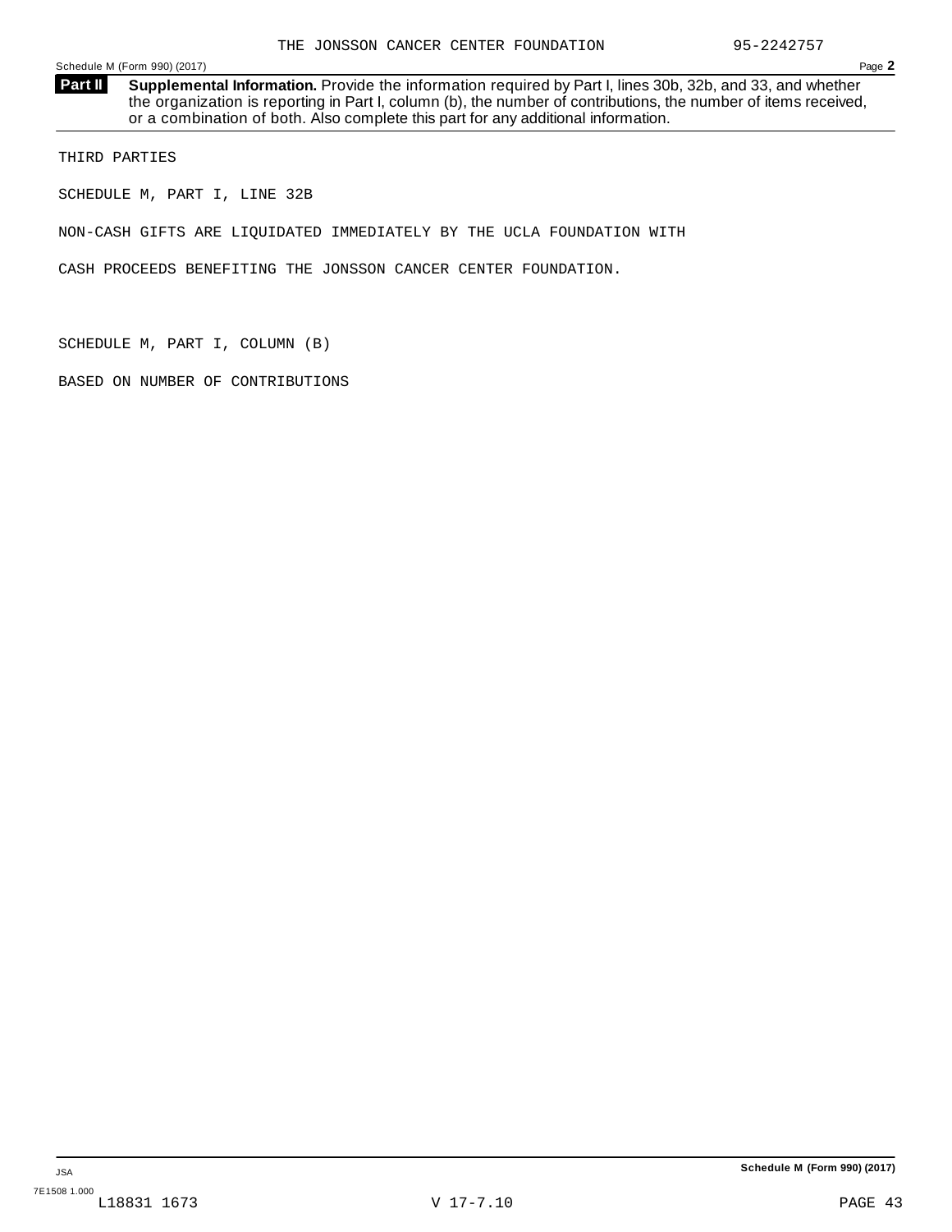**Part II** **Supplemental Information.** Provide the information required by Part I, lines 30b, 32b, and 33, and whether the organization is reporting in Part I, column (b), the number of contributions, the number of items received, or a combination of both. Also complete this part for any additional information.

THIRD PARTIES

SCHEDULE M, PART I, LINE 32B

NON-CASH GIFTS ARE LIQUIDATED IMMEDIATELY BY THE UCLA FOUNDATION WITH

CASH PROCEEDS BENEFITING THE JONSSON CANCER CENTER FOUNDATION.

SCHEDULE M, PART I, COLUMN (B)

BASED ON NUMBER OF CONTRIBUTIONS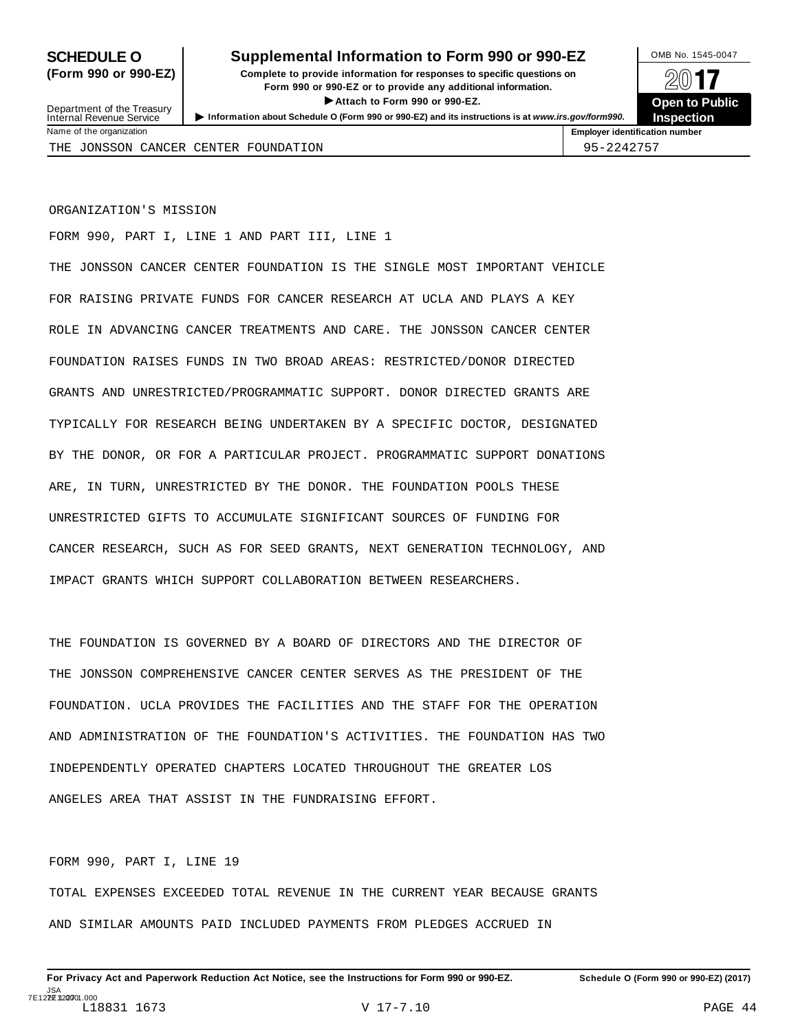**SCHEDULE O (Form 990 or 990-EZ)**

Department of the Treasury
Internal Revenue Service

# Supplemental Information to Form 990 or 990-EZ

**Complete to provide information for responses to specific questions on Form 990 or 990-EZ or to provide any additional information.**

**▶ Attach to Form 990 or 990-EZ.**

**▶ Information about Schedule O (Form 990 or 990-EZ) and its instructions is at *www.irs.gov/form990.***

OMB No. 1545-0047

**2017**

**Open to Public Inspection**

| Name of the organization | Employer identification number |
|---|---|
| THE JONSSON CANCER CENTER FOUNDATION | 95-2242757 |

ORGANIZATION'S MISSION

FORM 990, PART I, LINE 1 AND PART III, LINE 1

THE JONSSON CANCER CENTER FOUNDATION IS THE SINGLE MOST IMPORTANT VEHICLE FOR RAISING PRIVATE FUNDS FOR CANCER RESEARCH AT UCLA AND PLAYS A KEY ROLE IN ADVANCING CANCER TREATMENTS AND CARE. THE JONSSON CANCER CENTER FOUNDATION RAISES FUNDS IN TWO BROAD AREAS: RESTRICTED/DONOR DIRECTED GRANTS AND UNRESTRICTED/PROGRAMMATIC SUPPORT. DONOR DIRECTED GRANTS ARE TYPICALLY FOR RESEARCH BEING UNDERTAKEN BY A SPECIFIC DOCTOR, DESIGNATED BY THE DONOR, OR FOR A PARTICULAR PROJECT. PROGRAMMATIC SUPPORT DONATIONS ARE, IN TURN, UNRESTRICTED BY THE DONOR. THE FOUNDATION POOLS THESE UNRESTRICTED GIFTS TO ACCUMULATE SIGNIFICANT SOURCES OF FUNDING FOR CANCER RESEARCH, SUCH AS FOR SEED GRANTS, NEXT GENERATION TECHNOLOGY, AND IMPACT GRANTS WHICH SUPPORT COLLABORATION BETWEEN RESEARCHERS.

THE FOUNDATION IS GOVERNED BY A BOARD OF DIRECTORS AND THE DIRECTOR OF THE JONSSON COMPREHENSIVE CANCER CENTER SERVES AS THE PRESIDENT OF THE FOUNDATION. UCLA PROVIDES THE FACILITIES AND THE STAFF FOR THE OPERATION AND ADMINISTRATION OF THE FOUNDATION'S ACTIVITIES. THE FOUNDATION HAS TWO INDEPENDENTLY OPERATED CHAPTERS LOCATED THROUGHOUT THE GREATER LOS ANGELES AREA THAT ASSIST IN THE FUNDRAISING EFFORT.

FORM 990, PART I, LINE 19

TOTAL EXPENSES EXCEEDED TOTAL REVENUE IN THE CURRENT YEAR BECAUSE GRANTS AND SIMILAR AMOUNTS PAID INCLUDED PAYMENTS FROM PLEDGES ACCRUED IN

**For Privacy Act and Paperwork Reduction Act Notice, see the Instructions for Form 990 or 990-EZ.** **Schedule O (Form 990 or 990-EZ) (2017)**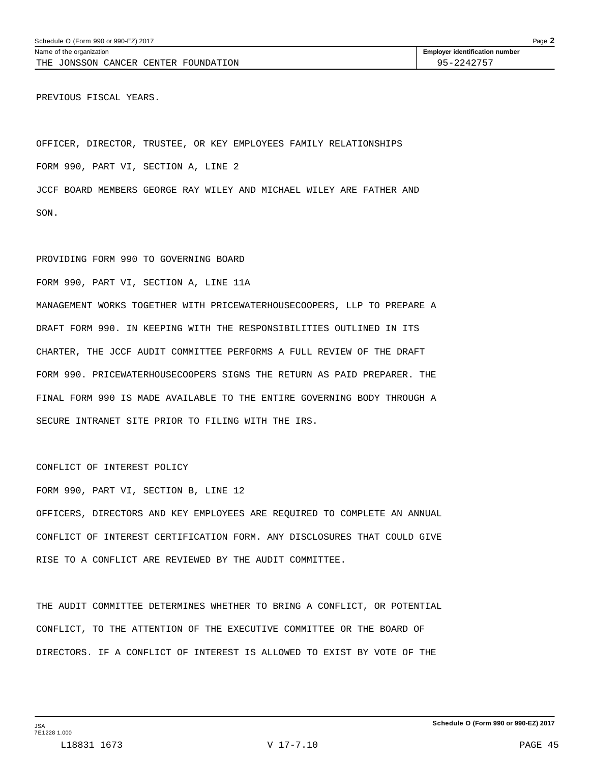PREVIOUS FISCAL YEARS.

OFFICER, DIRECTOR, TRUSTEE, OR KEY EMPLOYEES FAMILY RELATIONSHIPS

FORM 990, PART VI, SECTION A, LINE 2

JCCF BOARD MEMBERS GEORGE RAY WILEY AND MICHAEL WILEY ARE FATHER AND SON.

PROVIDING FORM 990 TO GOVERNING BOARD

FORM 990, PART VI, SECTION A, LINE 11A

MANAGEMENT WORKS TOGETHER WITH PRICEWATERHOUSECOOPERS, LLP TO PREPARE A DRAFT FORM 990. IN KEEPING WITH THE RESPONSIBILITIES OUTLINED IN ITS CHARTER, THE JCCF AUDIT COMMITTEE PERFORMS A FULL REVIEW OF THE DRAFT FORM 990. PRICEWATERHOUSECOOPERS SIGNS THE RETURN AS PAID PREPARER. THE FINAL FORM 990 IS MADE AVAILABLE TO THE ENTIRE GOVERNING BODY THROUGH A SECURE INTRANET SITE PRIOR TO FILING WITH THE IRS.

CONFLICT OF INTEREST POLICY

FORM 990, PART VI, SECTION B, LINE 12

OFFICERS, DIRECTORS AND KEY EMPLOYEES ARE REQUIRED TO COMPLETE AN ANNUAL CONFLICT OF INTEREST CERTIFICATION FORM. ANY DISCLOSURES THAT COULD GIVE RISE TO A CONFLICT ARE REVIEWED BY THE AUDIT COMMITTEE.

THE AUDIT COMMITTEE DETERMINES WHETHER TO BRING A CONFLICT, OR POTENTIAL CONFLICT, TO THE ATTENTION OF THE EXECUTIVE COMMITTEE OR THE BOARD OF DIRECTORS. IF A CONFLICT OF INTEREST IS ALLOWED TO EXIST BY VOTE OF THE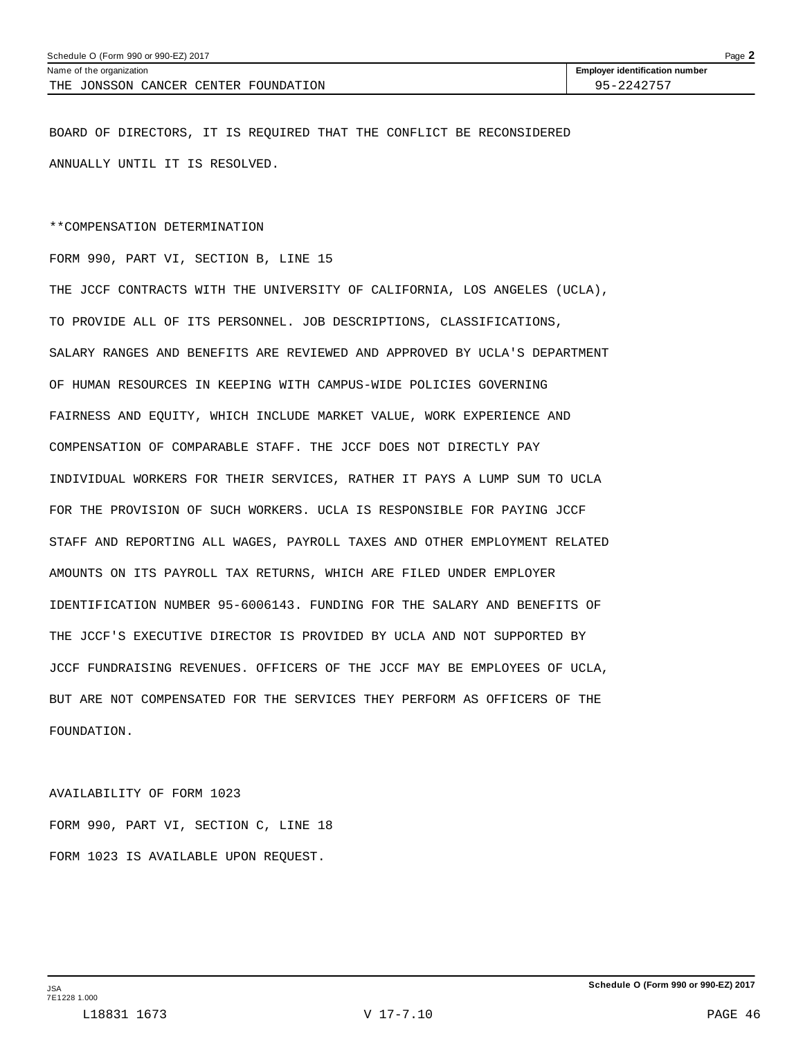BOARD OF DIRECTORS, IT IS REQUIRED THAT THE CONFLICT BE RECONSIDERED ANNUALLY UNTIL IT IS RESOLVED.

**COMPENSATION DETERMINATION

FORM 990, PART VI, SECTION B, LINE 15

THE JCCF CONTRACTS WITH THE UNIVERSITY OF CALIFORNIA, LOS ANGELES (UCLA), TO PROVIDE ALL OF ITS PERSONNEL. JOB DESCRIPTIONS, CLASSIFICATIONS, SALARY RANGES AND BENEFITS ARE REVIEWED AND APPROVED BY UCLA'S DEPARTMENT OF HUMAN RESOURCES IN KEEPING WITH CAMPUS-WIDE POLICIES GOVERNING FAIRNESS AND EQUITY, WHICH INCLUDE MARKET VALUE, WORK EXPERIENCE AND COMPENSATION OF COMPARABLE STAFF. THE JCCF DOES NOT DIRECTLY PAY INDIVIDUAL WORKERS FOR THEIR SERVICES, RATHER IT PAYS A LUMP SUM TO UCLA FOR THE PROVISION OF SUCH WORKERS. UCLA IS RESPONSIBLE FOR PAYING JCCF STAFF AND REPORTING ALL WAGES, PAYROLL TAXES AND OTHER EMPLOYMENT RELATED AMOUNTS ON ITS PAYROLL TAX RETURNS, WHICH ARE FILED UNDER EMPLOYER IDENTIFICATION NUMBER 95-6006143. FUNDING FOR THE SALARY AND BENEFITS OF THE JCCF'S EXECUTIVE DIRECTOR IS PROVIDED BY UCLA AND NOT SUPPORTED BY JCCF FUNDRAISING REVENUES. OFFICERS OF THE JCCF MAY BE EMPLOYEES OF UCLA, BUT ARE NOT COMPENSATED FOR THE SERVICES THEY PERFORM AS OFFICERS OF THE FOUNDATION.

AVAILABILITY OF FORM 1023

FORM 990, PART VI, SECTION C, LINE 18

FORM 1023 IS AVAILABLE UPON REQUEST.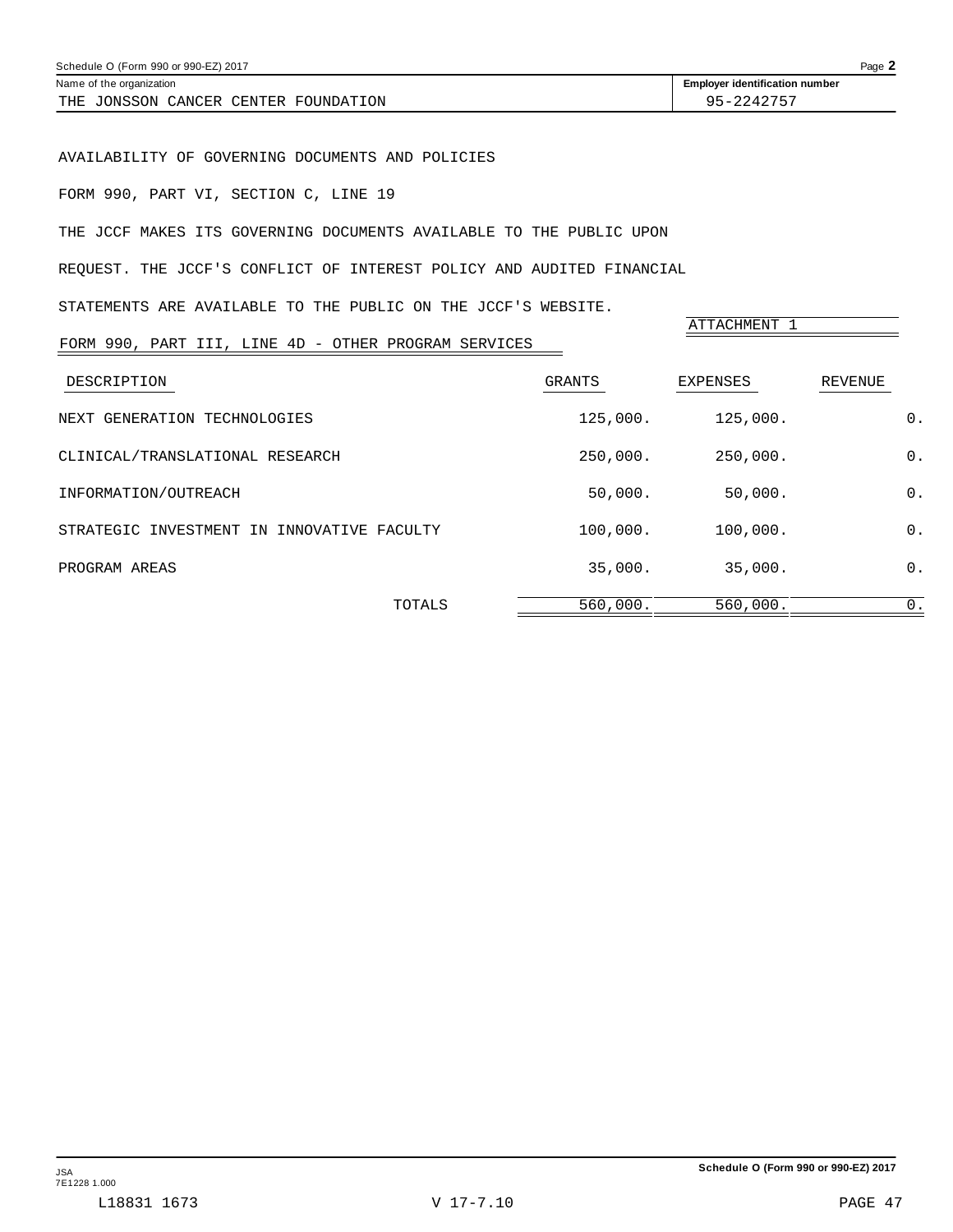Name of the organization: THE JONSSON CANCER CENTER FOUNDATION

Employer identification number: 95-2242757

AVAILABILITY OF GOVERNING DOCUMENTS AND POLICIES

FORM 990, PART VI, SECTION C, LINE 19

THE JCCF MAKES ITS GOVERNING DOCUMENTS AVAILABLE TO THE PUBLIC UPON REQUEST. THE JCCF'S CONFLICT OF INTEREST POLICY AND AUDITED FINANCIAL STATEMENTS ARE AVAILABLE TO THE PUBLIC ON THE JCCF'S WEBSITE.

ATTACHMENT 1

FORM 990, PART III, LINE 4D - OTHER PROGRAM SERVICES

| DESCRIPTION | GRANTS | EXPENSES | REVENUE |
|---|---|---|---|
| NEXT GENERATION TECHNOLOGIES | 125,000. | 125,000. | 0. |
| CLINICAL/TRANSLATIONAL RESEARCH | 250,000. | 250,000. | 0. |
| INFORMATION/OUTREACH | 50,000. | 50,000. | 0. |
| STRATEGIC INVESTMENT IN INNOVATIVE FACULTY | 100,000. | 100,000. | 0. |
| PROGRAM AREAS | 35,000. | 35,000. | 0. |
| TOTALS | 560,000. | 560,000. | 0. |